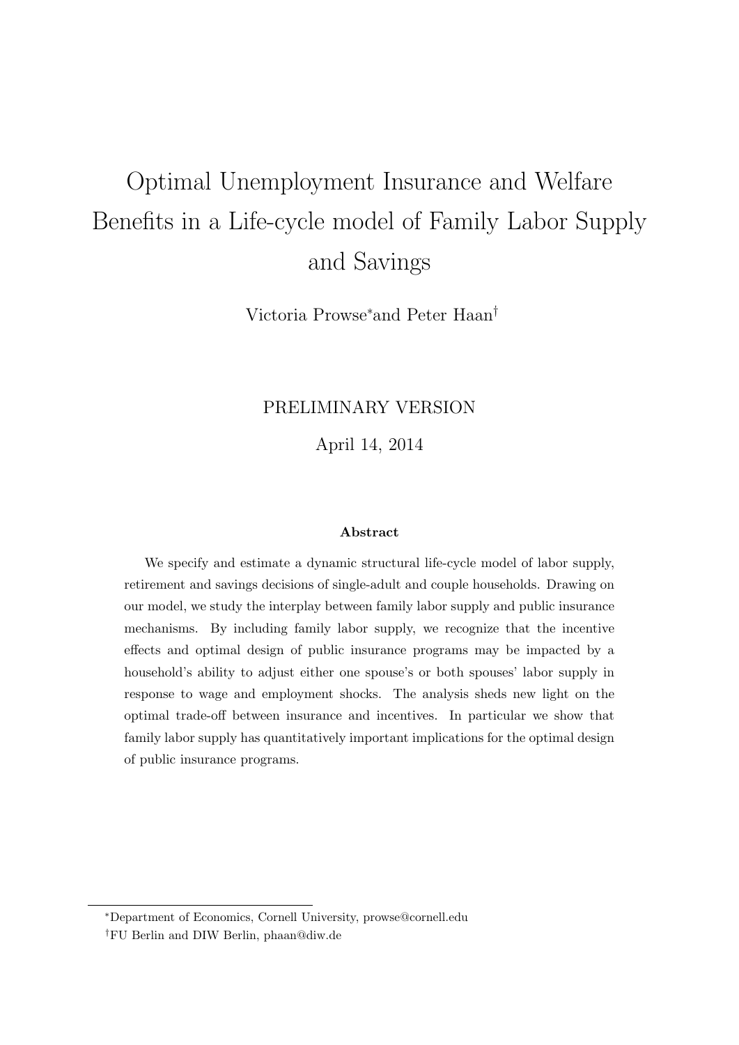# Optimal Unemployment Insurance and Welfare Benefits in a Life-cycle model of Family Labor Supply and Savings

Victoria Prowse* and Peter Haan†

PRELIMINARY VERSION

April 14, 2014

### Abstract

We specify and estimate a dynamic structural life-cycle model of labor supply, retirement and savings decisions of single-adult and couple households. Drawing on our model, we study the interplay between family labor supply and public insurance mechanisms. By including family labor supply, we recognize that the incentive effects and optimal design of public insurance programs may be impacted by a household's ability to adjust either one spouse's or both spouses' labor supply in response to wage and employment shocks. The analysis sheds new light on the optimal trade-off between insurance and incentives. In particular we show that family labor supply has quantitatively important implications for the optimal design of public insurance programs.

---

*Department of Economics, Cornell University, prowse@cornell.edu

†FU Berlin and DIW Berlin, phaan@diw.de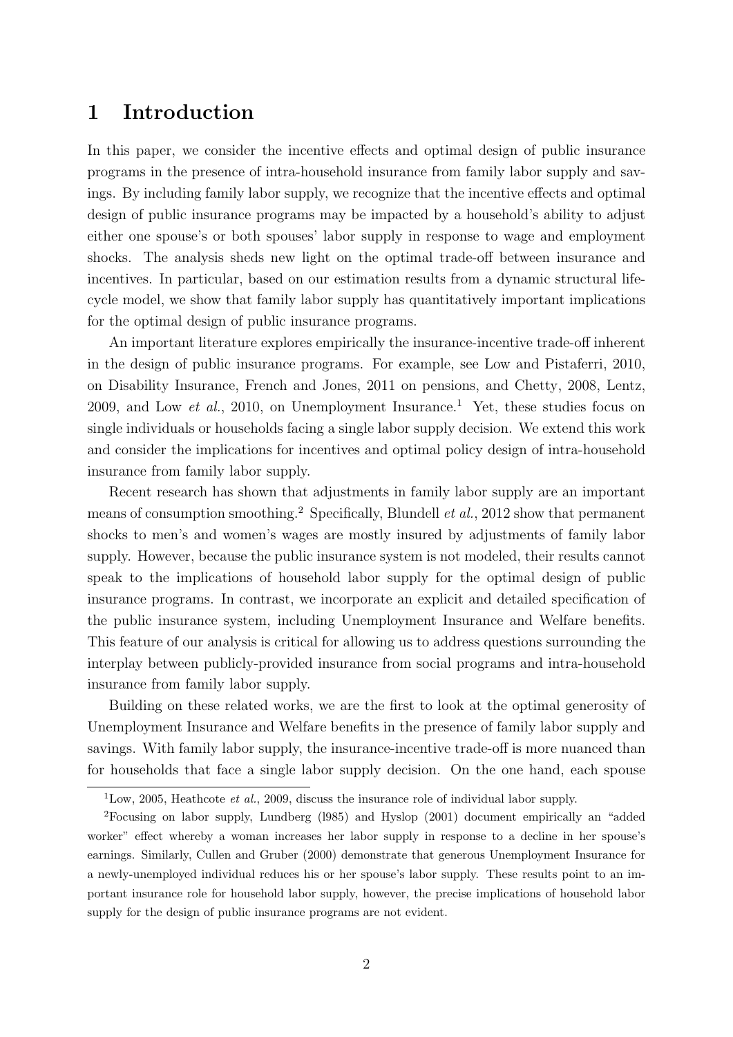# 1 Introduction

In this paper, we consider the incentive effects and optimal design of public insurance programs in the presence of intra-household insurance from family labor supply and savings. By including family labor supply, we recognize that the incentive effects and optimal design of public insurance programs may be impacted by a household's ability to adjust either one spouse's or both spouses' labor supply in response to wage and employment shocks. The analysis sheds new light on the optimal trade-off between insurance and incentives. In particular, based on our estimation results from a dynamic structural life-cycle model, we show that family labor supply has quantitatively important implications for the optimal design of public insurance programs.

An important literature explores empirically the insurance-incentive trade-off inherent in the design of public insurance programs. For example, see Low and Pistaferri, 2010, on Disability Insurance, French and Jones, 2011 on pensions, and Chetty, 2008, Lentz, 2009, and Low *et al.*, 2010, on Unemployment Insurance.[1] Yet, these studies focus on single individuals or households facing a single labor supply decision. We extend this work and consider the implications for incentives and optimal policy design of intra-household insurance from family labor supply.

Recent research has shown that adjustments in family labor supply are an important means of consumption smoothing.[2] Specifically, Blundell *et al.*, 2012 show that permanent shocks to men's and women's wages are mostly insured by adjustments of family labor supply. However, because the public insurance system is not modeled, their results cannot speak to the implications of household labor supply for the optimal design of public insurance programs. In contrast, we incorporate an explicit and detailed specification of the public insurance system, including Unemployment Insurance and Welfare benefits. This feature of our analysis is critical for allowing us to address questions surrounding the interplay between publicly-provided insurance from social programs and intra-household insurance from family labor supply.

Building on these related works, we are the first to look at the optimal generosity of Unemployment Insurance and Welfare benefits in the presence of family labor supply and savings. With family labor supply, the insurance-incentive trade-off is more nuanced than for households that face a single labor supply decision. On the one hand, each spouse

---

[1] Low, 2005, Heathcote *et al.*, 2009, discuss the insurance role of individual labor supply.

[2] Focusing on labor supply, Lundberg (l985) and Hyslop (2001) document empirically an "added worker" effect whereby a woman increases her labor supply in response to a decline in her spouse's earnings. Similarly, Cullen and Gruber (2000) demonstrate that generous Unemployment Insurance for a newly-unemployed individual reduces his or her spouse's labor supply. These results point to an important insurance role for household labor supply, however, the precise implications of household labor supply for the design of public insurance programs are not evident.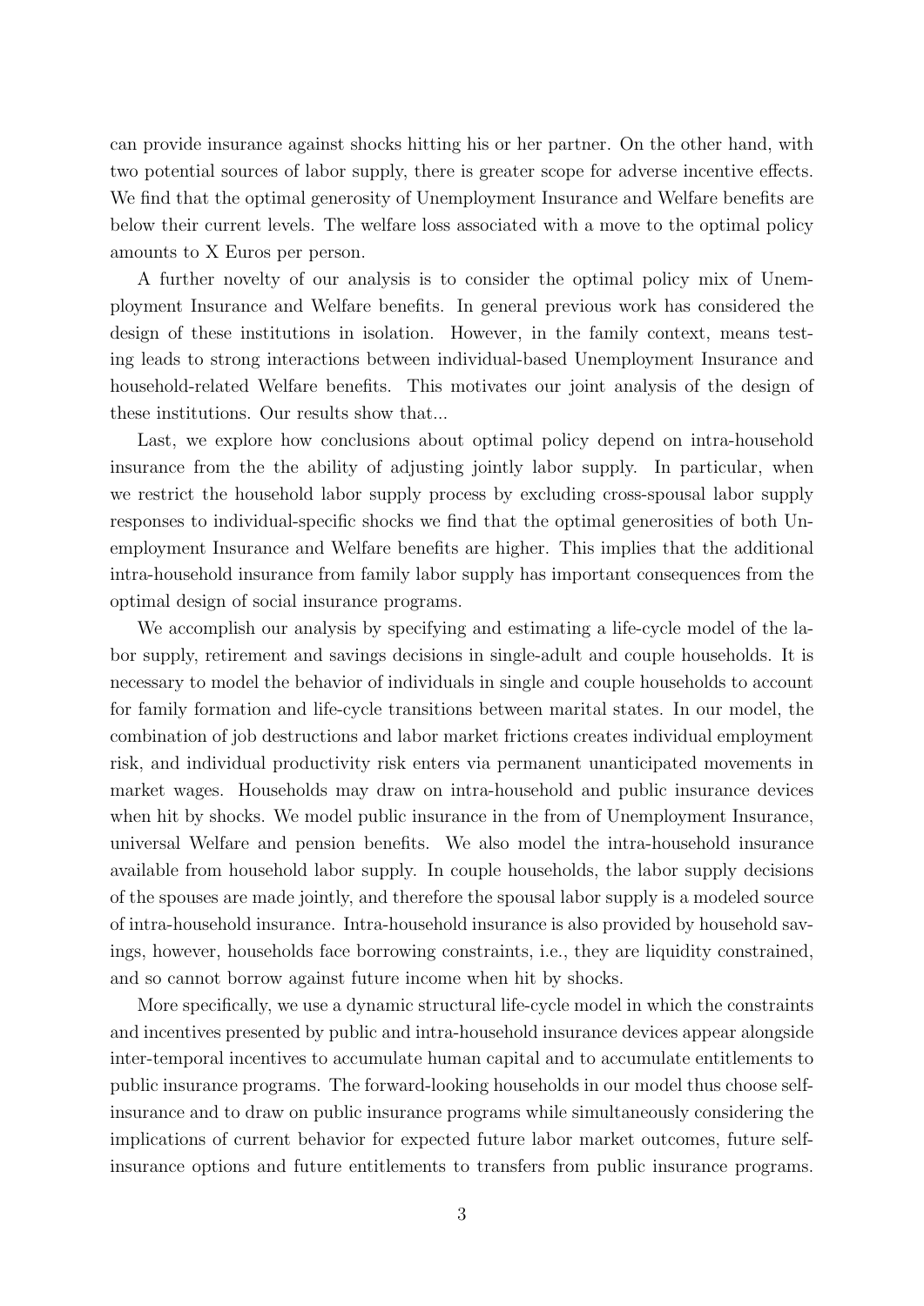can provide insurance against shocks hitting his or her partner. On the other hand, with two potential sources of labor supply, there is greater scope for adverse incentive effects. We find that the optimal generosity of Unemployment Insurance and Welfare benefits are below their current levels. The welfare loss associated with a move to the optimal policy amounts to X Euros per person.

A further novelty of our analysis is to consider the optimal policy mix of Unemployment Insurance and Welfare benefits. In general previous work has considered the design of these institutions in isolation. However, in the family context, means testing leads to strong interactions between individual-based Unemployment Insurance and household-related Welfare benefits. This motivates our joint analysis of the design of these institutions. Our results show that...

Last, we explore how conclusions about optimal policy depend on intra-household insurance from the the ability of adjusting jointly labor supply. In particular, when we restrict the household labor supply process by excluding cross-spousal labor supply responses to individual-specific shocks we find that the optimal generosities of both Unemployment Insurance and Welfare benefits are higher. This implies that the additional intra-household insurance from family labor supply has important consequences from the optimal design of social insurance programs.

We accomplish our analysis by specifying and estimating a life-cycle model of the labor supply, retirement and savings decisions in single-adult and couple households. It is necessary to model the behavior of individuals in single and couple households to account for family formation and life-cycle transitions between marital states. In our model, the combination of job destructions and labor market frictions creates individual employment risk, and individual productivity risk enters via permanent unanticipated movements in market wages. Households may draw on intra-household and public insurance devices when hit by shocks. We model public insurance in the from of Unemployment Insurance, universal Welfare and pension benefits. We also model the intra-household insurance available from household labor supply. In couple households, the labor supply decisions of the spouses are made jointly, and therefore the spousal labor supply is a modeled source of intra-household insurance. Intra-household insurance is also provided by household savings, however, households face borrowing constraints, i.e., they are liquidity constrained, and so cannot borrow against future income when hit by shocks.

More specifically, we use a dynamic structural life-cycle model in which the constraints and incentives presented by public and intra-household insurance devices appear alongside inter-temporal incentives to accumulate human capital and to accumulate entitlements to public insurance programs. The forward-looking households in our model thus choose self-insurance and to draw on public insurance programs while simultaneously considering the implications of current behavior for expected future labor market outcomes, future self-insurance options and future entitlements to transfers from public insurance programs.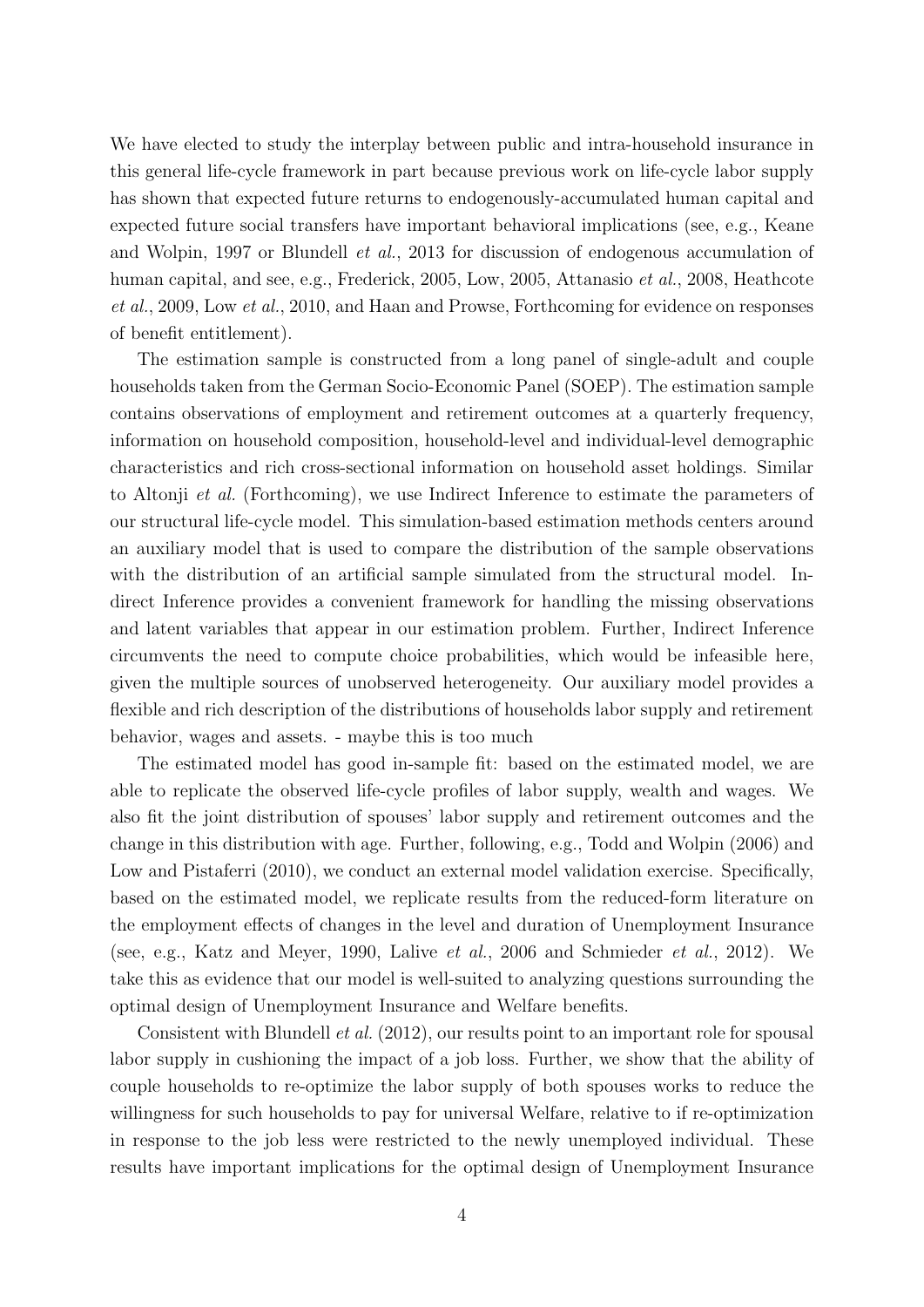We have elected to study the interplay between public and intra-household insurance in this general life-cycle framework in part because previous work on life-cycle labor supply has shown that expected future returns to endogenously-accumulated human capital and expected future social transfers have important behavioral implications (see, e.g., Keane and Wolpin, 1997 or Blundell *et al.*, 2013 for discussion of endogenous accumulation of human capital, and see, e.g., Frederick, 2005, Low, 2005, Attanasio *et al.*, 2008, Heathcote *et al.*, 2009, Low *et al.*, 2010, and Haan and Prowse, Forthcoming for evidence on responses of benefit entitlement).

The estimation sample is constructed from a long panel of single-adult and couple households taken from the German Socio-Economic Panel (SOEP). The estimation sample contains observations of employment and retirement outcomes at a quarterly frequency, information on household composition, household-level and individual-level demographic characteristics and rich cross-sectional information on household asset holdings. Similar to Altonji *et al.* (Forthcoming), we use Indirect Inference to estimate the parameters of our structural life-cycle model. This simulation-based estimation methods centers around an auxiliary model that is used to compare the distribution of the sample observations with the distribution of an artificial sample simulated from the structural model. Indirect Inference provides a convenient framework for handling the missing observations and latent variables that appear in our estimation problem. Further, Indirect Inference circumvents the need to compute choice probabilities, which would be infeasible here, given the multiple sources of unobserved heterogeneity. Our auxiliary model provides a flexible and rich description of the distributions of households labor supply and retirement behavior, wages and assets. - maybe this is too much

The estimated model has good in-sample fit: based on the estimated model, we are able to replicate the observed life-cycle profiles of labor supply, wealth and wages. We also fit the joint distribution of spouses' labor supply and retirement outcomes and the change in this distribution with age. Further, following, e.g., Todd and Wolpin (2006) and Low and Pistaferri (2010), we conduct an external model validation exercise. Specifically, based on the estimated model, we replicate results from the reduced-form literature on the employment effects of changes in the level and duration of Unemployment Insurance (see, e.g., Katz and Meyer, 1990, Lalive *et al.*, 2006 and Schmieder *et al.*, 2012). We take this as evidence that our model is well-suited to analyzing questions surrounding the optimal design of Unemployment Insurance and Welfare benefits.

Consistent with Blundell *et al.* (2012), our results point to an important role for spousal labor supply in cushioning the impact of a job loss. Further, we show that the ability of couple households to re-optimize the labor supply of both spouses works to reduce the willingness for such households to pay for universal Welfare, relative to if re-optimization in response to the job less were restricted to the newly unemployed individual. These results have important implications for the optimal design of Unemployment Insurance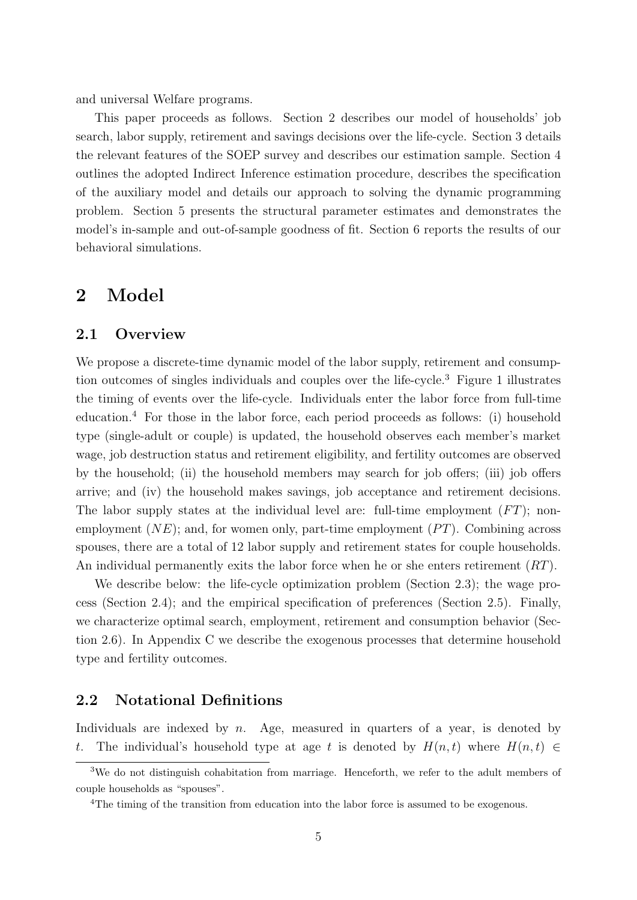and universal Welfare programs.

This paper proceeds as follows. Section 2 describes our model of households' job search, labor supply, retirement and savings decisions over the life-cycle. Section 3 details the relevant features of the SOEP survey and describes our estimation sample. Section 4 outlines the adopted Indirect Inference estimation procedure, describes the specification of the auxiliary model and details our approach to solving the dynamic programming problem. Section 5 presents the structural parameter estimates and demonstrates the model's in-sample and out-of-sample goodness of fit. Section 6 reports the results of our behavioral simulations.

# 2 Model

## 2.1 Overview

We propose a discrete-time dynamic model of the labor supply, retirement and consumption outcomes of singles individuals and couples over the life-cycle.[3] Figure 1 illustrates the timing of events over the life-cycle. Individuals enter the labor force from full-time education.[4] For those in the labor force, each period proceeds as follows: (i) household type (single-adult or couple) is updated, the household observes each member's market wage, job destruction status and retirement eligibility, and fertility outcomes are observed by the household; (ii) the household members may search for job offers; (iii) job offers arrive; and (iv) the household makes savings, job acceptance and retirement decisions. The labor supply states at the individual level are: full-time employment ($FT$); non-employment ($NE$); and, for women only, part-time employment ($PT$). Combining across spouses, there are a total of 12 labor supply and retirement states for couple households. An individual permanently exits the labor force when he or she enters retirement ($RT$).

We describe below: the life-cycle optimization problem (Section 2.3); the wage process (Section 2.4); and the empirical specification of preferences (Section 2.5). Finally, we characterize optimal search, employment, retirement and consumption behavior (Section 2.6). In Appendix C we describe the exogenous processes that determine household type and fertility outcomes.

## 2.2 Notational Definitions

Individuals are indexed by $n$. Age, measured in quarters of a year, is denoted by $t$. The individual's household type at age $t$ is denoted by $H(n,t)$ where $H(n,t) \in$

[3]We do not distinguish cohabitation from marriage. Henceforth, we refer to the adult members of couple households as "spouses".

[4]The timing of the transition from education into the labor force is assumed to be exogenous.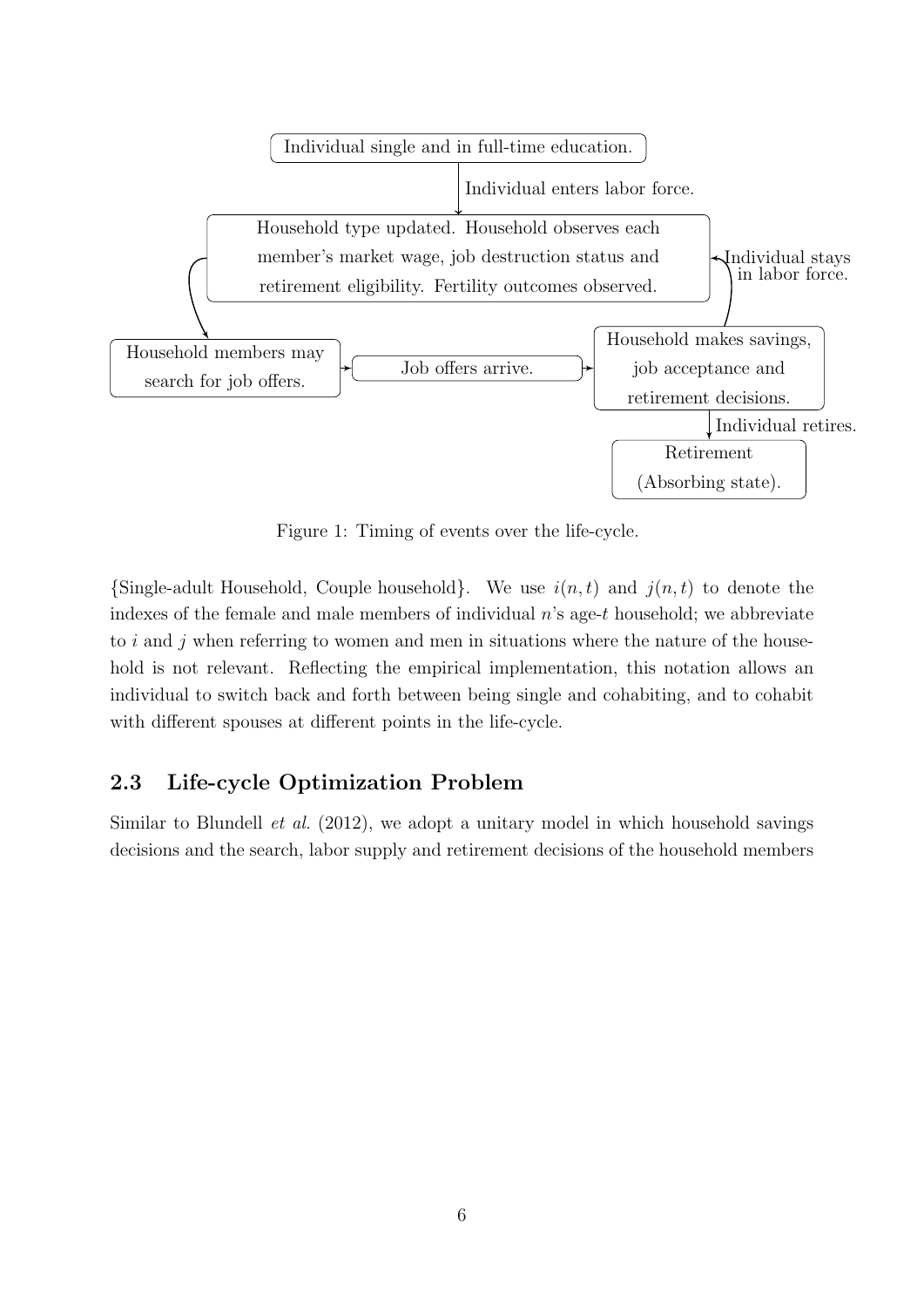Individual single and in full-time education.

Individual enters labor force.

Household type updated. Household observes each member's market wage, job destruction status and retirement eligibility. Fertility outcomes observed.

Individual stays in labor force.

Household members may search for job offers.

Job offers arrive.

Household makes savings, job acceptance and retirement decisions.

Individual retires.

Retirement (Absorbing state).

Figure 1: Timing of events over the life-cycle.

{Single-adult Household, Couple household}. We use $i(n, t)$ and $j(n, t)$ to denote the indexes of the female and male members of individual $n$'s age-$t$ household; we abbreviate to $i$ and $j$ when referring to women and men in situations where the nature of the household is not relevant. Reflecting the empirical implementation, this notation allows an individual to switch back and forth between being single and cohabiting, and to cohabit with different spouses at different points in the life-cycle.

## 2.3 Life-cycle Optimization Problem

Similar to Blundell *et al.* (2012), we adopt a unitary model in which household savings decisions and the search, labor supply and retirement decisions of the household members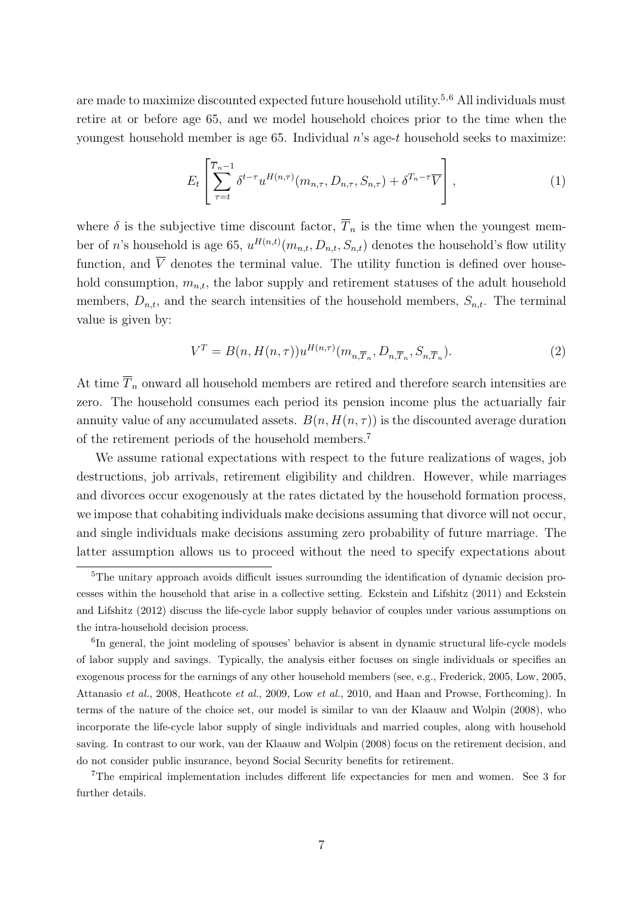are made to maximize discounted expected future household utility.[5,6] All individuals must retire at or before age 65, and we model household choices prior to the time when the youngest household member is age 65. Individual $n$'s age-$t$ household seeks to maximize:

$$E_t \left[ \sum_{\tau=t}^{\overline{T}_n - 1} \delta^{t-\tau} u^{H(n,\tau)}(m_{n,\tau}, D_{n,\tau}, S_{n,\tau}) + \delta^{\overline{T}_n - \tau} \overline{V} \right], \tag{1}$$

where $\delta$ is the subjective time discount factor, $\overline{T}_n$ is the time when the youngest member of $n$'s household is age 65, $u^{H(n,t)}(m_{n,t}, D_{n,t}, S_{n,t})$ denotes the household's flow utility function, and $\overline{V}$ denotes the terminal value. The utility function is defined over household consumption, $m_{n,t}$, the labor supply and retirement statuses of the adult household members, $D_{n,t}$, and the search intensities of the household members, $S_{n,t}$. The terminal value is given by:

$$V^T = B(n, H(n,\tau)) u^{H(n,\tau)}(m_{n,\overline{T}_n}, D_{n,\overline{T}_n}, S_{n,\overline{T}_n}). \tag{2}$$

At time $\overline{T}_n$ onward all household members are retired and therefore search intensities are zero. The household consumes each period its pension income plus the actuarially fair annuity value of any accumulated assets. $B(n, H(n,\tau))$ is the discounted average duration of the retirement periods of the household members.[7]

We assume rational expectations with respect to the future realizations of wages, job destructions, job arrivals, retirement eligibility and children. However, while marriages and divorces occur exogenously at the rates dictated by the household formation process, we impose that cohabiting individuals make decisions assuming that divorce will not occur, and single individuals make decisions assuming zero probability of future marriage. The latter assumption allows us to proceed without the need to specify expectations about

---

[5]The unitary approach avoids difficult issues surrounding the identification of dynamic decision processes within the household that arise in a collective setting. Eckstein and Lifshitz (2011) and Eckstein and Lifshitz (2012) discuss the life-cycle labor supply behavior of couples under various assumptions on the intra-household decision process.

[6]In general, the joint modeling of spouses' behavior is absent in dynamic structural life-cycle models of labor supply and savings. Typically, the analysis either focuses on single individuals or specifies an exogenous process for the earnings of any other household members (see, e.g., Frederick, 2005, Low, 2005, Attanasio *et al.*, 2008, Heathcote *et al.*, 2009, Low *et al.*, 2010, and Haan and Prowse, Forthcoming). In terms of the nature of the choice set, our model is similar to van der Klaauw and Wolpin (2008), who incorporate the life-cycle labor supply of single individuals and married couples, along with household saving. In contrast to our work, van der Klaauw and Wolpin (2008) focus on the retirement decision, and do not consider public insurance, beyond Social Security benefits for retirement.

[7]The empirical implementation includes different life expectancies for men and women. See 3 for further details.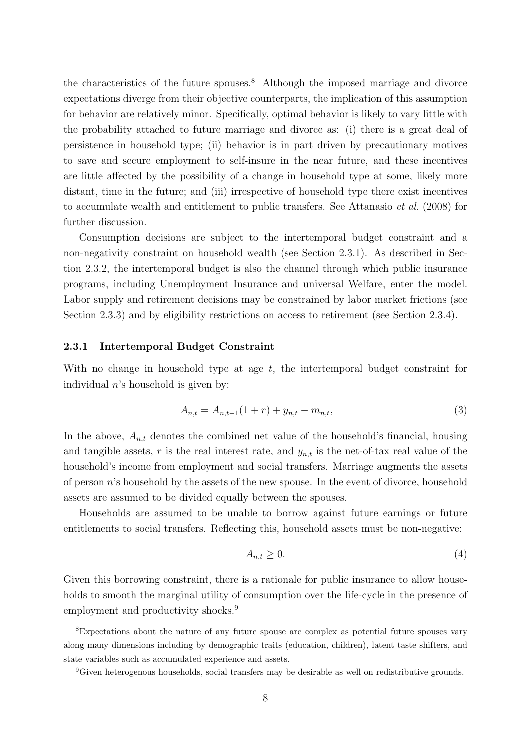the characteristics of the future spouses.[8] Although the imposed marriage and divorce expectations diverge from their objective counterparts, the implication of this assumption for behavior are relatively minor. Specifically, optimal behavior is likely to vary little with the probability attached to future marriage and divorce as: (i) there is a great deal of persistence in household type; (ii) behavior is in part driven by precautionary motives to save and secure employment to self-insure in the near future, and these incentives are little affected by the possibility of a change in household type at some, likely more distant, time in the future; and (iii) irrespective of household type there exist incentives to accumulate wealth and entitlement to public transfers. See Attanasio *et al.* (2008) for further discussion.

Consumption decisions are subject to the intertemporal budget constraint and a non-negativity constraint on household wealth (see Section 2.3.1). As described in Section 2.3.2, the intertemporal budget is also the channel through which public insurance programs, including Unemployment Insurance and universal Welfare, enter the model. Labor supply and retirement decisions may be constrained by labor market frictions (see Section 2.3.3) and by eligibility restrictions on access to retirement (see Section 2.3.4).

### 2.3.1 Intertemporal Budget Constraint

With no change in household type at age $t$, the intertemporal budget constraint for individual $n$'s household is given by:

$$A_{n,t} = A_{n,t-1}(1+r) + y_{n,t} - m_{n,t}, \tag{3}$$

In the above, $A_{n,t}$ denotes the combined net value of the household's financial, housing and tangible assets, $r$ is the real interest rate, and $y_{n,t}$ is the net-of-tax real value of the household's income from employment and social transfers. Marriage augments the assets of person $n$'s household by the assets of the new spouse. In the event of divorce, household assets are assumed to be divided equally between the spouses.

Households are assumed to be unable to borrow against future earnings or future entitlements to social transfers. Reflecting this, household assets must be non-negative:

$$A_{n,t} \geq 0. \tag{4}$$

Given this borrowing constraint, there is a rationale for public insurance to allow households to smooth the marginal utility of consumption over the life-cycle in the presence of employment and productivity shocks.[9]

[8] Expectations about the nature of any future spouse are complex as potential future spouses vary along many dimensions including by demographic traits (education, children), latent taste shifters, and state variables such as accumulated experience and assets.

[9] Given heterogenous households, social transfers may be desirable as well on redistributive grounds.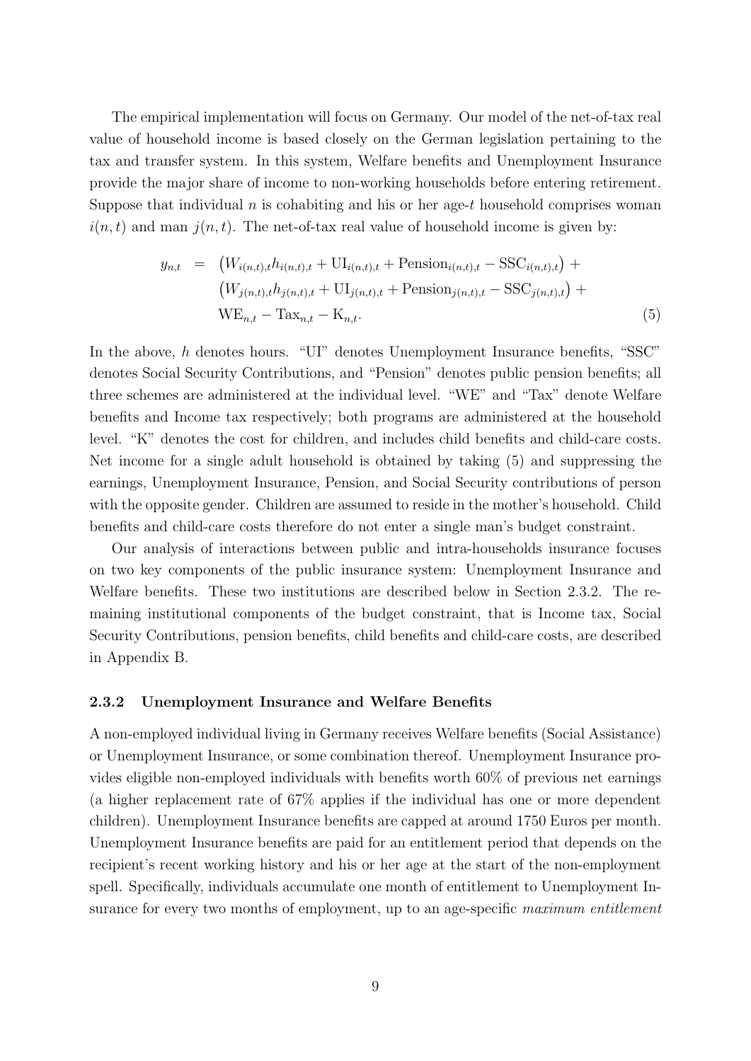The empirical implementation will focus on Germany. Our model of the net-of-tax real value of household income is based closely on the German legislation pertaining to the tax and transfer system. In this system, Welfare benefits and Unemployment Insurance provide the major share of income to non-working households before entering retirement. Suppose that individual $n$ is cohabiting and his or her age-$t$ household comprises woman $i(n,t)$ and man $j(n,t)$. The net-of-tax real value of household income is given by:

$$
\begin{aligned}
y_{n,t} \;=\; & \left(W_{i(n,t),t}h_{i(n,t),t} + \mathrm{UI}_{i(n,t),t} + \mathrm{Pension}_{i(n,t),t} - \mathrm{SSC}_{i(n,t),t}\right) + \\
& \left(W_{j(n,t),t}h_{j(n,t),t} + \mathrm{UI}_{j(n,t),t} + \mathrm{Pension}_{j(n,t),t} - \mathrm{SSC}_{j(n,t),t}\right) + \\
& \mathrm{WE}_{n,t} - \mathrm{Tax}_{n,t} - \mathrm{K}_{n,t}. \qquad (5)
\end{aligned}
$$

In the above, $h$ denotes hours. "UI" denotes Unemployment Insurance benefits, "SSC" denotes Social Security Contributions, and "Pension" denotes public pension benefits; all three schemes are administered at the individual level. "WE" and "Tax" denote Welfare benefits and Income tax respectively; both programs are administered at the household level. "K" denotes the cost for children, and includes child benefits and child-care costs. Net income for a single adult household is obtained by taking (5) and suppressing the earnings, Unemployment Insurance, Pension, and Social Security contributions of person with the opposite gender. Children are assumed to reside in the mother's household. Child benefits and child-care costs therefore do not enter a single man's budget constraint.

Our analysis of interactions between public and intra-households insurance focuses on two key components of the public insurance system: Unemployment Insurance and Welfare benefits. These two institutions are described below in Section 2.3.2. The remaining institutional components of the budget constraint, that is Income tax, Social Security Contributions, pension benefits, child benefits and child-care costs, are described in Appendix B.

### 2.3.2 Unemployment Insurance and Welfare Benefits

A non-employed individual living in Germany receives Welfare benefits (Social Assistance) or Unemployment Insurance, or some combination thereof. Unemployment Insurance provides eligible non-employed individuals with benefits worth 60% of previous net earnings (a higher replacement rate of 67% applies if the individual has one or more dependent children). Unemployment Insurance benefits are capped at around 1750 Euros per month. Unemployment Insurance benefits are paid for an entitlement period that depends on the recipient's recent working history and his or her age at the start of the non-employment spell. Specifically, individuals accumulate one month of entitlement to Unemployment Insurance for every two months of employment, up to an age-specific *maximum entitlement*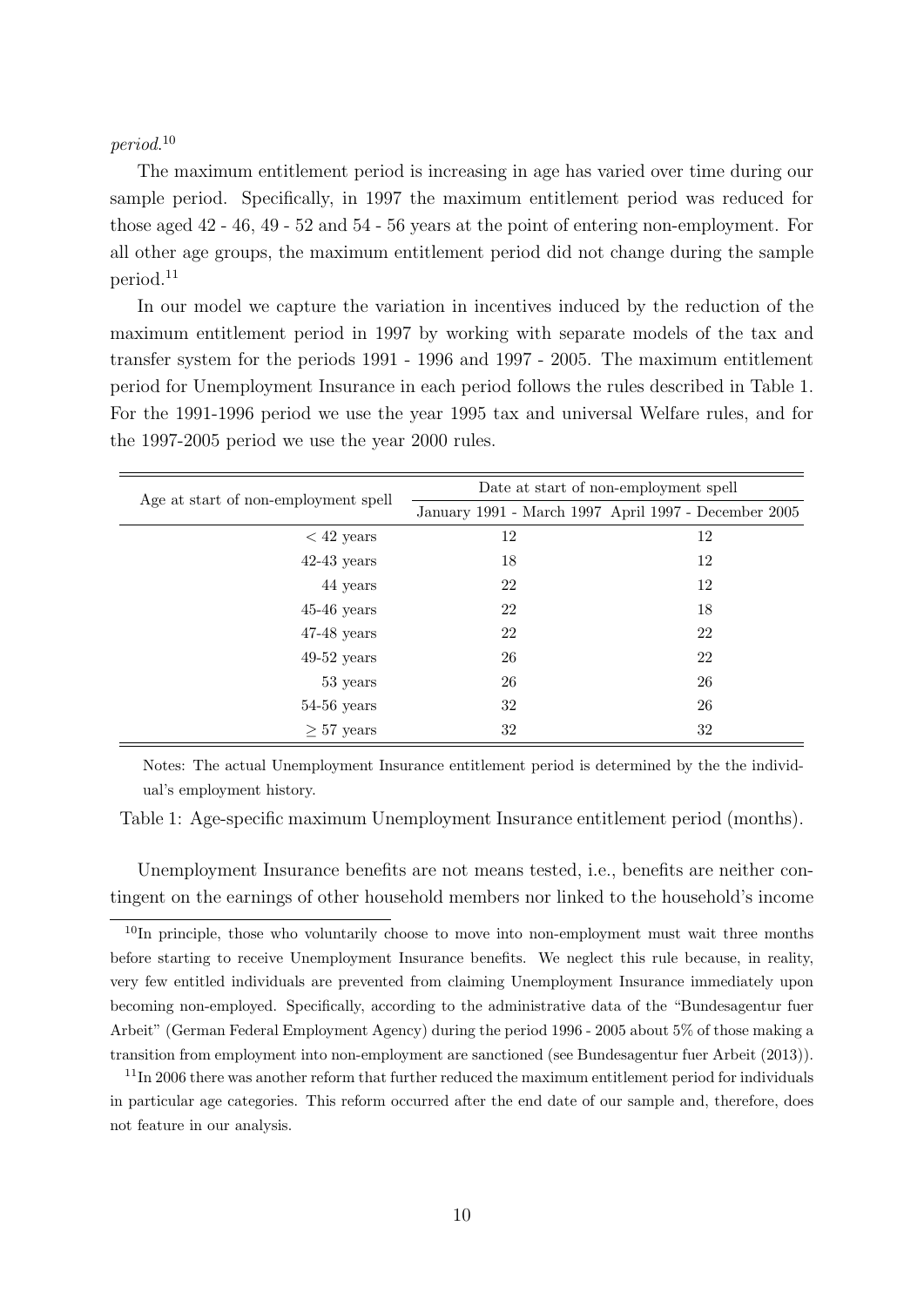*period*.[10]

The maximum entitlement period is increasing in age has varied over time during our sample period. Specifically, in 1997 the maximum entitlement period was reduced for those aged 42 - 46, 49 - 52 and 54 - 56 years at the point of entering non-employment. For all other age groups, the maximum entitlement period did not change during the sample period.[11]

In our model we capture the variation in incentives induced by the reduction of the maximum entitlement period in 1997 by working with separate models of the tax and transfer system for the periods 1991 - 1996 and 1997 - 2005. The maximum entitlement period for Unemployment Insurance in each period follows the rules described in Table 1. For the 1991-1996 period we use the year 1995 tax and universal Welfare rules, and for the 1997-2005 period we use the year 2000 rules.

| Age at start of non-employment spell | Date at start of non-employment spell | |
|---|---|---|
| | January 1991 - March 1997 | April 1997 - December 2005 |
| $< 42$ years | 12 | 12 |
| 42-43 years | 18 | 12 |
| 44 years | 22 | 12 |
| 45-46 years | 22 | 18 |
| 47-48 years | 22 | 22 |
| 49-52 years | 26 | 22 |
| 53 years | 26 | 26 |
| 54-56 years | 32 | 26 |
| $\geq 57$ years | 32 | 32 |

Notes: The actual Unemployment Insurance entitlement period is determined by the the individual's employment history.

Table 1: Age-specific maximum Unemployment Insurance entitlement period (months).

Unemployment Insurance benefits are not means tested, i.e., benefits are neither contingent on the earnings of other household members nor linked to the household's income

[10] In principle, those who voluntarily choose to move into non-employment must wait three months before starting to receive Unemployment Insurance benefits. We neglect this rule because, in reality, very few entitled individuals are prevented from claiming Unemployment Insurance immediately upon becoming non-employed. Specifically, according to the administrative data of the "Bundesagentur fuer Arbeit" (German Federal Employment Agency) during the period 1996 - 2005 about 5% of those making a transition from employment into non-employment are sanctioned (see Bundesagentur fuer Arbeit (2013)).

[11] In 2006 there was another reform that further reduced the maximum entitlement period for individuals in particular age categories. This reform occurred after the end date of our sample and, therefore, does not feature in our analysis.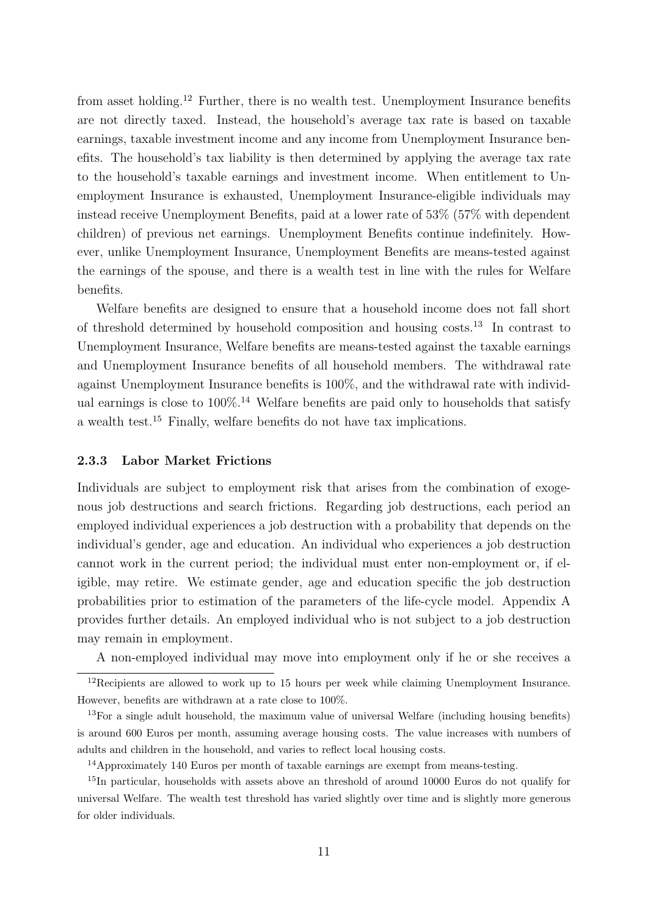from asset holding.[12] Further, there is no wealth test. Unemployment Insurance benefits are not directly taxed. Instead, the household's average tax rate is based on taxable earnings, taxable investment income and any income from Unemployment Insurance benefits. The household's tax liability is then determined by applying the average tax rate to the household's taxable earnings and investment income. When entitlement to Unemployment Insurance is exhausted, Unemployment Insurance-eligible individuals may instead receive Unemployment Benefits, paid at a lower rate of 53% (57% with dependent children) of previous net earnings. Unemployment Benefits continue indefinitely. However, unlike Unemployment Insurance, Unemployment Benefits are means-tested against the earnings of the spouse, and there is a wealth test in line with the rules for Welfare benefits.

Welfare benefits are designed to ensure that a household income does not fall short of threshold determined by household composition and housing costs.[13] In contrast to Unemployment Insurance, Welfare benefits are means-tested against the taxable earnings and Unemployment Insurance benefits of all household members. The withdrawal rate against Unemployment Insurance benefits is 100%, and the withdrawal rate with individual earnings is close to 100%.[14] Welfare benefits are paid only to households that satisfy a wealth test.[15] Finally, welfare benefits do not have tax implications.

#### 2.3.3 Labor Market Frictions

Individuals are subject to employment risk that arises from the combination of exogenous job destructions and search frictions. Regarding job destructions, each period an employed individual experiences a job destruction with a probability that depends on the individual's gender, age and education. An individual who experiences a job destruction cannot work in the current period; the individual must enter non-employment or, if eligible, may retire. We estimate gender, age and education specific the job destruction probabilities prior to estimation of the parameters of the life-cycle model. Appendix A provides further details. An employed individual who is not subject to a job destruction may remain in employment.

A non-employed individual may move into employment only if he or she receives a

---

[12] Recipients are allowed to work up to 15 hours per week while claiming Unemployment Insurance. However, benefits are withdrawn at a rate close to 100%.

[13] For a single adult household, the maximum value of universal Welfare (including housing benefits) is around 600 Euros per month, assuming average housing costs. The value increases with numbers of adults and children in the household, and varies to reflect local housing costs.

[14] Approximately 140 Euros per month of taxable earnings are exempt from means-testing.

[15] In particular, households with assets above an threshold of around 10000 Euros do not qualify for universal Welfare. The wealth test threshold has varied slightly over time and is slightly more generous for older individuals.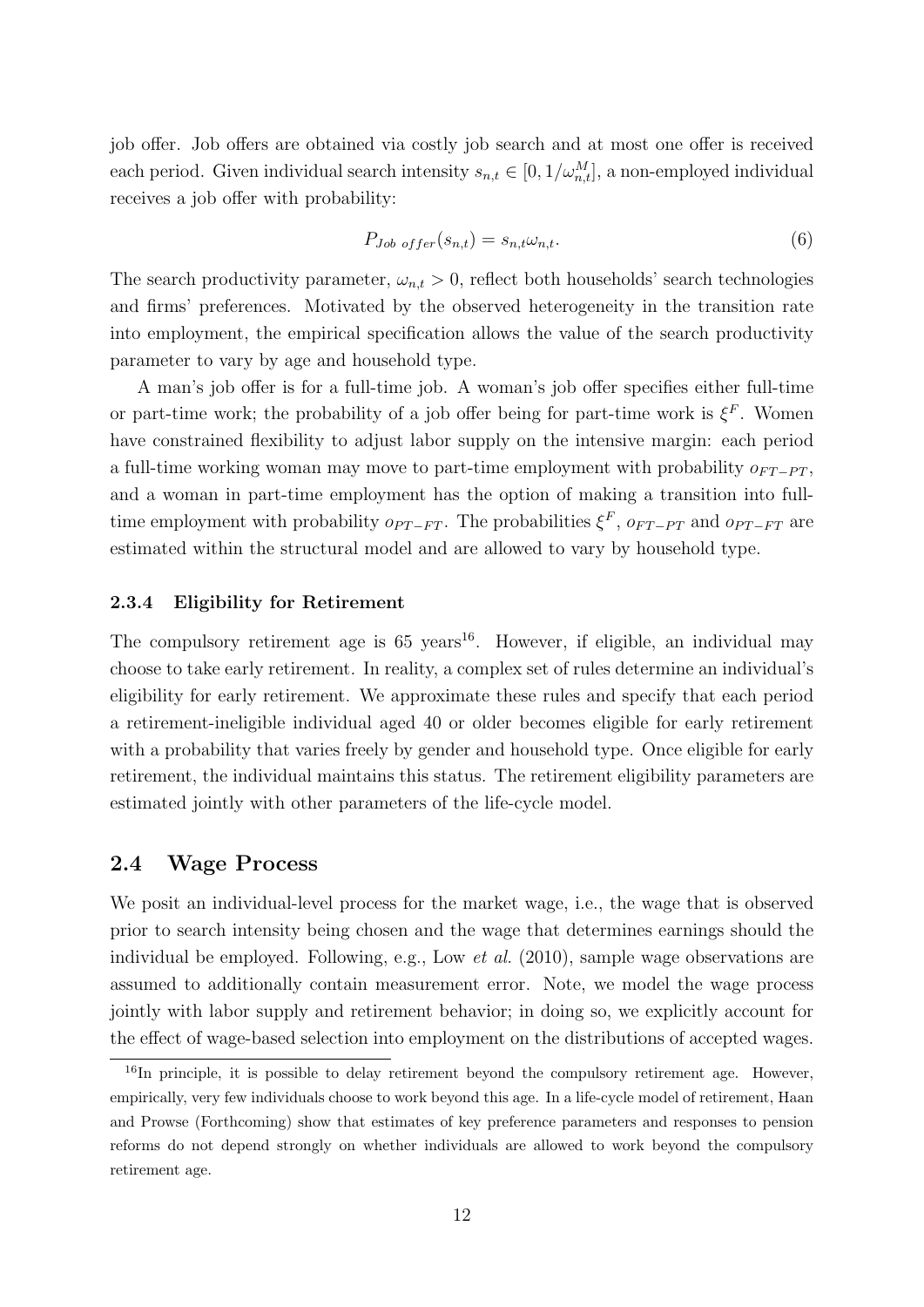job offer. Job offers are obtained via costly job search and at most one offer is received each period. Given individual search intensity $s_{n,t} \in [0, 1/\omega_{n,t}^{M}]$, a non-employed individual receives a job offer with probability:

$$P_{Job\ offer}(s_{n,t}) = s_{n,t}\omega_{n,t}. \tag{6}$$

The search productivity parameter, $\omega_{n,t} > 0$, reflect both households' search technologies and firms' preferences. Motivated by the observed heterogeneity in the transition rate into employment, the empirical specification allows the value of the search productivity parameter to vary by age and household type.

A man's job offer is for a full-time job. A woman's job offer specifies either full-time or part-time work; the probability of a job offer being for part-time work is $\xi^F$. Women have constrained flexibility to adjust labor supply on the intensive margin: each period a full-time working woman may move to part-time employment with probability $o_{FT-PT}$, and a woman in part-time employment has the option of making a transition into full-time employment with probability $o_{PT-FT}$. The probabilities $\xi^F$, $o_{FT-PT}$ and $o_{PT-FT}$ are estimated within the structural model and are allowed to vary by household type.

### 2.3.4 Eligibility for Retirement

The compulsory retirement age is 65 years[16]. However, if eligible, an individual may choose to take early retirement. In reality, a complex set of rules determine an individual's eligibility for early retirement. We approximate these rules and specify that each period a retirement-ineligible individual aged 40 or older becomes eligible for early retirement with a probability that varies freely by gender and household type. Once eligible for early retirement, the individual maintains this status. The retirement eligibility parameters are estimated jointly with other parameters of the life-cycle model.

## 2.4 Wage Process

We posit an individual-level process for the market wage, i.e., the wage that is observed prior to search intensity being chosen and the wage that determines earnings should the individual be employed. Following, e.g., Low *et al.* (2010), sample wage observations are assumed to additionally contain measurement error. Note, we model the wage process jointly with labor supply and retirement behavior; in doing so, we explicitly account for the effect of wage-based selection into employment on the distributions of accepted wages.

[16] In principle, it is possible to delay retirement beyond the compulsory retirement age. However, empirically, very few individuals choose to work beyond this age. In a life-cycle model of retirement, Haan and Prowse (Forthcoming) show that estimates of key preference parameters and responses to pension reforms do not depend strongly on whether individuals are allowed to work beyond the compulsory retirement age.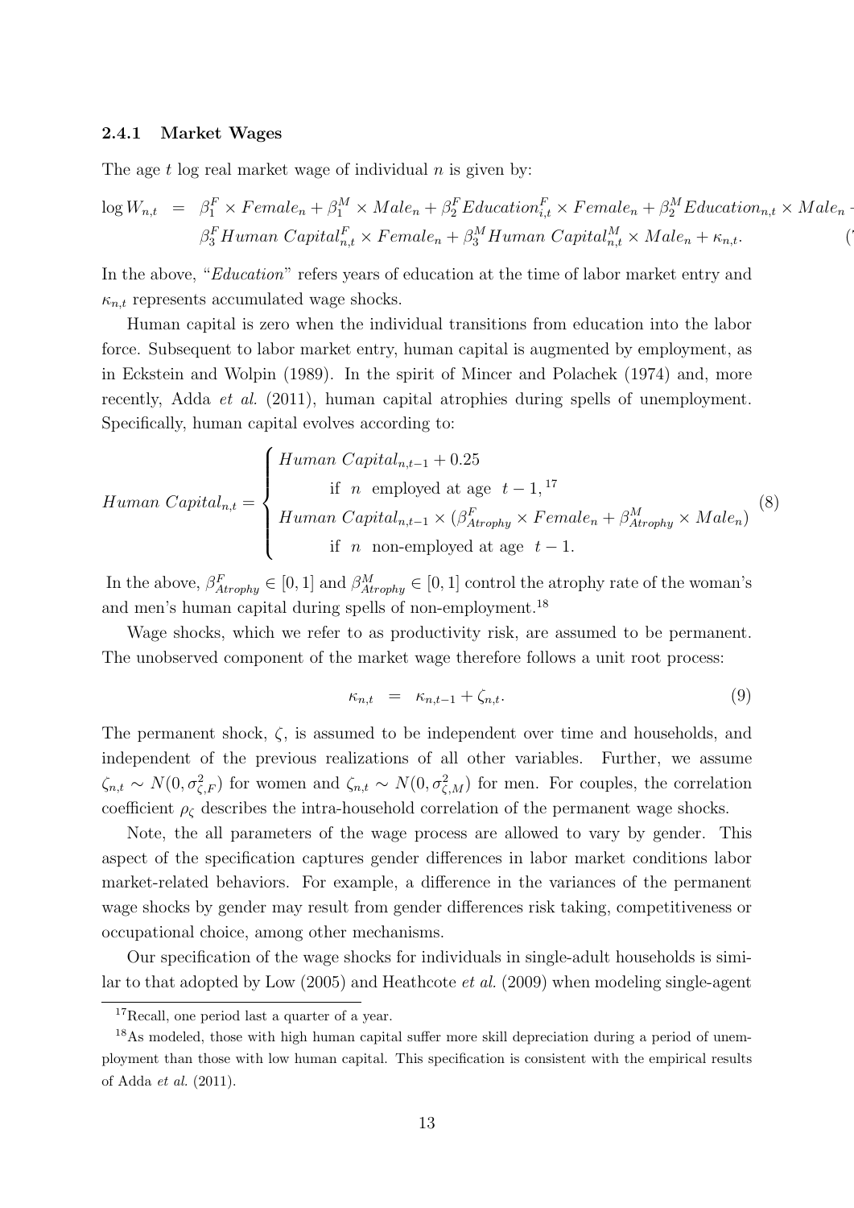### 2.4.1 Market Wages

The age $t$ log real market wage of individual $n$ is given by:

$$\begin{aligned}
\log W_{n,t} &= \beta_1^F \times Female_n + \beta_1^M \times Male_n + \beta_2^F Education_{i,t}^F \times Female_n + \beta_2^M Education_{n,t} \times Male_n + \\
&\quad \beta_3^F Human\ Capital_{n,t}^F \times Female_n + \beta_3^M Human\ Capital_{n,t}^M \times Male_n + \kappa_{n,t}. \qquad (7)
\end{aligned}$$

In the above, "*Education*" refers years of education at the time of labor market entry and $\kappa_{n,t}$ represents accumulated wage shocks.

Human capital is zero when the individual transitions from education into the labor force. Subsequent to labor market entry, human capital is augmented by employment, as in Eckstein and Wolpin (1989). In the spirit of Mincer and Polachek (1974) and, more recently, Adda *et al.* (2011), human capital atrophies during spells of unemployment. Specifically, human capital evolves according to:

$$Human\ Capital_{n,t} = \begin{cases} Human\ Capital_{n,t-1} + 0.25 \\ \qquad \text{if } n \text{ employed at age } t-1,^{17} \\ Human\ Capital_{n,t-1} \times (\beta_{Atrophy}^F \times Female_n + \beta_{Atrophy}^M \times Male_n) \\ \qquad \text{if } n \text{ non-employed at age } t-1. \end{cases} \qquad (8)$$

In the above, $\beta_{Atrophy}^F \in [0,1]$ and $\beta_{Atrophy}^M \in [0,1]$ control the atrophy rate of the woman's and men's human capital during spells of non-employment.[18]

Wage shocks, which we refer to as productivity risk, are assumed to be permanent. The unobserved component of the market wage therefore follows a unit root process:

$$\kappa_{n,t} = \kappa_{n,t-1} + \zeta_{n,t}. \qquad (9)$$

The permanent shock, $\zeta$, is assumed to be independent over time and households, and independent of the previous realizations of all other variables. Further, we assume $\zeta_{n,t} \sim N(0, \sigma_{\zeta,F}^2)$ for women and $\zeta_{n,t} \sim N(0, \sigma_{\zeta,M}^2)$ for men. For couples, the correlation coefficient $\rho_\zeta$ describes the intra-household correlation of the permanent wage shocks.

Note, the all parameters of the wage process are allowed to vary by gender. This aspect of the specification captures gender differences in labor market conditions labor market-related behaviors. For example, a difference in the variances of the permanent wage shocks by gender may result from gender differences risk taking, competitiveness or occupational choice, among other mechanisms.

Our specification of the wage shocks for individuals in single-adult households is similar to that adopted by Low (2005) and Heathcote *et al.* (2009) when modeling single-agent

---

[17] Recall, one period last a quarter of a year.

[18] As modeled, those with high human capital suffer more skill depreciation during a period of unemployment than those with low human capital. This specification is consistent with the empirical results of Adda *et al.* (2011).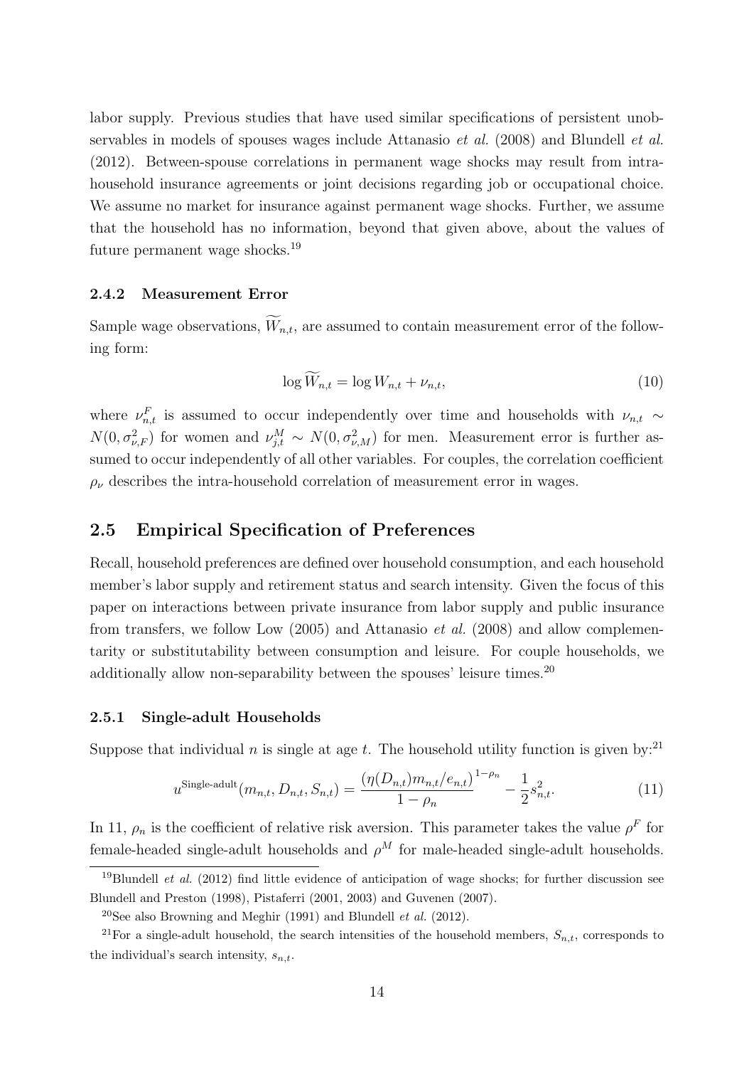labor supply. Previous studies that have used similar specifications of persistent unobservables in models of spouses wages include Attanasio *et al.* (2008) and Blundell *et al.* (2012). Between-spouse correlations in permanent wage shocks may result from intra-household insurance agreements or joint decisions regarding job or occupational choice. We assume no market for insurance against permanent wage shocks. Further, we assume that the household has no information, beyond that given above, about the values of future permanent wage shocks.[19]

#### 2.4.2 Measurement Error

Sample wage observations, $\widetilde{W}_{n,t}$, are assumed to contain measurement error of the following form:

$$\log \widetilde{W}_{n,t} = \log W_{n,t} + \nu_{n,t}, \tag{10}$$

where $\nu^F_{n,t}$ is assumed to occur independently over time and households with $\nu_{n,t} \sim N(0, \sigma^2_{\nu,F})$ for women and $\nu^M_{j,t} \sim N(0, \sigma^2_{\nu,M})$ for men. Measurement error is further assumed to occur independently of all other variables. For couples, the correlation coefficient $\rho_\nu$ describes the intra-household correlation of measurement error in wages.

## 2.5 Empirical Specification of Preferences

Recall, household preferences are defined over household consumption, and each household member's labor supply and retirement status and search intensity. Given the focus of this paper on interactions between private insurance from labor supply and public insurance from transfers, we follow Low (2005) and Attanasio *et al.* (2008) and allow complementarity or substitutability between consumption and leisure. For couple households, we additionally allow non-separability between the spouses' leisure times.[20]

#### 2.5.1 Single-adult Households

Suppose that individual $n$ is single at age $t$. The household utility function is given by:[21]

$$u^{\text{Single-adult}}(m_{n,t}, D_{n,t}, S_{n,t}) = \frac{\left(\eta(D_{n,t})m_{n,t}/e_{n,t}\right)^{1-\rho_n}}{1-\rho_n} - \frac{1}{2}s^2_{n,t}. \tag{11}$$

In 11, $\rho_n$ is the coefficient of relative risk aversion. This parameter takes the value $\rho^F$ for female-headed single-adult households and $\rho^M$ for male-headed single-adult households.

[19] Blundell *et al.* (2012) find little evidence of anticipation of wage shocks; for further discussion see Blundell and Preston (1998), Pistaferri (2001, 2003) and Guvenen (2007).

[20] See also Browning and Meghir (1991) and Blundell *et al.* (2012).

[21] For a single-adult household, the search intensities of the household members, $S_{n,t}$, corresponds to the individual's search intensity, $s_{n,t}$.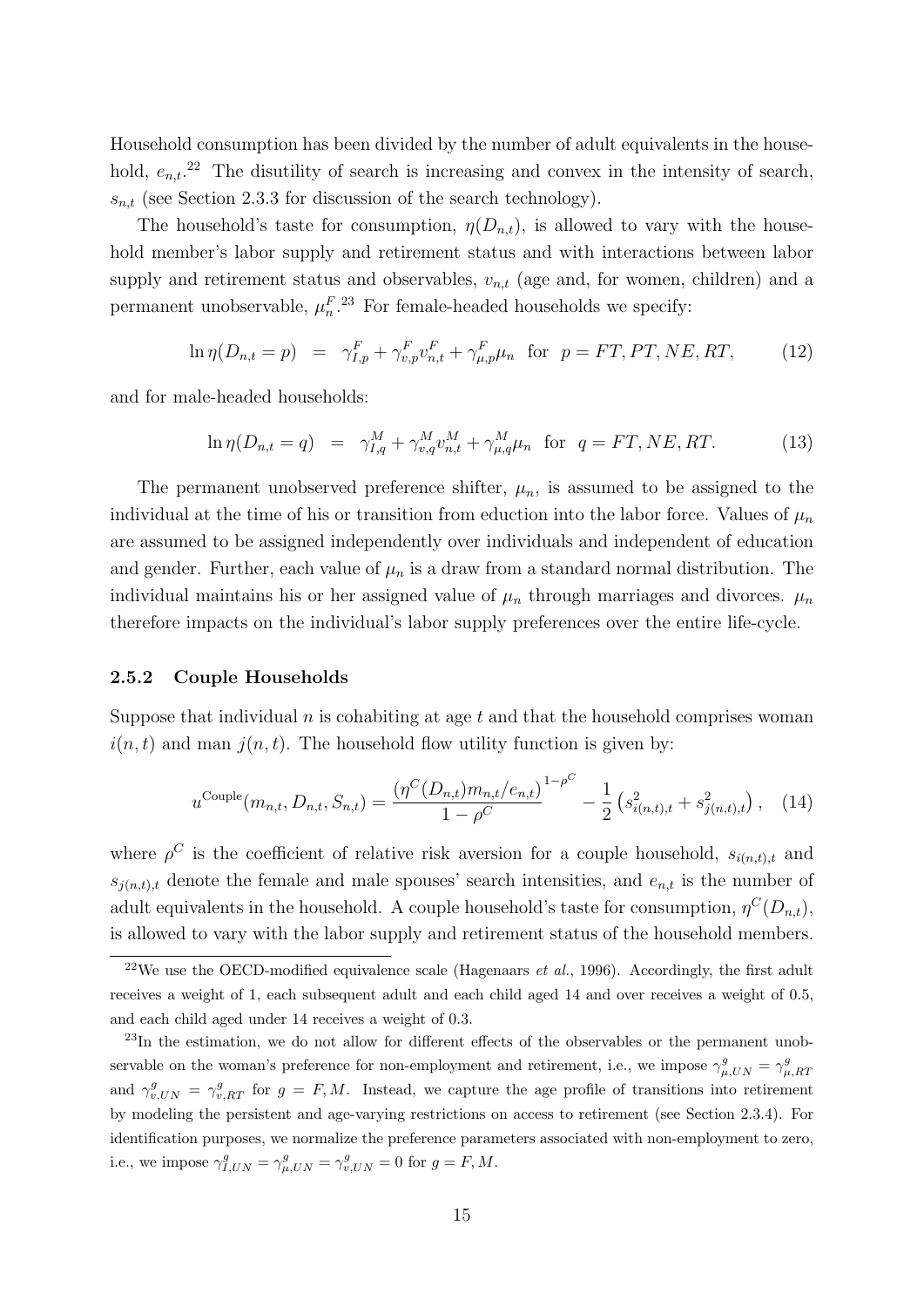Household consumption has been divided by the number of adult equivalents in the household, $e_{n,t}$.[22] The disutility of search is increasing and convex in the intensity of search, $s_{n,t}$ (see Section 2.3.3 for discussion of the search technology).

The household's taste for consumption, $\eta(D_{n,t})$, is allowed to vary with the household member's labor supply and retirement status and with interactions between labor supply and retirement status and observables, $v_{n,t}$ (age and, for women, children) and a permanent unobservable, $\mu_n^F$.[23] For female-headed households we specify:

$$\ln \eta(D_{n,t} = p) \;\; = \;\; \gamma_{I,p}^F + \gamma_{v,p}^F v_{n,t}^F + \gamma_{\mu,p}^F \mu_n \;\; \text{for} \;\; p = FT, PT, NE, RT, \tag{12}$$

and for male-headed households:

$$\ln \eta(D_{n,t} = q) \;\; = \;\; \gamma_{I,q}^M + \gamma_{v,q}^M v_{n,t}^M + \gamma_{\mu,q}^M \mu_n \;\; \text{for} \;\; q = FT, NE, RT. \tag{13}$$

The permanent unobserved preference shifter, $\mu_n$, is assumed to be assigned to the individual at the time of his or transition from eduction into the labor force. Values of $\mu_n$ are assumed to be assigned independently over individuals and independent of education and gender. Further, each value of $\mu_n$ is a draw from a standard normal distribution. The individual maintains his or her assigned value of $\mu_n$ through marriages and divorces. $\mu_n$ therefore impacts on the individual's labor supply preferences over the entire life-cycle.

### 2.5.2 Couple Households

Suppose that individual $n$ is cohabiting at age $t$ and that the household comprises woman $i(n,t)$ and man $j(n,t)$. The household flow utility function is given by:

$$u^{\text{Couple}}(m_{n,t}, D_{n,t}, S_{n,t}) = \frac{\left(\eta^C(D_{n,t}) m_{n,t}/e_{n,t}\right)^{1-\rho^C}}{1-\rho^C} - \frac{1}{2}\left(s_{i(n,t),t}^2 + s_{j(n,t),t}^2\right), \tag{14}$$

where $\rho^C$ is the coefficient of relative risk aversion for a couple household, $s_{i(n,t),t}$ and $s_{j(n,t),t}$ denote the female and male spouses' search intensities, and $e_{n,t}$ is the number of adult equivalents in the household. A couple household's taste for consumption, $\eta^C(D_{n,t})$, is allowed to vary with the labor supply and retirement status of the household members.

---

[22] We use the OECD-modified equivalence scale (Hagenaars *et al.*, 1996). Accordingly, the first adult receives a weight of 1, each subsequent adult and each child aged 14 and over receives a weight of 0.5, and each child aged under 14 receives a weight of 0.3.

[23] In the estimation, we do not allow for different effects of the observables or the permanent unobservable on the woman's preference for non-employment and retirement, i.e., we impose $\gamma_{\mu,UN}^g = \gamma_{\mu,RT}^g$ and $\gamma_{v,UN}^g = \gamma_{v,RT}^g$ for $g = F, M$. Instead, we capture the age profile of transitions into retirement by modeling the persistent and age-varying restrictions on access to retirement (see Section 2.3.4). For identification purposes, we normalize the preference parameters associated with non-employment to zero, i.e., we impose $\gamma_{I,UN}^g = \gamma_{\mu,UN}^g = \gamma_{v,UN}^g = 0$ for $g = F, M$.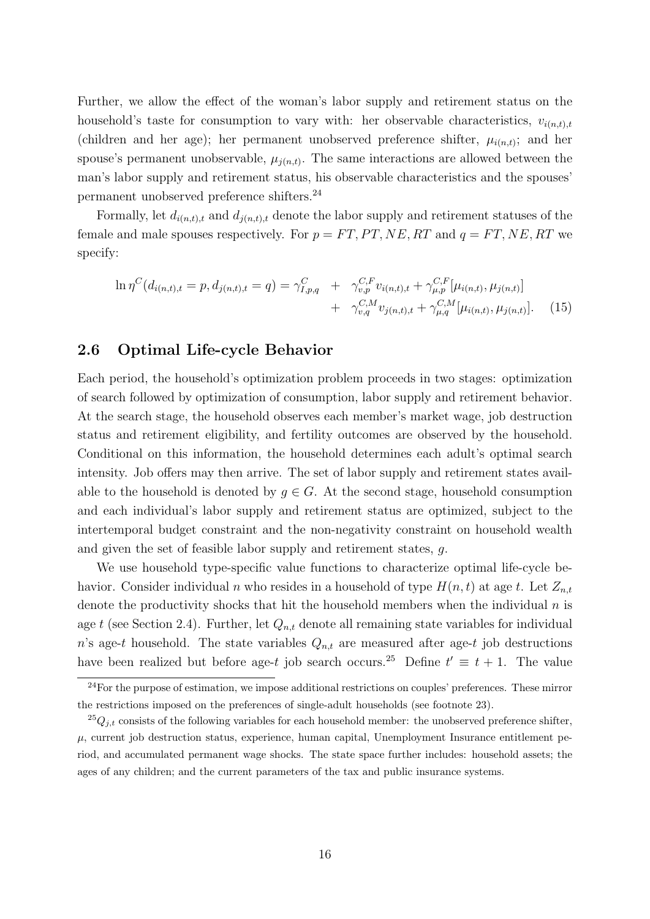Further, we allow the effect of the woman's labor supply and retirement status on the household's taste for consumption to vary with: her observable characteristics, $v_{i(n,t),t}$ (children and her age); her permanent unobserved preference shifter, $\mu_{i(n,t)}$; and her spouse's permanent unobservable, $\mu_{j(n,t)}$. The same interactions are allowed between the man's labor supply and retirement status, his observable characteristics and the spouses' permanent unobserved preference shifters.[24]

Formally, let $d_{i(n,t),t}$ and $d_{j(n,t),t}$ denote the labor supply and retirement statuses of the female and male spouses respectively. For $p = FT, PT, NE, RT$ and $q = FT, NE, RT$ we specify:

$$\ln \eta^C(d_{i(n,t),t} = p, d_{j(n,t),t} = q) = \gamma^C_{I,p,q} + \gamma^{C,F}_{v,p} v_{i(n,t),t} + \gamma^{C,F}_{\mu,p}[\mu_{i(n,t)}, \mu_{j(n,t)}] + \gamma^{C,M}_{v,q} v_{j(n,t),t} + \gamma^{C,M}_{\mu,q}[\mu_{i(n,t)}, \mu_{j(n,t)}]. \quad (15)$$

## 2.6 Optimal Life-cycle Behavior

Each period, the household's optimization problem proceeds in two stages: optimization of search followed by optimization of consumption, labor supply and retirement behavior. At the search stage, the household observes each member's market wage, job destruction status and retirement eligibility, and fertility outcomes are observed by the household. Conditional on this information, the household determines each adult's optimal search intensity. Job offers may then arrive. The set of labor supply and retirement states available to the household is denoted by $g \in G$. At the second stage, household consumption and each individual's labor supply and retirement status are optimized, subject to the intertemporal budget constraint and the non-negativity constraint on household wealth and given the set of feasible labor supply and retirement states, $g$.

We use household type-specific value functions to characterize optimal life-cycle behavior. Consider individual $n$ who resides in a household of type $H(n,t)$ at age $t$. Let $Z_{n,t}$ denote the productivity shocks that hit the household members when the individual $n$ is age $t$ (see Section 2.4). Further, let $Q_{n,t}$ denote all remaining state variables for individual $n$'s age-$t$ household. The state variables $Q_{n,t}$ are measured after age-$t$ job destructions have been realized but before age-$t$ job search occurs.[25] Define $t' \equiv t + 1$. The value

[24] For the purpose of estimation, we impose additional restrictions on couples' preferences. These mirror the restrictions imposed on the preferences of single-adult households (see footnote 23).

[25] $Q_{j,t}$ consists of the following variables for each household member: the unobserved preference shifter, $\mu$, current job destruction status, experience, human capital, Unemployment Insurance entitlement period, and accumulated permanent wage shocks. The state space further includes: household assets; the ages of any children; and the current parameters of the tax and public insurance systems.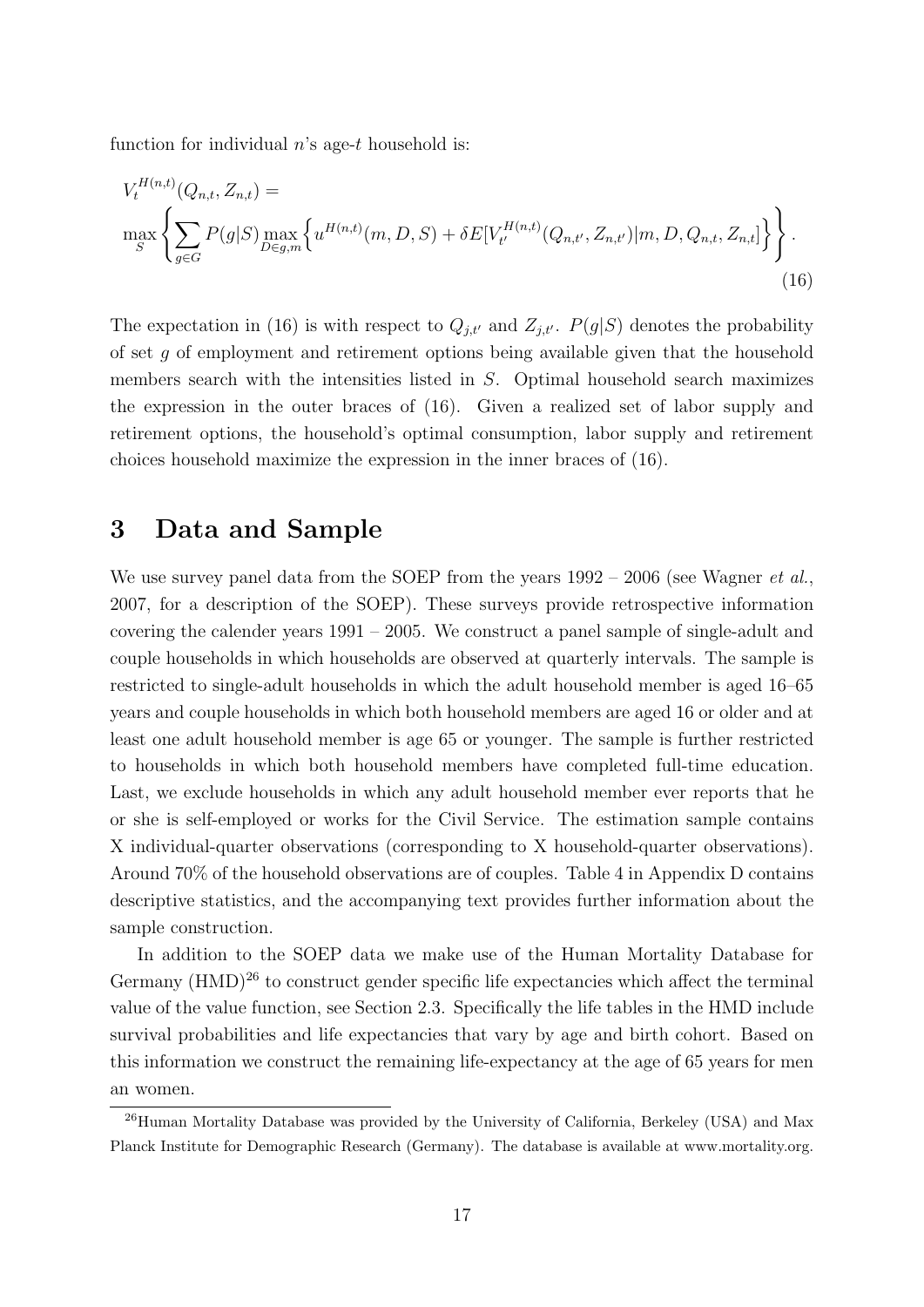function for individual $n$'s age-$t$ household is:

$$
V_t^{H(n,t)}(Q_{n,t}, Z_{n,t}) = \\
\max_S \left\{ \sum_{g \in G} P(g|S) \max_{D \in g,m} \left\{ u^{H(n,t)}(m, D, S) + \delta E[V_{t'}^{H(n,t)}(Q_{n,t'}, Z_{n,t'})|m, D, Q_{n,t}, Z_{n,t}] \right\} \right\}. \tag{16}
$$

The expectation in (16) is with respect to $Q_{j,t'}$ and $Z_{j,t'}$. $P(g|S)$ denotes the probability of set $g$ of employment and retirement options being available given that the household members search with the intensities listed in $S$. Optimal household search maximizes the expression in the outer braces of (16). Given a realized set of labor supply and retirement options, the household's optimal consumption, labor supply and retirement choices household maximize the expression in the inner braces of (16).

# 3 Data and Sample

We use survey panel data from the SOEP from the years 1992 – 2006 (see Wagner *et al.*, 2007, for a description of the SOEP). These surveys provide retrospective information covering the calender years 1991 – 2005. We construct a panel sample of single-adult and couple households in which households are observed at quarterly intervals. The sample is restricted to single-adult households in which the adult household member is aged 16–65 years and couple households in which both household members are aged 16 or older and at least one adult household member is age 65 or younger. The sample is further restricted to households in which both household members have completed full-time education. Last, we exclude households in which any adult household member ever reports that he or she is self-employed or works for the Civil Service. The estimation sample contains X individual-quarter observations (corresponding to X household-quarter observations). Around 70% of the household observations are of couples. Table 4 in Appendix D contains descriptive statistics, and the accompanying text provides further information about the sample construction.

In addition to the SOEP data we make use of the Human Mortality Database for Germany (HMD)[26] to construct gender specific life expectancies which affect the terminal value of the value function, see Section 2.3. Specifically the life tables in the HMD include survival probabilities and life expectancies that vary by age and birth cohort. Based on this information we construct the remaining life-expectancy at the age of 65 years for men an women.

[26] Human Mortality Database was provided by the University of California, Berkeley (USA) and Max Planck Institute for Demographic Research (Germany). The database is available at www.mortality.org.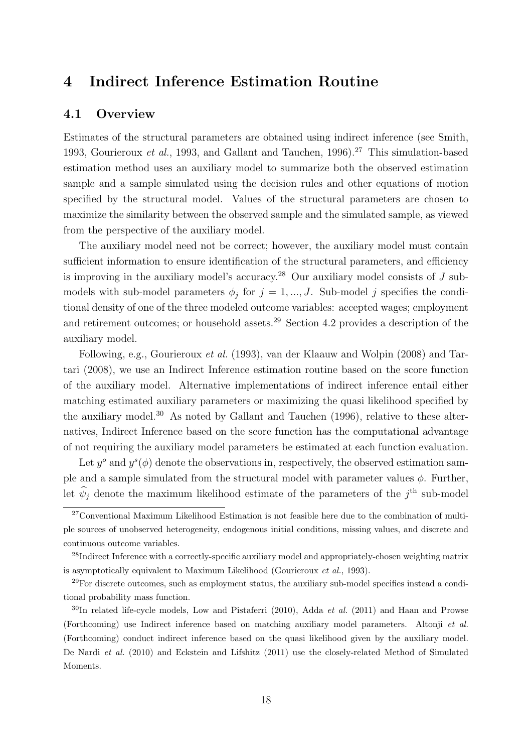# 4 Indirect Inference Estimation Routine

## 4.1 Overview

Estimates of the structural parameters are obtained using indirect inference (see Smith, 1993, Gourieroux *et al.*, 1993, and Gallant and Tauchen, 1996).[27] This simulation-based estimation method uses an auxiliary model to summarize both the observed estimation sample and a sample simulated using the decision rules and other equations of motion specified by the structural model. Values of the structural parameters are chosen to maximize the similarity between the observed sample and the simulated sample, as viewed from the perspective of the auxiliary model.

The auxiliary model need not be correct; however, the auxiliary model must contain sufficient information to ensure identification of the structural parameters, and efficiency is improving in the auxiliary model's accuracy.[28] Our auxiliary model consists of $J$ sub-models with sub-model parameters $\phi_j$ for $j = 1, ..., J$. Sub-model $j$ specifies the conditional density of one of the three modeled outcome variables: accepted wages; employment and retirement outcomes; or household assets.[29] Section 4.2 provides a description of the auxiliary model.

Following, e.g., Gourieroux *et al.* (1993), van der Klaauw and Wolpin (2008) and Tartari (2008), we use an Indirect Inference estimation routine based on the score function of the auxiliary model. Alternative implementations of indirect inference entail either matching estimated auxiliary parameters or maximizing the quasi likelihood specified by the auxiliary model.[30] As noted by Gallant and Tauchen (1996), relative to these alternatives, Indirect Inference based on the score function has the computational advantage of not requiring the auxiliary model parameters be estimated at each function evaluation.

Let $y^o$ and $y^s(\phi)$ denote the observations in, respectively, the observed estimation sample and a sample simulated from the structural model with parameter values $\phi$. Further, let $\widehat{\psi}_j$ denote the maximum likelihood estimate of the parameters of the $j^{\text{th}}$ sub-model

[27] Conventional Maximum Likelihood Estimation is not feasible here due to the combination of multiple sources of unobserved heterogeneity, endogenous initial conditions, missing values, and discrete and continuous outcome variables.

[28] Indirect Inference with a correctly-specific auxiliary model and appropriately-chosen weighting matrix is asymptotically equivalent to Maximum Likelihood (Gourieroux *et al.*, 1993).

[29] For discrete outcomes, such as employment status, the auxiliary sub-model specifies instead a conditional probability mass function.

[30] In related life-cycle models, Low and Pistaferri (2010), Adda *et al.* (2011) and Haan and Prowse (Forthcoming) use Indirect inference based on matching auxiliary model parameters. Altonji *et al.* (Forthcoming) conduct indirect inference based on the quasi likelihood given by the auxiliary model. De Nardi *et al.* (2010) and Eckstein and Lifshitz (2011) use the closely-related Method of Simulated Moments.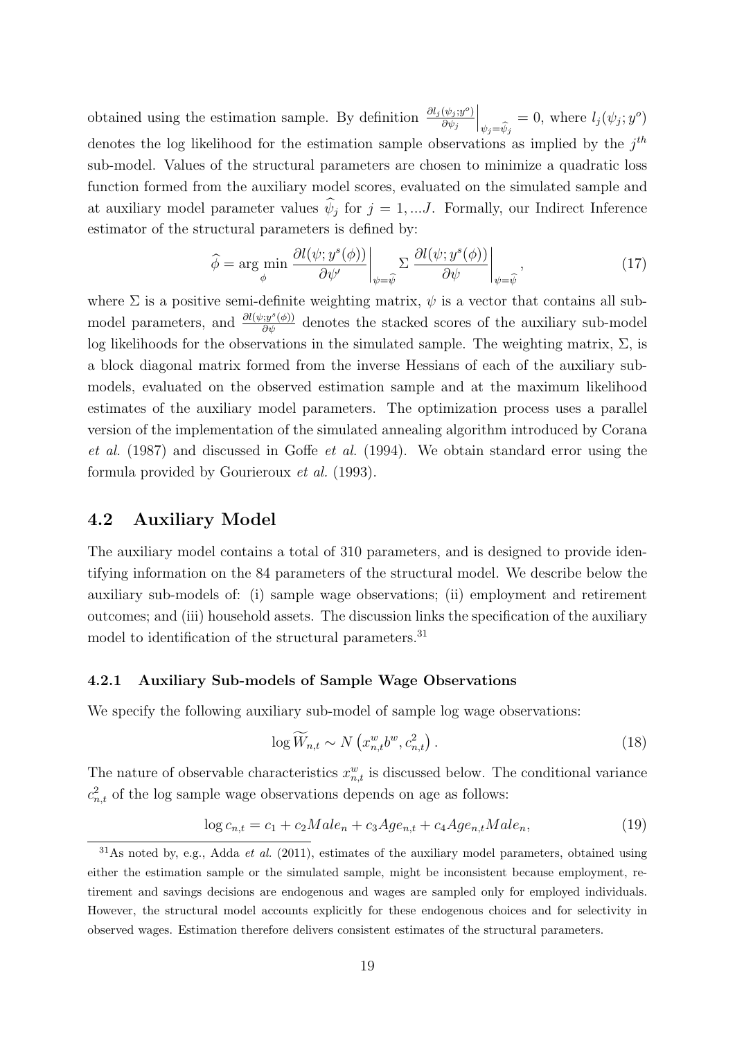obtained using the estimation sample. By definition $\left.\frac{\partial l_j(\psi_j;y^o)}{\partial \psi_j}\right|_{\psi_j=\widehat{\psi}_j} = 0$, where $l_j(\psi_j; y^o)$ denotes the log likelihood for the estimation sample observations as implied by the $j^{th}$ sub-model. Values of the structural parameters are chosen to minimize a quadratic loss function formed from the auxiliary model scores, evaluated on the simulated sample and at auxiliary model parameter values $\widehat{\psi}_j$ for $j = 1, ...J$. Formally, our Indirect Inference estimator of the structural parameters is defined by:

$$\widehat{\phi} = \arg\min_{\phi} \left.\frac{\partial l(\psi; y^s(\phi))}{\partial \psi'}\right|_{\psi=\widehat{\psi}} \Sigma \left.\frac{\partial l(\psi; y^s(\phi))}{\partial \psi}\right|_{\psi=\widehat{\psi}}, \tag{17}$$

where $\Sigma$ is a positive semi-definite weighting matrix, $\psi$ is a vector that contains all sub-model parameters, and $\frac{\partial l(\psi;y^s(\phi))}{\partial \psi}$ denotes the stacked scores of the auxiliary sub-model log likelihoods for the observations in the simulated sample. The weighting matrix, $\Sigma$, is a block diagonal matrix formed from the inverse Hessians of each of the auxiliary sub-models, evaluated on the observed estimation sample and at the maximum likelihood estimates of the auxiliary model parameters. The optimization process uses a parallel version of the implementation of the simulated annealing algorithm introduced by Corana *et al.* (1987) and discussed in Goffe *et al.* (1994). We obtain standard error using the formula provided by Gourieroux *et al.* (1993).

## 4.2 Auxiliary Model

The auxiliary model contains a total of 310 parameters, and is designed to provide identifying information on the 84 parameters of the structural model. We describe below the auxiliary sub-models of: (i) sample wage observations; (ii) employment and retirement outcomes; and (iii) household assets. The discussion links the specification of the auxiliary model to identification of the structural parameters.[31]

### 4.2.1 Auxiliary Sub-models of Sample Wage Observations

We specify the following auxiliary sub-model of sample log wage observations:

$$\log \widetilde{W}_{n,t} \sim N\left(x^w_{n,t} b^w, c^2_{n,t}\right). \tag{18}$$

The nature of observable characteristics $x^w_{n,t}$ is discussed below. The conditional variance $c^2_{n,t}$ of the log sample wage observations depends on age as follows:

$$\log c_{n,t} = c_1 + c_2 Male_n + c_3 Age_{n,t} + c_4 Age_{n,t} Male_n, \tag{19}$$

[31] As noted by, e.g., Adda *et al.* (2011), estimates of the auxiliary model parameters, obtained using either the estimation sample or the simulated sample, might be inconsistent because employment, retirement and savings decisions are endogenous and wages are sampled only for employed individuals. However, the structural model accounts explicitly for these endogenous choices and for selectivity in observed wages. Estimation therefore delivers consistent estimates of the structural parameters.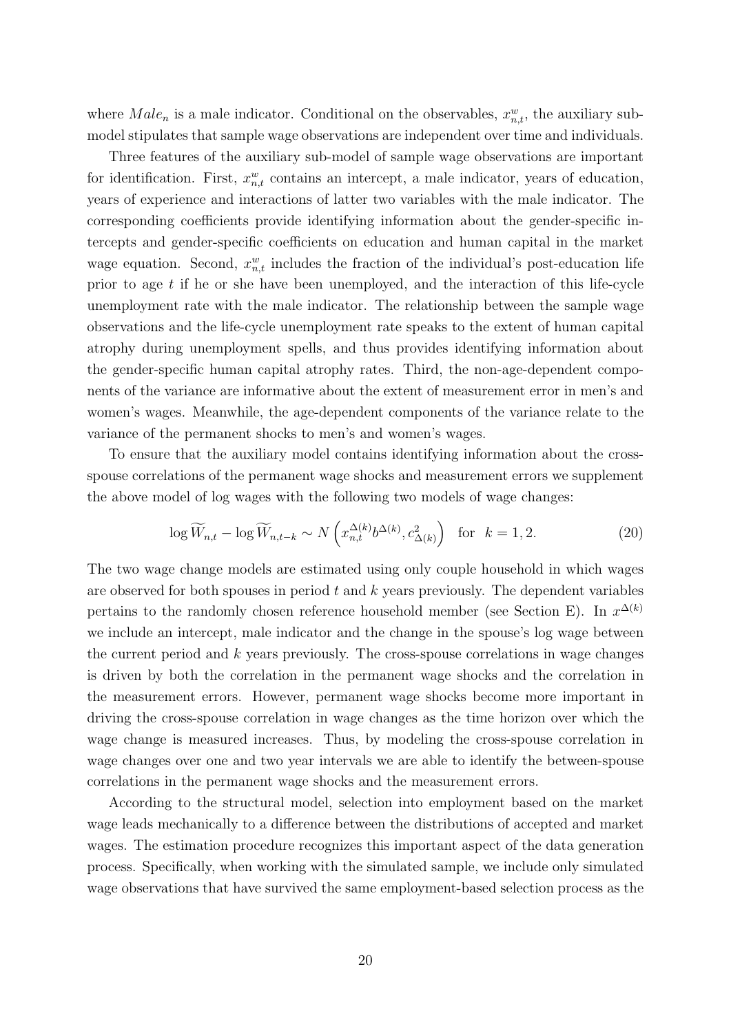where $Male_n$ is a male indicator. Conditional on the observables, $x^w_{n,t}$, the auxiliary sub-model stipulates that sample wage observations are independent over time and individuals.

Three features of the auxiliary sub-model of sample wage observations are important for identification. First, $x^w_{n,t}$ contains an intercept, a male indicator, years of education, years of experience and interactions of latter two variables with the male indicator. The corresponding coefficients provide identifying information about the gender-specific intercepts and gender-specific coefficients on education and human capital in the market wage equation. Second, $x^w_{n,t}$ includes the fraction of the individual's post-education life prior to age $t$ if he or she have been unemployed, and the interaction of this life-cycle unemployment rate with the male indicator. The relationship between the sample wage observations and the life-cycle unemployment rate speaks to the extent of human capital atrophy during unemployment spells, and thus provides identifying information about the gender-specific human capital atrophy rates. Third, the non-age-dependent components of the variance are informative about the extent of measurement error in men's and women's wages. Meanwhile, the age-dependent components of the variance relate to the variance of the permanent shocks to men's and women's wages.

To ensure that the auxiliary model contains identifying information about the cross-spouse correlations of the permanent wage shocks and measurement errors we supplement the above model of log wages with the following two models of wage changes:

$$\log \widetilde{W}_{n,t} - \log \widetilde{W}_{n,t-k} \sim N\left(x^{\Delta(k)}_{n,t} b^{\Delta(k)}, c^2_{\Delta(k)}\right) \quad \text{for} \quad k = 1, 2. \tag{20}$$

The two wage change models are estimated using only couple household in which wages are observed for both spouses in period $t$ and $k$ years previously. The dependent variables pertains to the randomly chosen reference household member (see Section E). In $x^{\Delta(k)}$ we include an intercept, male indicator and the change in the spouse's log wage between the current period and $k$ years previously. The cross-spouse correlations in wage changes is driven by both the correlation in the permanent wage shocks and the correlation in the measurement errors. However, permanent wage shocks become more important in driving the cross-spouse correlation in wage changes as the time horizon over which the wage change is measured increases. Thus, by modeling the cross-spouse correlation in wage changes over one and two year intervals we are able to identify the between-spouse correlations in the permanent wage shocks and the measurement errors.

According to the structural model, selection into employment based on the market wage leads mechanically to a difference between the distributions of accepted and market wages. The estimation procedure recognizes this important aspect of the data generation process. Specifically, when working with the simulated sample, we include only simulated wage observations that have survived the same employment-based selection process as the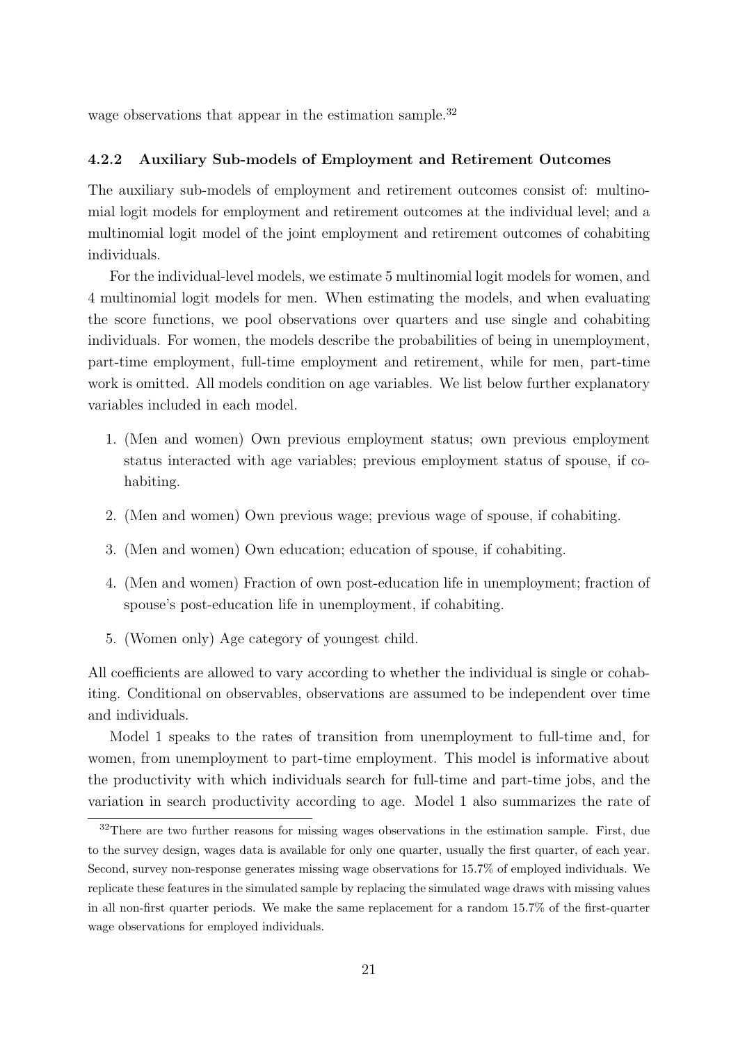wage observations that appear in the estimation sample.[32]

### 4.2.2 Auxiliary Sub-models of Employment and Retirement Outcomes

The auxiliary sub-models of employment and retirement outcomes consist of: multinomial logit models for employment and retirement outcomes at the individual level; and a multinomial logit model of the joint employment and retirement outcomes of cohabiting individuals.

For the individual-level models, we estimate 5 multinomial logit models for women, and 4 multinomial logit models for men. When estimating the models, and when evaluating the score functions, we pool observations over quarters and use single and cohabiting individuals. For women, the models describe the probabilities of being in unemployment, part-time employment, full-time employment and retirement, while for men, part-time work is omitted. All models condition on age variables. We list below further explanatory variables included in each model.

1. (Men and women) Own previous employment status; own previous employment status interacted with age variables; previous employment status of spouse, if cohabiting.
2. (Men and women) Own previous wage; previous wage of spouse, if cohabiting.
3. (Men and women) Own education; education of spouse, if cohabiting.
4. (Men and women) Fraction of own post-education life in unemployment; fraction of spouse's post-education life in unemployment, if cohabiting.
5. (Women only) Age category of youngest child.

All coefficients are allowed to vary according to whether the individual is single or cohabiting. Conditional on observables, observations are assumed to be independent over time and individuals.

Model 1 speaks to the rates of transition from unemployment to full-time and, for women, from unemployment to part-time employment. This model is informative about the productivity with which individuals search for full-time and part-time jobs, and the variation in search productivity according to age. Model 1 also summarizes the rate of

[32] There are two further reasons for missing wages observations in the estimation sample. First, due to the survey design, wages data is available for only one quarter, usually the first quarter, of each year. Second, survey non-response generates missing wage observations for 15.7% of employed individuals. We replicate these features in the simulated sample by replacing the simulated wage draws with missing values in all non-first quarter periods. We make the same replacement for a random 15.7% of the first-quarter wage observations for employed individuals.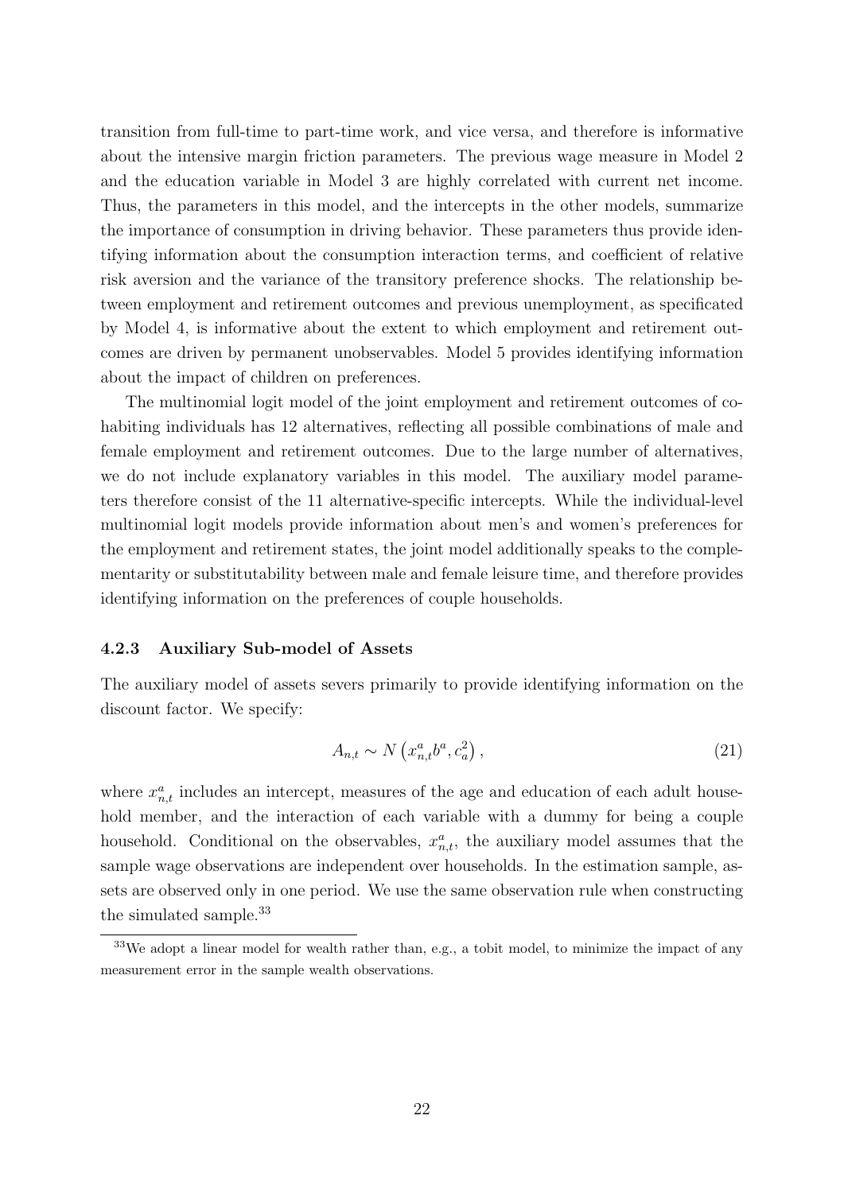transition from full-time to part-time work, and vice versa, and therefore is informative about the intensive margin friction parameters. The previous wage measure in Model 2 and the education variable in Model 3 are highly correlated with current net income. Thus, the parameters in this model, and the intercepts in the other models, summarize the importance of consumption in driving behavior. These parameters thus provide identifying information about the consumption interaction terms, and coefficient of relative risk aversion and the variance of the transitory preference shocks. The relationship between employment and retirement outcomes and previous unemployment, as specificated by Model 4, is informative about the extent to which employment and retirement outcomes are driven by permanent unobservables. Model 5 provides identifying information about the impact of children on preferences.

The multinomial logit model of the joint employment and retirement outcomes of cohabiting individuals has 12 alternatives, reflecting all possible combinations of male and female employment and retirement outcomes. Due to the large number of alternatives, we do not include explanatory variables in this model. The auxiliary model parameters therefore consist of the 11 alternative-specific intercepts. While the individual-level multinomial logit models provide information about men's and women's preferences for the employment and retirement states, the joint model additionally speaks to the complementarity or substitutability between male and female leisure time, and therefore provides identifying information on the preferences of couple households.

### 4.2.3 Auxiliary Sub-model of Assets

The auxiliary model of assets severs primarily to provide identifying information on the discount factor. We specify:

$$A_{n,t} \sim N\left(x^a_{n,t} b^a, c^2_a\right), \tag{21}$$

where $x^a_{n,t}$ includes an intercept, measures of the age and education of each adult household member, and the interaction of each variable with a dummy for being a couple household. Conditional on the observables, $x^a_{n,t}$, the auxiliary model assumes that the sample wage observations are independent over households. In the estimation sample, assets are observed only in one period. We use the same observation rule when constructing the simulated sample.[33]

[33] We adopt a linear model for wealth rather than, e.g., a tobit model, to minimize the impact of any measurement error in the sample wealth observations.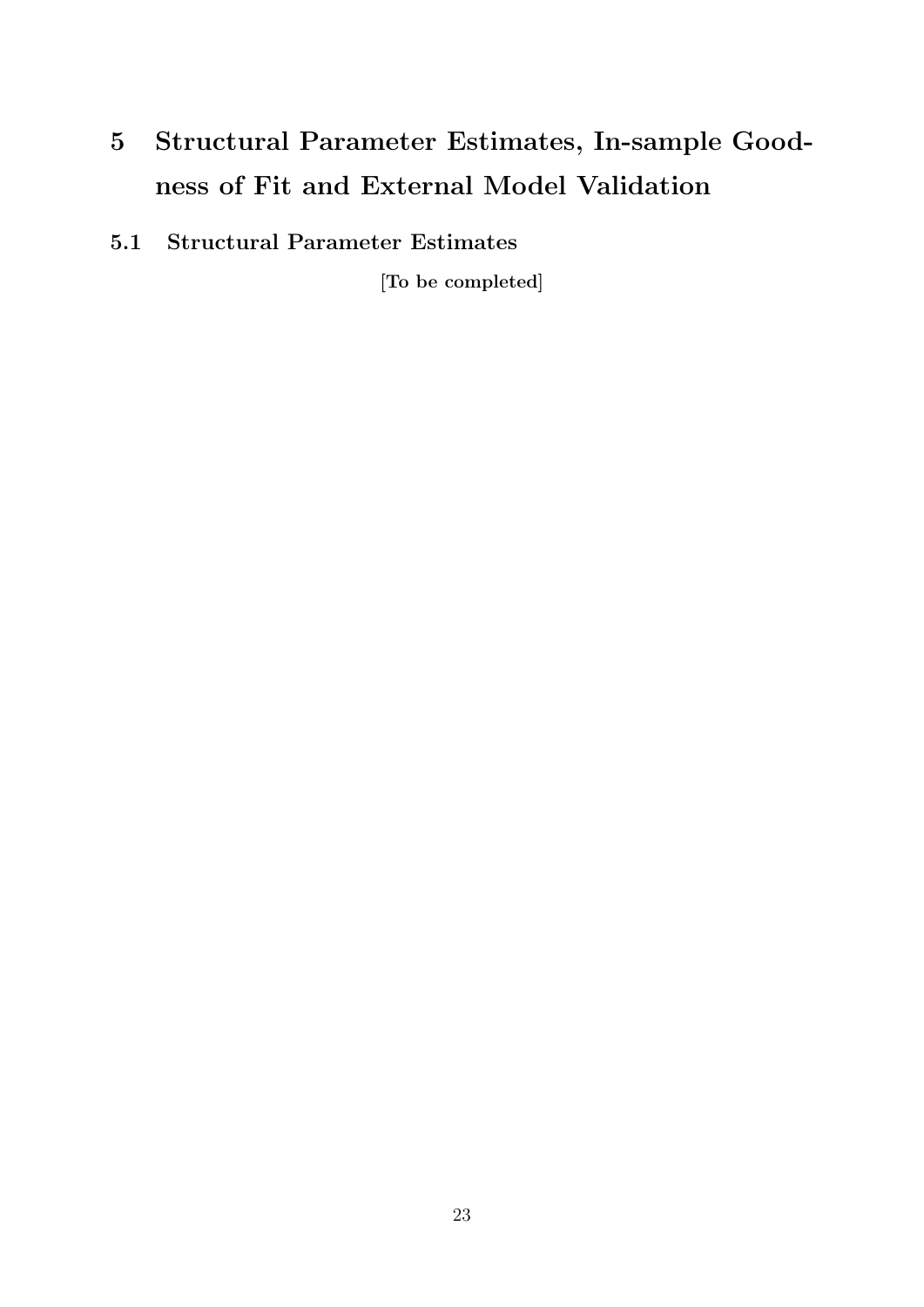# 5 Structural Parameter Estimates, In-sample Goodness of Fit and External Model Validation

## 5.1 Structural Parameter Estimates

**[To be completed]**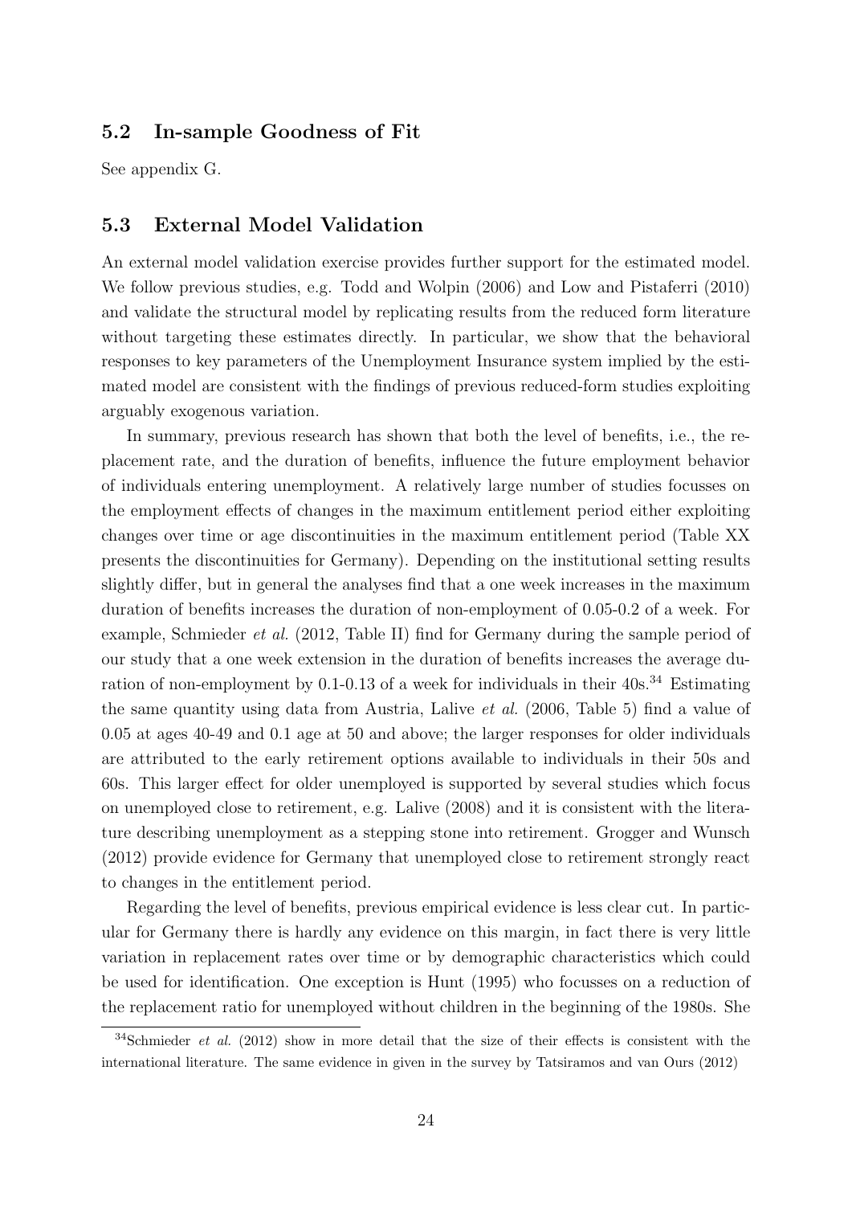## 5.2 In-sample Goodness of Fit

See appendix G.

## 5.3 External Model Validation

An external model validation exercise provides further support for the estimated model. We follow previous studies, e.g. Todd and Wolpin (2006) and Low and Pistaferri (2010) and validate the structural model by replicating results from the reduced form literature without targeting these estimates directly. In particular, we show that the behavioral responses to key parameters of the Unemployment Insurance system implied by the estimated model are consistent with the findings of previous reduced-form studies exploiting arguably exogenous variation.

In summary, previous research has shown that both the level of benefits, i.e., the replacement rate, and the duration of benefits, influence the future employment behavior of individuals entering unemployment. A relatively large number of studies focusses on the employment effects of changes in the maximum entitlement period either exploiting changes over time or age discontinuities in the maximum entitlement period (Table XX presents the discontinuities for Germany). Depending on the institutional setting results slightly differ, but in general the analyses find that a one week increases in the maximum duration of benefits increases the duration of non-employment of 0.05-0.2 of a week. For example, Schmieder *et al.* (2012, Table II) find for Germany during the sample period of our study that a one week extension in the duration of benefits increases the average duration of non-employment by 0.1-0.13 of a week for individuals in their 40s.[34] Estimating the same quantity using data from Austria, Lalive *et al.* (2006, Table 5) find a value of 0.05 at ages 40-49 and 0.1 age at 50 and above; the larger responses for older individuals are attributed to the early retirement options available to individuals in their 50s and 60s. This larger effect for older unemployed is supported by several studies which focus on unemployed close to retirement, e.g. Lalive (2008) and it is consistent with the literature describing unemployment as a stepping stone into retirement. Grogger and Wunsch (2012) provide evidence for Germany that unemployed close to retirement strongly react to changes in the entitlement period.

Regarding the level of benefits, previous empirical evidence is less clear cut. In particular for Germany there is hardly any evidence on this margin, in fact there is very little variation in replacement rates over time or by demographic characteristics which could be used for identification. One exception is Hunt (1995) who focusses on a reduction of the replacement ratio for unemployed without children in the beginning of the 1980s. She

[34] Schmieder *et al.* (2012) show in more detail that the size of their effects is consistent with the international literature. The same evidence in given in the survey by Tatsiramos and van Ours (2012)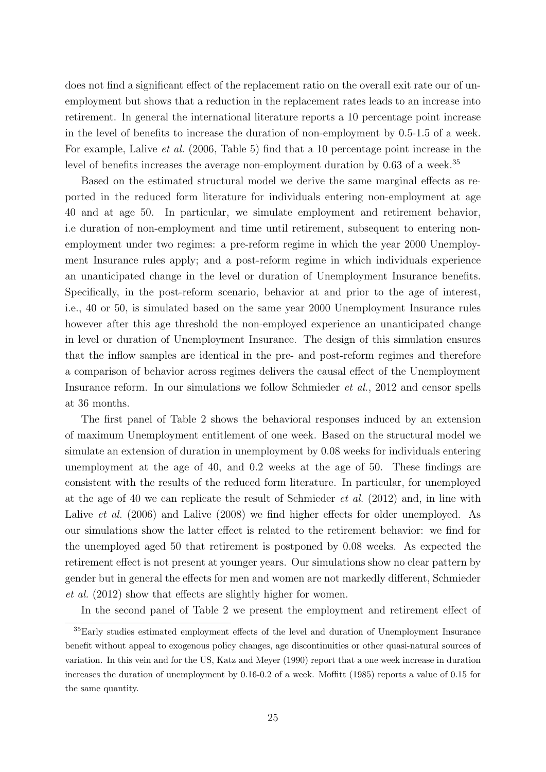does not find a significant effect of the replacement ratio on the overall exit rate our of unemployment but shows that a reduction in the replacement rates leads to an increase into retirement. In general the international literature reports a 10 percentage point increase in the level of benefits to increase the duration of non-employment by 0.5-1.5 of a week. For example, Lalive *et al.* (2006, Table 5) find that a 10 percentage point increase in the level of benefits increases the average non-employment duration by 0.63 of a week.[35]

Based on the estimated structural model we derive the same marginal effects as reported in the reduced form literature for individuals entering non-employment at age 40 and at age 50. In particular, we simulate employment and retirement behavior, i.e duration of non-employment and time until retirement, subsequent to entering non-employment under two regimes: a pre-reform regime in which the year 2000 Unemployment Insurance rules apply; and a post-reform regime in which individuals experience an unanticipated change in the level or duration of Unemployment Insurance benefits. Specifically, in the post-reform scenario, behavior at and prior to the age of interest, i.e., 40 or 50, is simulated based on the same year 2000 Unemployment Insurance rules however after this age threshold the non-employed experience an unanticipated change in level or duration of Unemployment Insurance. The design of this simulation ensures that the inflow samples are identical in the pre- and post-reform regimes and therefore a comparison of behavior across regimes delivers the causal effect of the Unemployment Insurance reform. In our simulations we follow Schmieder *et al.*, 2012 and censor spells at 36 months.

The first panel of Table 2 shows the behavioral responses induced by an extension of maximum Unemployment entitlement of one week. Based on the structural model we simulate an extension of duration in unemployment by 0.08 weeks for individuals entering unemployment at the age of 40, and 0.2 weeks at the age of 50. These findings are consistent with the results of the reduced form literature. In particular, for unemployed at the age of 40 we can replicate the result of Schmieder *et al.* (2012) and, in line with Lalive *et al.* (2006) and Lalive (2008) we find higher effects for older unemployed. As our simulations show the latter effect is related to the retirement behavior: we find for the unemployed aged 50 that retirement is postponed by 0.08 weeks. As expected the retirement effect is not present at younger years. Our simulations show no clear pattern by gender but in general the effects for men and women are not markedly different, Schmieder *et al.* (2012) show that effects are slightly higher for women.

In the second panel of Table 2 we present the employment and retirement effect of

[35]Early studies estimated employment effects of the level and duration of Unemployment Insurance benefit without appeal to exogenous policy changes, age discontinuities or other quasi-natural sources of variation. In this vein and for the US, Katz and Meyer (1990) report that a one week increase in duration increases the duration of unemployment by 0.16-0.2 of a week. Moffitt (1985) reports a value of 0.15 for the same quantity.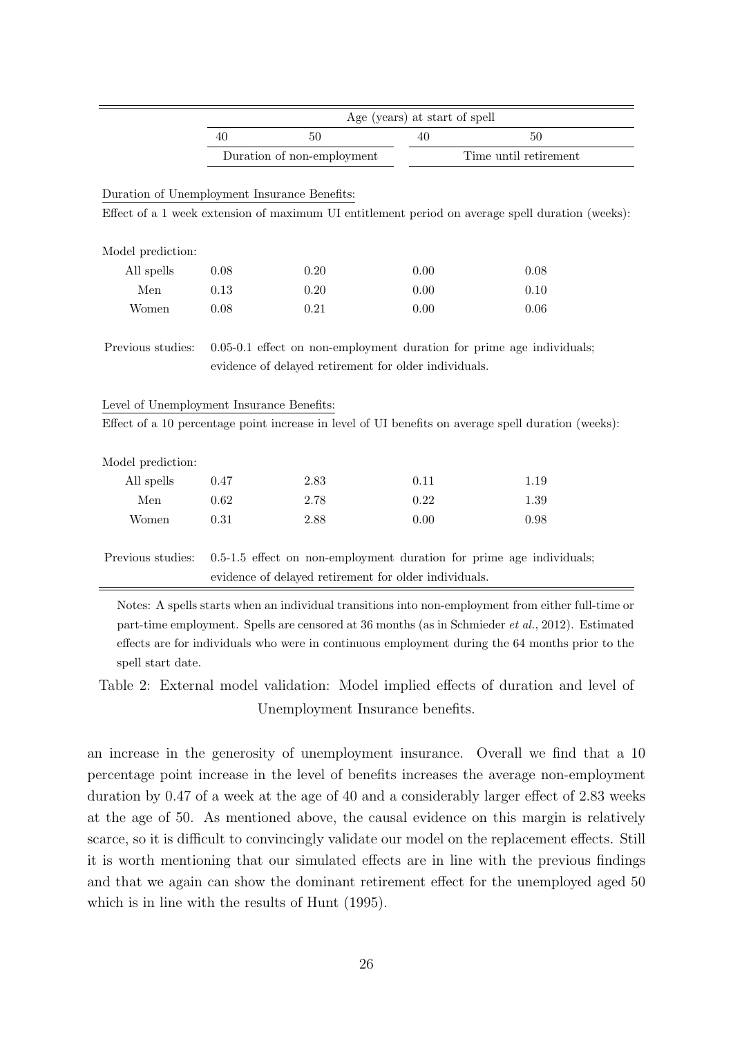| | Age (years) at start of spell | | | |
|---|---|---|---|---|
| | 40 | 50 | 40 | 50 |
| | Duration of non-employment | | Time until retirement | |
| Duration of Unemployment Insurance Benefits: | | | | |
| Effect of a 1 week extension of maximum UI entitlement period on average spell duration (weeks): | | | | |
| Model prediction: | | | | |
| All spells | 0.08 | 0.20 | 0.00 | 0.08 |
| Men | 0.13 | 0.20 | 0.00 | 0.10 |
| Women | 0.08 | 0.21 | 0.00 | 0.06 |
| Previous studies: | 0.05-0.1 effect on non-employment duration for prime age individuals; evidence of delayed retirement for older individuals. | | | |
| Level of Unemployment Insurance Benefits: | | | | |
| Effect of a 10 percentage point increase in level of UI benefits on average spell duration (weeks): | | | | |
| Model prediction: | | | | |
| All spells | 0.47 | 2.83 | 0.11 | 1.19 |
| Men | 0.62 | 2.78 | 0.22 | 1.39 |
| Women | 0.31 | 2.88 | 0.00 | 0.98 |
| Previous studies: | 0.5-1.5 effect on non-employment duration for prime age individuals; evidence of delayed retirement for older individuals. | | | |

Notes: A spells starts when an individual transitions into non-employment from either full-time or part-time employment. Spells are censored at 36 months (as in Schmieder *et al.*, 2012). Estimated effects are for individuals who were in continuous employment during the 64 months prior to the spell start date.

Table 2: External model validation: Model implied effects of duration and level of Unemployment Insurance benefits.

an increase in the generosity of unemployment insurance. Overall we find that a 10 percentage point increase in the level of benefits increases the average non-employment duration by 0.47 of a week at the age of 40 and a considerably larger effect of 2.83 weeks at the age of 50. As mentioned above, the causal evidence on this margin is relatively scarce, so it is difficult to convincingly validate our model on the replacement effects. Still it is worth mentioning that our simulated effects are in line with the previous findings and that we again can show the dominant retirement effect for the unemployed aged 50 which is in line with the results of Hunt (1995).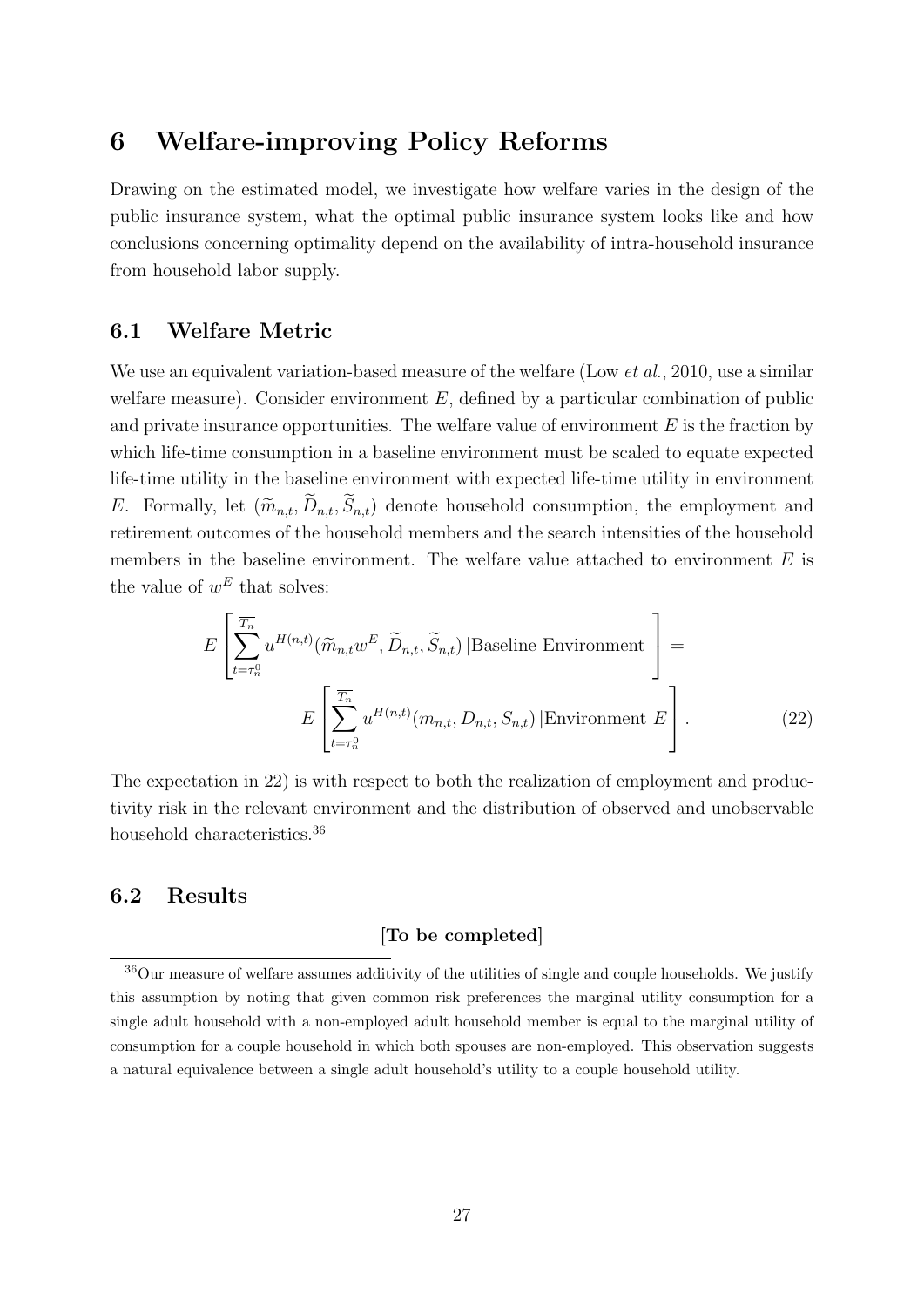# 6 Welfare-improving Policy Reforms

Drawing on the estimated model, we investigate how welfare varies in the design of the public insurance system, what the optimal public insurance system looks like and how conclusions concerning optimality depend on the availability of intra-household insurance from household labor supply.

## 6.1 Welfare Metric

We use an equivalent variation-based measure of the welfare (Low *et al.*, 2010, use a similar welfare measure). Consider environment $E$, defined by a particular combination of public and private insurance opportunities. The welfare value of environment $E$ is the fraction by which life-time consumption in a baseline environment must be scaled to equate expected life-time utility in the baseline environment with expected life-time utility in environment $E$. Formally, let $(\widetilde{m}_{n,t}, \widetilde{D}_{n,t}, \widetilde{S}_{n,t})$ denote household consumption, the employment and retirement outcomes of the household members and the search intensities of the household members in the baseline environment. The welfare value attached to environment $E$ is the value of $w^E$ that solves:

$$E\left[\sum_{t=\tau_n^0}^{\overline{T_n}} u^{H(n,t)}(\widetilde{m}_{n,t} w^E, \widetilde{D}_{n,t}, \widetilde{S}_{n,t}) \,|\text{Baseline Environment}\right] = E\left[\sum_{t=\tau_n^0}^{\overline{T_n}} u^{H(n,t)}(m_{n,t}, D_{n,t}, S_{n,t}) \,|\text{Environment } E\right]. \tag{22}$$

The expectation in 22) is with respect to both the realization of employment and productivity risk in the relevant environment and the distribution of observed and unobservable household characteristics.[36]

## 6.2 Results

**[To be completed]**

---

[36] Our measure of welfare assumes additivity of the utilities of single and couple households. We justify this assumption by noting that given common risk preferences the marginal utility consumption for a single adult household with a non-employed adult household member is equal to the marginal utility of consumption for a couple household in which both spouses are non-employed. This observation suggests a natural equivalence between a single adult household's utility to a couple household utility.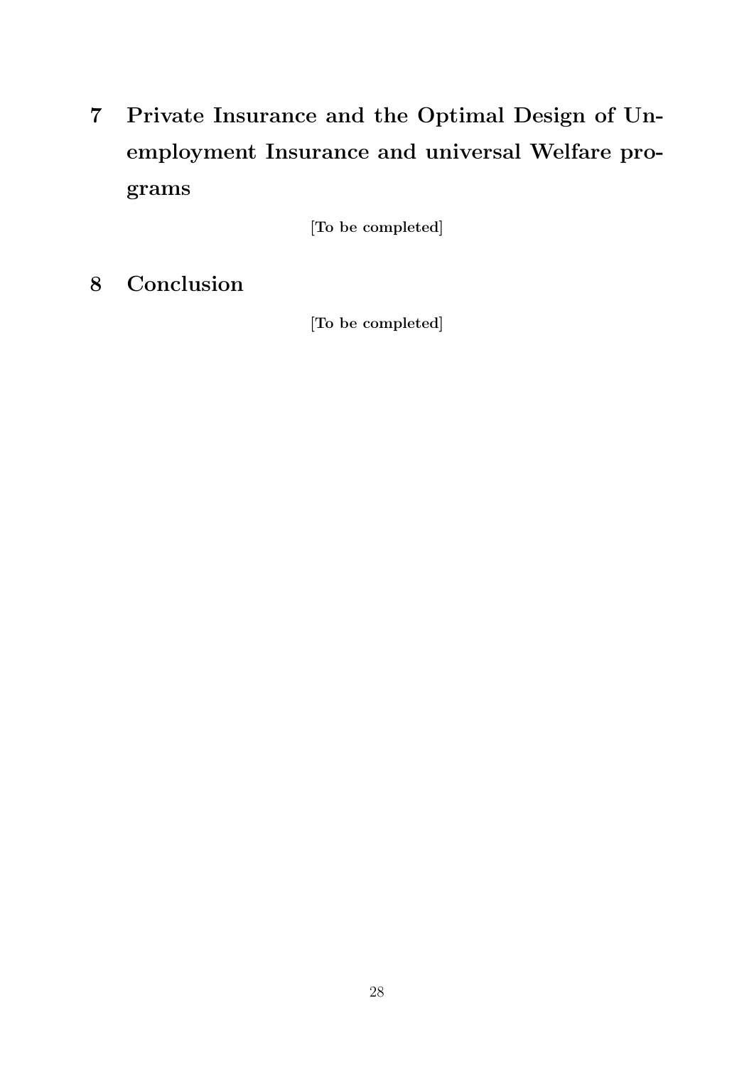# 7 Private Insurance and the Optimal Design of Unemployment Insurance and universal Welfare programs

**[To be completed]**

# 8 Conclusion

**[To be completed]**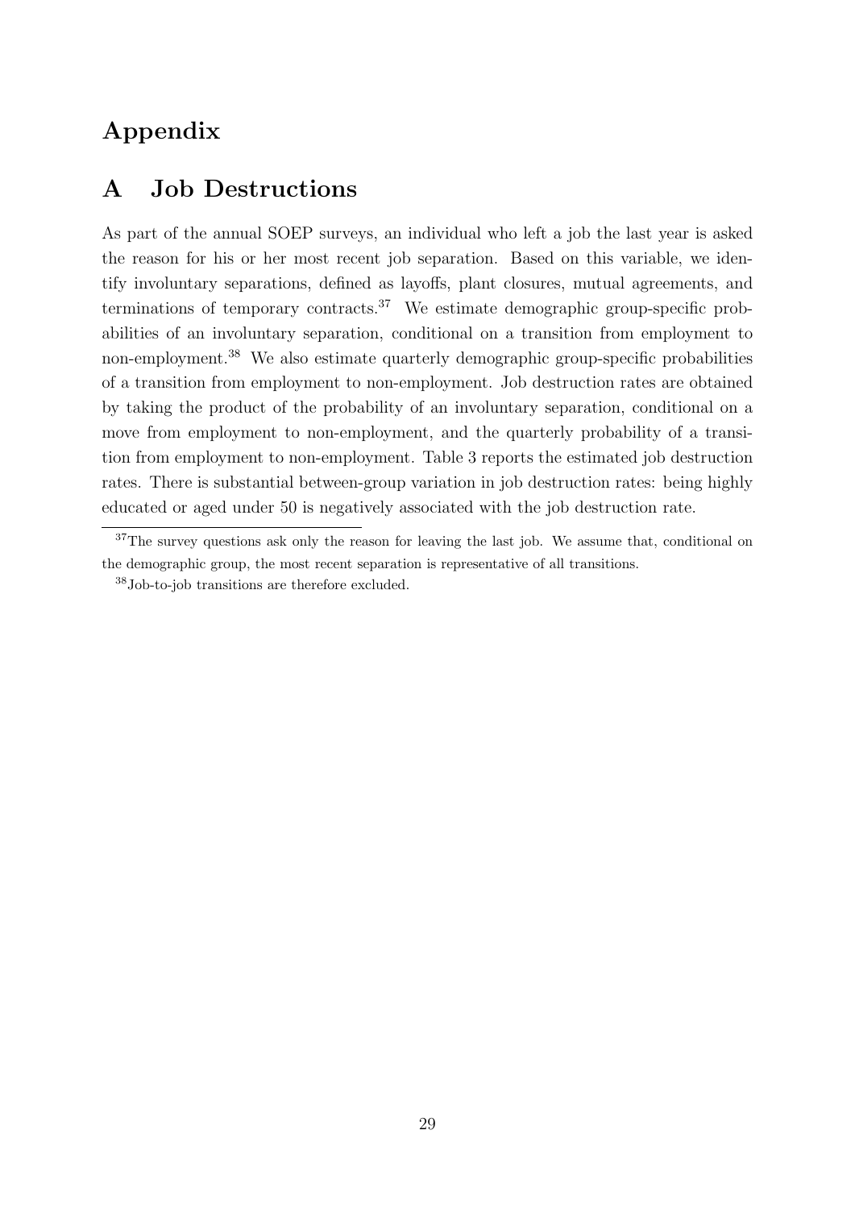# Appendix

## A Job Destructions

As part of the annual SOEP surveys, an individual who left a job the last year is asked the reason for his or her most recent job separation. Based on this variable, we identify involuntary separations, defined as layoffs, plant closures, mutual agreements, and terminations of temporary contracts.[37] We estimate demographic group-specific probabilities of an involuntary separation, conditional on a transition from employment to non-employment.[38] We also estimate quarterly demographic group-specific probabilities of a transition from employment to non-employment. Job destruction rates are obtained by taking the product of the probability of an involuntary separation, conditional on a move from employment to non-employment, and the quarterly probability of a transition from employment to non-employment. Table 3 reports the estimated job destruction rates. There is substantial between-group variation in job destruction rates: being highly educated or aged under 50 is negatively associated with the job destruction rate.

[37] The survey questions ask only the reason for leaving the last job. We assume that, conditional on the demographic group, the most recent separation is representative of all transitions.

[38] Job-to-job transitions are therefore excluded.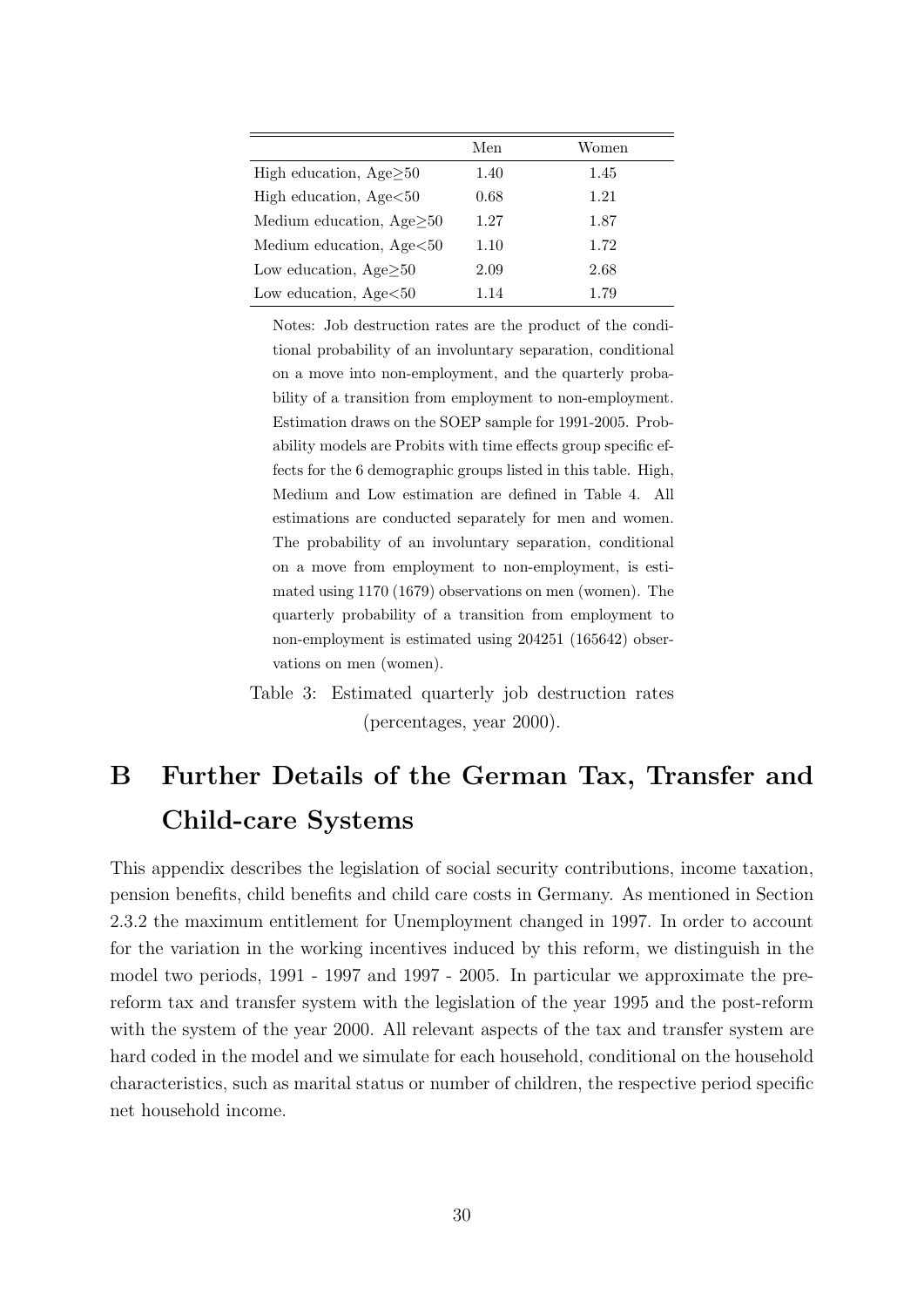|  | Men | Women |
|---|---|---|
| High education, Age≥50 | 1.40 | 1.45 |
| High education, Age<50 | 0.68 | 1.21 |
| Medium education, Age≥50 | 1.27 | 1.87 |
| Medium education, Age<50 | 1.10 | 1.72 |
| Low education, Age≥50 | 2.09 | 2.68 |
| Low education, Age<50 | 1.14 | 1.79 |

Notes: Job destruction rates are the product of the conditional probability of an involuntary separation, conditional on a move into non-employment, and the quarterly probability of a transition from employment to non-employment. Estimation draws on the SOEP sample for 1991-2005. Probability models are Probits with time effects group specific effects for the 6 demographic groups listed in this table. High, Medium and Low estimation are defined in Table 4. All estimations are conducted separately for men and women. The probability of an involuntary separation, conditional on a move from employment to non-employment, is estimated using 1170 (1679) observations on men (women). The quarterly probability of a transition from employment to non-employment is estimated using 204251 (165642) observations on men (women).

Table 3: Estimated quarterly job destruction rates (percentages, year 2000).

# B Further Details of the German Tax, Transfer and Child-care Systems

This appendix describes the legislation of social security contributions, income taxation, pension benefits, child benefits and child care costs in Germany. As mentioned in Section 2.3.2 the maximum entitlement for Unemployment changed in 1997. In order to account for the variation in the working incentives induced by this reform, we distinguish in the model two periods, 1991 - 1997 and 1997 - 2005. In particular we approximate the pre-reform tax and transfer system with the legislation of the year 1995 and the post-reform with the system of the year 2000. All relevant aspects of the tax and transfer system are hard coded in the model and we simulate for each household, conditional on the household characteristics, such as marital status or number of children, the respective period specific net household income.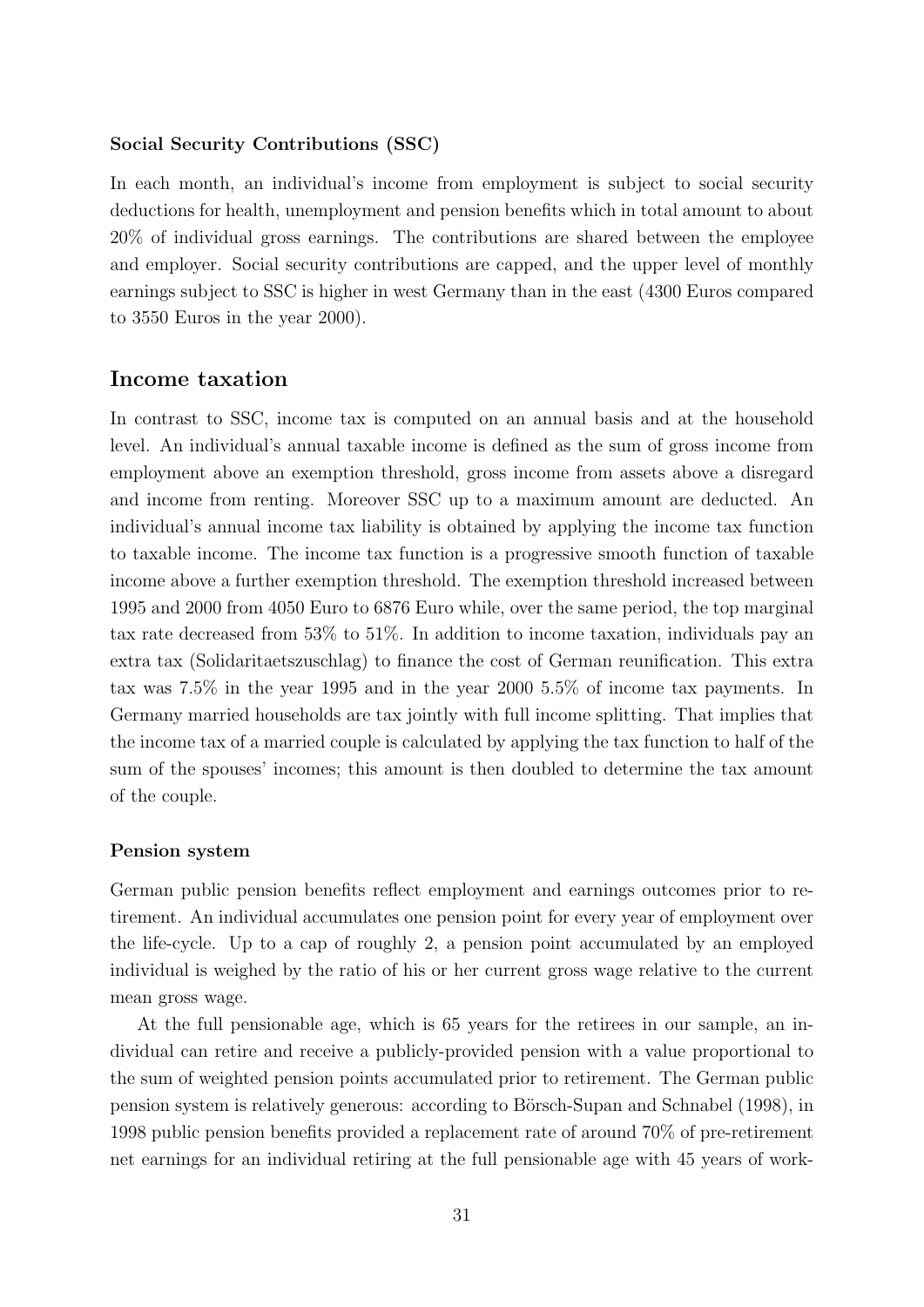**Social Security Contributions (SSC)**

In each month, an individual's income from employment is subject to social security deductions for health, unemployment and pension benefits which in total amount to about 20% of individual gross earnings. The contributions are shared between the employee and employer. Social security contributions are capped, and the upper level of monthly earnings subject to SSC is higher in west Germany than in the east (4300 Euros compared to 3550 Euros in the year 2000).

## Income taxation

In contrast to SSC, income tax is computed on an annual basis and at the household level. An individual's annual taxable income is defined as the sum of gross income from employment above an exemption threshold, gross income from assets above a disregard and income from renting. Moreover SSC up to a maximum amount are deducted. An individual's annual income tax liability is obtained by applying the income tax function to taxable income. The income tax function is a progressive smooth function of taxable income above a further exemption threshold. The exemption threshold increased between 1995 and 2000 from 4050 Euro to 6876 Euro while, over the same period, the top marginal tax rate decreased from 53% to 51%. In addition to income taxation, individuals pay an extra tax (Solidaritaetszuschlag) to finance the cost of German reunification. This extra tax was 7.5% in the year 1995 and in the year 2000 5.5% of income tax payments. In Germany married households are tax jointly with full income splitting. That implies that the income tax of a married couple is calculated by applying the tax function to half of the sum of the spouses' incomes; this amount is then doubled to determine the tax amount of the couple.

**Pension system**

German public pension benefits reflect employment and earnings outcomes prior to retirement. An individual accumulates one pension point for every year of employment over the life-cycle. Up to a cap of roughly 2, a pension point accumulated by an employed individual is weighed by the ratio of his or her current gross wage relative to the current mean gross wage.

At the full pensionable age, which is 65 years for the retirees in our sample, an individual can retire and receive a publicly-provided pension with a value proportional to the sum of weighted pension points accumulated prior to retirement. The German public pension system is relatively generous: according to Börsch-Supan and Schnabel (1998), in 1998 public pension benefits provided a replacement rate of around 70% of pre-retirement net earnings for an individual retiring at the full pensionable age with 45 years of work-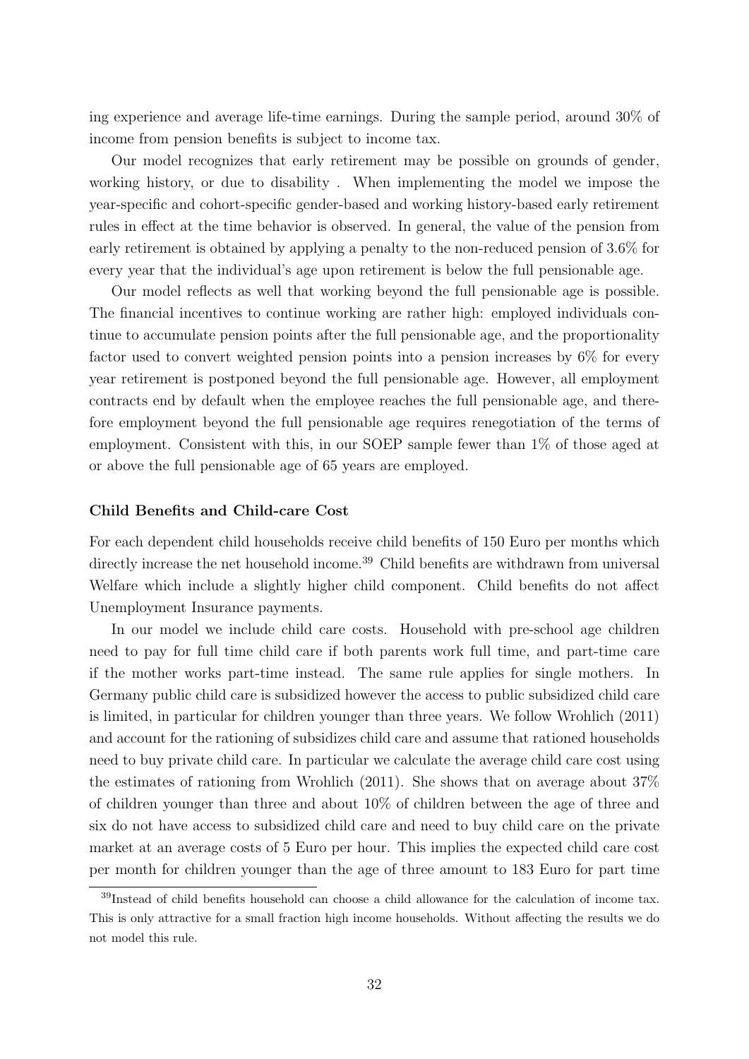ing experience and average life-time earnings. During the sample period, around 30% of income from pension benefits is subject to income tax.

Our model recognizes that early retirement may be possible on grounds of gender, working history, or due to disability . When implementing the model we impose the year-specific and cohort-specific gender-based and working history-based early retirement rules in effect at the time behavior is observed. In general, the value of the pension from early retirement is obtained by applying a penalty to the non-reduced pension of 3.6% for every year that the individual's age upon retirement is below the full pensionable age.

Our model reflects as well that working beyond the full pensionable age is possible. The financial incentives to continue working are rather high: employed individuals continue to accumulate pension points after the full pensionable age, and the proportionality factor used to convert weighted pension points into a pension increases by 6% for every year retirement is postponed beyond the full pensionable age. However, all employment contracts end by default when the employee reaches the full pensionable age, and therefore employment beyond the full pensionable age requires renegotiation of the terms of employment. Consistent with this, in our SOEP sample fewer than 1% of those aged at or above the full pensionable age of 65 years are employed.

**Child Benefits and Child-care Cost**

For each dependent child households receive child benefits of 150 Euro per months which directly increase the net household income.[39] Child benefits are withdrawn from universal Welfare which include a slightly higher child component. Child benefits do not affect Unemployment Insurance payments.

In our model we include child care costs. Household with pre-school age children need to pay for full time child care if both parents work full time, and part-time care if the mother works part-time instead. The same rule applies for single mothers. In Germany public child care is subsidized however the access to public subsidized child care is limited, in particular for children younger than three years. We follow Wrohlich (2011) and account for the rationing of subsidizes child care and assume that rationed households need to buy private child care. In particular we calculate the average child care cost using the estimates of rationing from Wrohlich (2011). She shows that on average about 37% of children younger than three and about 10% of children between the age of three and six do not have access to subsidized child care and need to buy child care on the private market at an average costs of 5 Euro per hour. This implies the expected child care cost per month for children younger than the age of three amount to 183 Euro for part time

[39] Instead of child benefits household can choose a child allowance for the calculation of income tax. This is only attractive for a small fraction high income households. Without affecting the results we do not model this rule.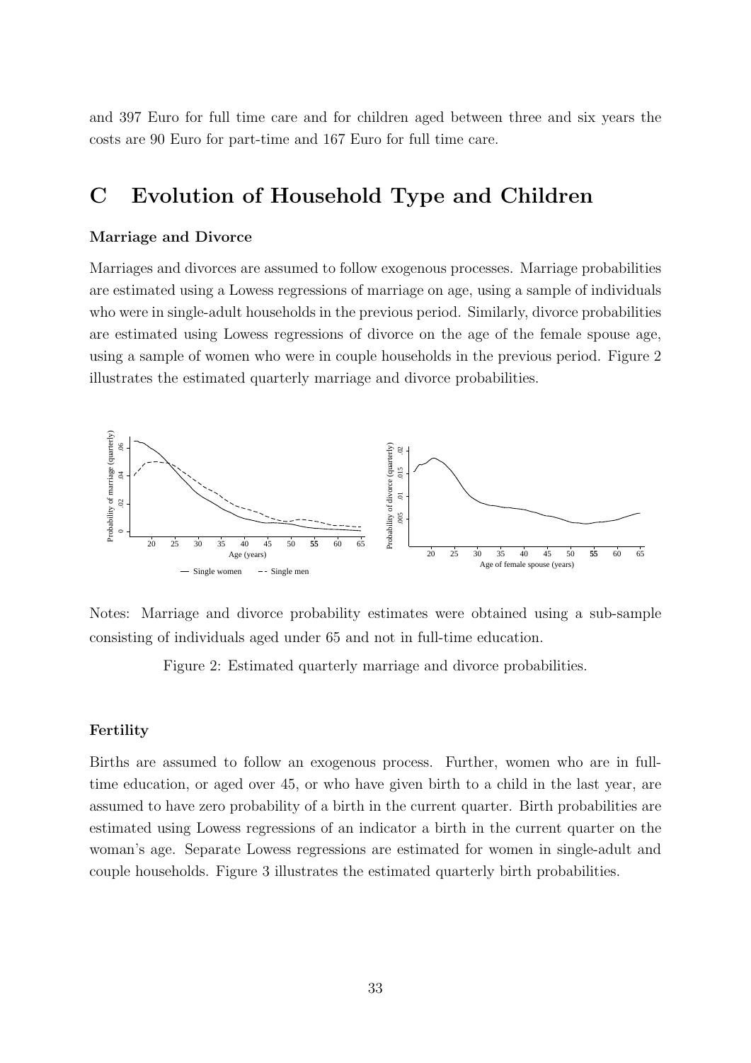and 397 Euro for full time care and for children aged between three and six years the costs are 90 Euro for part-time and 167 Euro for full time care.

# C Evolution of Household Type and Children

### Marriage and Divorce

Marriages and divorces are assumed to follow exogenous processes. Marriage probabilities are estimated using a Lowess regressions of marriage on age, using a sample of individuals who were in single-adult households in the previous period. Similarly, divorce probabilities are estimated using Lowess regressions of divorce on the age of the female spouse age, using a sample of women who were in couple households in the previous period. Figure 2 illustrates the estimated quarterly marriage and divorce probabilities.

Notes: Marriage and divorce probability estimates were obtained using a sub-sample consisting of individuals aged under 65 and not in full-time education.

Figure 2: Estimated quarterly marriage and divorce probabilities.

### Fertility

Births are assumed to follow an exogenous process. Further, women who are in full-time education, or aged over 45, or who have given birth to a child in the last year, are assumed to have zero probability of a birth in the current quarter. Birth probabilities are estimated using Lowess regressions of an indicator a birth in the current quarter on the woman's age. Separate Lowess regressions are estimated for women in single-adult and couple households. Figure 3 illustrates the estimated quarterly birth probabilities.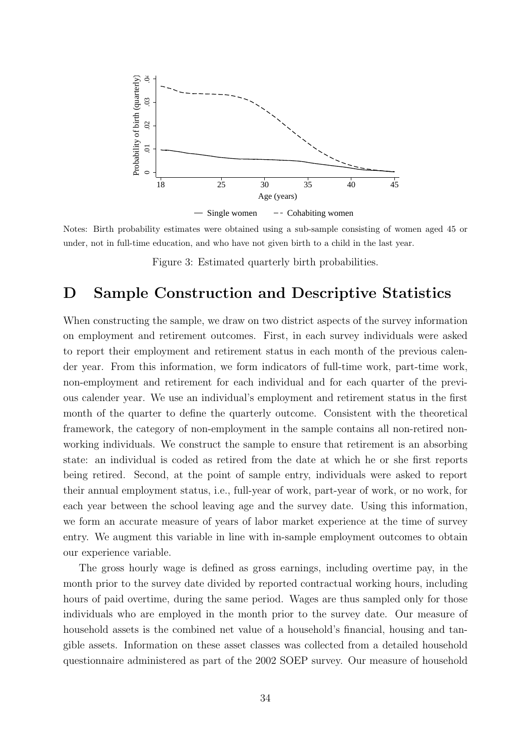Notes: Birth probability estimates were obtained using a sub-sample consisting of women aged 45 or under, not in full-time education, and who have not given birth to a child in the last year.

Figure 3: Estimated quarterly birth probabilities.

# D Sample Construction and Descriptive Statistics

When constructing the sample, we draw on two district aspects of the survey information on employment and retirement outcomes. First, in each survey individuals were asked to report their employment and retirement status in each month of the previous calender year. From this information, we form indicators of full-time work, part-time work, non-employment and retirement for each individual and for each quarter of the previous calender year. We use an individual's employment and retirement status in the first month of the quarter to define the quarterly outcome. Consistent with the theoretical framework, the category of non-employment in the sample contains all non-retired non-working individuals. We construct the sample to ensure that retirement is an absorbing state: an individual is coded as retired from the date at which he or she first reports being retired. Second, at the point of sample entry, individuals were asked to report their annual employment status, i.e., full-year of work, part-year of work, or no work, for each year between the school leaving age and the survey date. Using this information, we form an accurate measure of years of labor market experience at the time of survey entry. We augment this variable in line with in-sample employment outcomes to obtain our experience variable.

The gross hourly wage is defined as gross earnings, including overtime pay, in the month prior to the survey date divided by reported contractual working hours, including hours of paid overtime, during the same period. Wages are thus sampled only for those individuals who are employed in the month prior to the survey date. Our measure of household assets is the combined net value of a household's financial, housing and tangible assets. Information on these asset classes was collected from a detailed household questionnaire administered as part of the 2002 SOEP survey. Our measure of household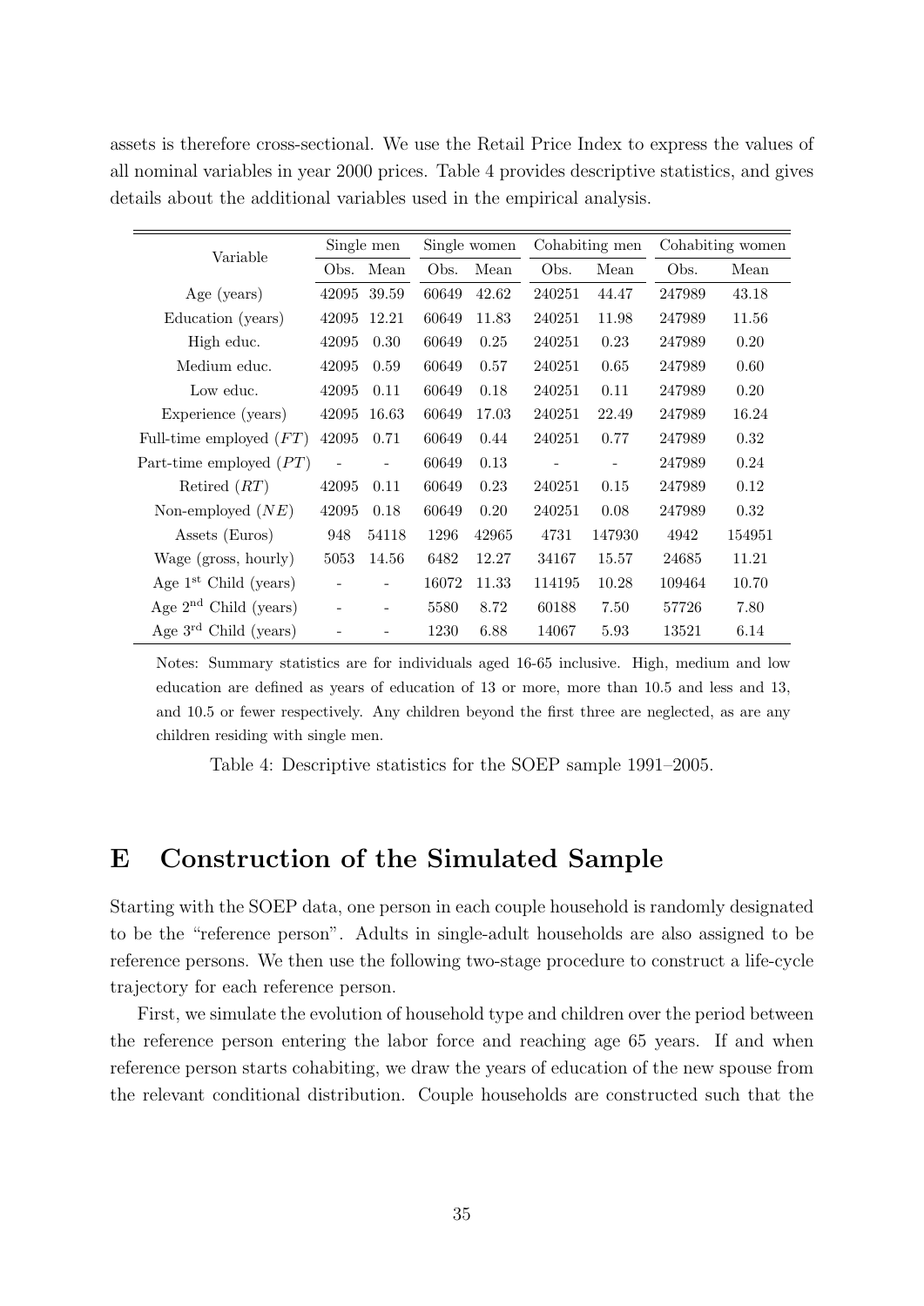assets is therefore cross-sectional. We use the Retail Price Index to express the values of all nominal variables in year 2000 prices. Table 4 provides descriptive statistics, and gives details about the additional variables used in the empirical analysis.

| Variable | Single men | | Single women | | Cohabiting men | | Cohabiting women | |
|---|---|---|---|---|---|---|---|---|
| | Obs. | Mean | Obs. | Mean | Obs. | Mean | Obs. | Mean |
| Age (years) | 42095 | 39.59 | 60649 | 42.62 | 240251 | 44.47 | 247989 | 43.18 |
| Education (years) | 42095 | 12.21 | 60649 | 11.83 | 240251 | 11.98 | 247989 | 11.56 |
| High educ. | 42095 | 0.30 | 60649 | 0.25 | 240251 | 0.23 | 247989 | 0.20 |
| Medium educ. | 42095 | 0.59 | 60649 | 0.57 | 240251 | 0.65 | 247989 | 0.60 |
| Low educ. | 42095 | 0.11 | 60649 | 0.18 | 240251 | 0.11 | 247989 | 0.20 |
| Experience (years) | 42095 | 16.63 | 60649 | 17.03 | 240251 | 22.49 | 247989 | 16.24 |
| Full-time employed ($FT$) | 42095 | 0.71 | 60649 | 0.44 | 240251 | 0.77 | 247989 | 0.32 |
| Part-time employed ($PT$) | - | - | 60649 | 0.13 | - | - | 247989 | 0.24 |
| Retired ($RT$) | 42095 | 0.11 | 60649 | 0.23 | 240251 | 0.15 | 247989 | 0.12 |
| Non-employed ($NE$) | 42095 | 0.18 | 60649 | 0.20 | 240251 | 0.08 | 247989 | 0.32 |
| Assets (Euros) | 948 | 54118 | 1296 | 42965 | 4731 | 147930 | 4942 | 154951 |
| Wage (gross, hourly) | 5053 | 14.56 | 6482 | 12.27 | 34167 | 15.57 | 24685 | 11.21 |
| Age 1st Child (years) | - | - | 16072 | 11.33 | 114195 | 10.28 | 109464 | 10.70 |
| Age 2nd Child (years) | - | - | 5580 | 8.72 | 60188 | 7.50 | 57726 | 7.80 |
| Age 3rd Child (years) | - | - | 1230 | 6.88 | 14067 | 5.93 | 13521 | 6.14 |

Notes: Summary statistics are for individuals aged 16-65 inclusive. High, medium and low education are defined as years of education of 13 or more, more than 10.5 and less and 13, and 10.5 or fewer respectively. Any children beyond the first three are neglected, as are any children residing with single men.

Table 4: Descriptive statistics for the SOEP sample 1991–2005.

# E Construction of the Simulated Sample

Starting with the SOEP data, one person in each couple household is randomly designated to be the "reference person". Adults in single-adult households are also assigned to be reference persons. We then use the following two-stage procedure to construct a life-cycle trajectory for each reference person.

First, we simulate the evolution of household type and children over the period between the reference person entering the labor force and reaching age 65 years. If and when reference person starts cohabiting, we draw the years of education of the new spouse from the relevant conditional distribution. Couple households are constructed such that the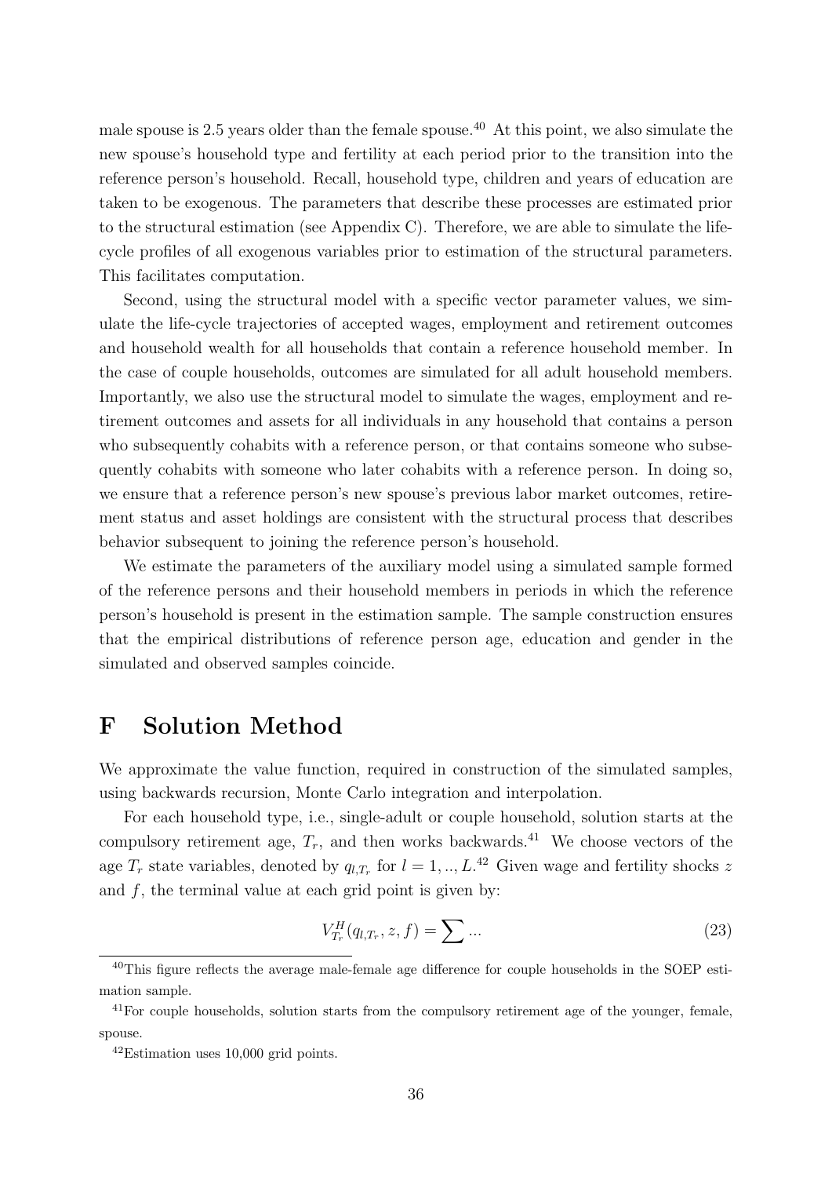male spouse is 2.5 years older than the female spouse.[40] At this point, we also simulate the new spouse's household type and fertility at each period prior to the transition into the reference person's household. Recall, household type, children and years of education are taken to be exogenous. The parameters that describe these processes are estimated prior to the structural estimation (see Appendix C). Therefore, we are able to simulate the life-cycle profiles of all exogenous variables prior to estimation of the structural parameters. This facilitates computation.

Second, using the structural model with a specific vector parameter values, we simulate the life-cycle trajectories of accepted wages, employment and retirement outcomes and household wealth for all households that contain a reference household member. In the case of couple households, outcomes are simulated for all adult household members. Importantly, we also use the structural model to simulate the wages, employment and retirement outcomes and assets for all individuals in any household that contains a person who subsequently cohabits with a reference person, or that contains someone who subsequently cohabits with someone who later cohabits with a reference person. In doing so, we ensure that a reference person's new spouse's previous labor market outcomes, retirement status and asset holdings are consistent with the structural process that describes behavior subsequent to joining the reference person's household.

We estimate the parameters of the auxiliary model using a simulated sample formed of the reference persons and their household members in periods in which the reference person's household is present in the estimation sample. The sample construction ensures that the empirical distributions of reference person age, education and gender in the simulated and observed samples coincide.

# F Solution Method

We approximate the value function, required in construction of the simulated samples, using backwards recursion, Monte Carlo integration and interpolation.

For each household type, i.e., single-adult or couple household, solution starts at the compulsory retirement age, $T_r$, and then works backwards.[41] We choose vectors of the age $T_r$ state variables, denoted by $q_{l,T_r}$ for $l = 1, .., L$.[42] Given wage and fertility shocks $z$ and $f$, the terminal value at each grid point is given by:

$$V_{T_r}^{H}(q_{l,T_r}, z, f) = \sum ... \tag{23}$$

[40] This figure reflects the average male-female age difference for couple households in the SOEP estimation sample.

[41] For couple households, solution starts from the compulsory retirement age of the younger, female, spouse.

[42] Estimation uses 10,000 grid points.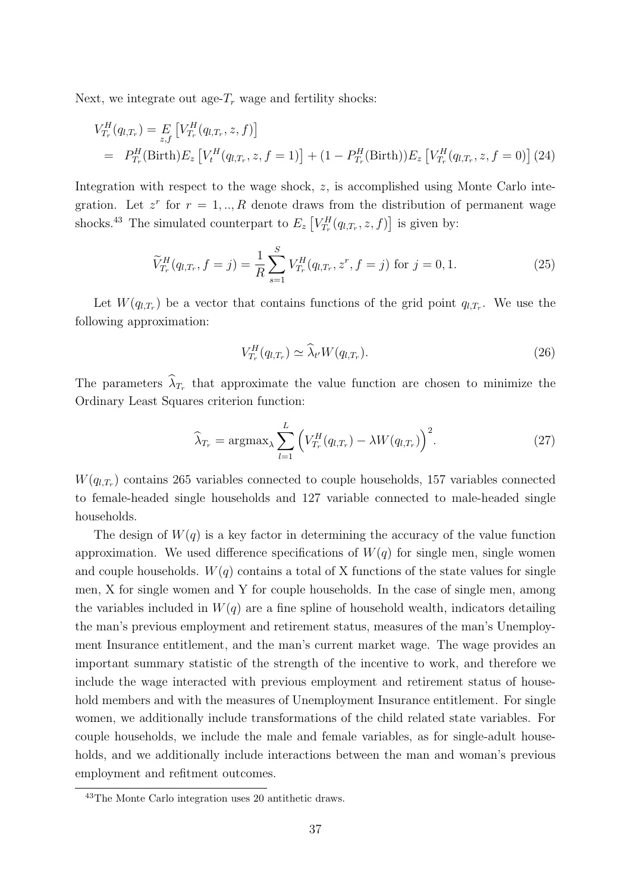Next, we integrate out age-$T_r$ wage and fertility shocks:

$$
\begin{aligned}
V_{T_r}^H(q_{l,T_r}) &= \underset{z,f}{E}\left[V_{T_r}^H(q_{l,T_r}, z, f)\right] \\
&= P_{T_r}^H(\text{Birth})E_z\left[V_t^H(q_{l,T_r}, z, f=1)\right] + (1 - P_{T_r}^H(\text{Birth}))E_z\left[V_{T_r}^H(q_{l,T_r}, z, f=0)\right] \quad (24)
\end{aligned}
$$

Integration with respect to the wage shock, $z$, is accomplished using Monte Carlo integration. Let $z^r$ for $r = 1,..,R$ denote draws from the distribution of permanent wage shocks.[43] The simulated counterpart to $E_z\left[V_{T_r}^H(q_{l,T_r}, z, f)\right]$ is given by:

$$
\widetilde{V}_{T_r}^H(q_{l,T_r}, f=j) = \frac{1}{R}\sum_{s=1}^{S} V_{T_r}^H(q_{l,T_r}, z^r, f=j) \text{ for } j = 0, 1. \quad (25)
$$

Let $W(q_{l,T_r})$ be a vector that contains functions of the grid point $q_{l,T_r}$. We use the following approximation:

$$
V_{T_r}^H(q_{l,T_r}) \simeq \widehat{\lambda}_{t'} W(q_{l,T_r}). \quad (26)
$$

The parameters $\widehat{\lambda}_{T_r}$ that approximate the value function are chosen to minimize the Ordinary Least Squares criterion function:

$$
\widehat{\lambda}_{T_r} = \text{argmax}_{\lambda} \sum_{l=1}^{L}\left(V_{T_r}^H(q_{l,T_r}) - \lambda W(q_{l,T_r})\right)^2. \quad (27)
$$

$W(q_{l,T_r})$ contains 265 variables connected to couple households, 157 variables connected to female-headed single households and 127 variable connected to male-headed single households.

The design of $W(q)$ is a key factor in determining the accuracy of the value function approximation. We used difference specifications of $W(q)$ for single men, single women and couple households. $W(q)$ contains a total of X functions of the state values for single men, X for single women and Y for couple households. In the case of single men, among the variables included in $W(q)$ are a fine spline of household wealth, indicators detailing the man's previous employment and retirement status, measures of the man's Unemployment Insurance entitlement, and the man's current market wage. The wage provides an important summary statistic of the strength of the incentive to work, and therefore we include the wage interacted with previous employment and retirement status of household members and with the measures of Unemployment Insurance entitlement. For single women, we additionally include transformations of the child related state variables. For couple households, we include the male and female variables, as for single-adult households, and we additionally include interactions between the man and woman's previous employment and refitment outcomes.

[43] The Monte Carlo integration uses 20 antithetic draws.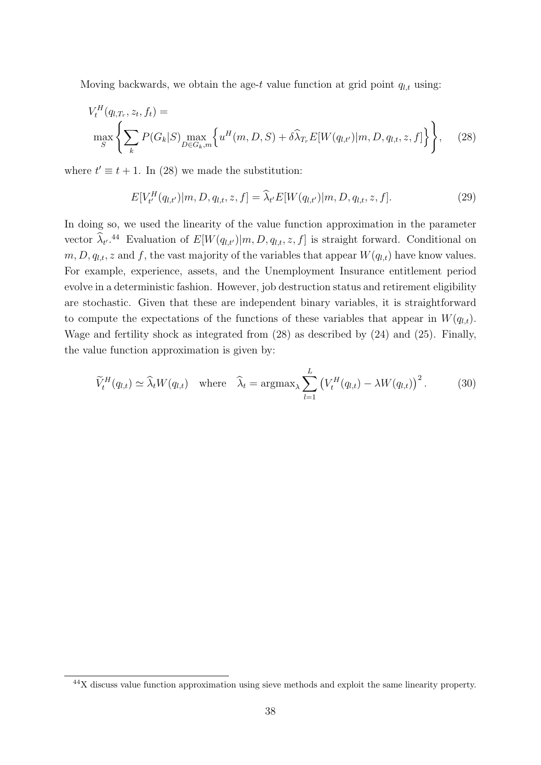Moving backwards, we obtain the age-$t$ value function at grid point $q_{l,t}$ using:

$$
\begin{aligned}
&V_t^H(q_{l,T_r}, z_t, f_t) = \\
&\max_S \left\{ \sum_k P(G_k|S) \max_{D \in G_k, m} \left\{ u^H(m, D, S) + \delta \widehat{\lambda}_{T_r} E[W(q_{l,t'})|m, D, q_{l,t}, z, f] \right\} \right\}, \quad (28)
\end{aligned}
$$

where $t' \equiv t + 1$. In (28) we made the substitution:

$$
E[V_{t'}^H(q_{l,t'})|m, D, q_{l,t}, z, f] = \widehat{\lambda}_{t'} E[W(q_{l,t'})|m, D, q_{l,t}, z, f]. \quad (29)
$$

In doing so, we used the linearity of the value function approximation in the parameter vector $\widehat{\lambda}_{t'}$.[44] Evaluation of $E[W(q_{l,t'})|m, D, q_{l,t}, z, f]$ is straight forward. Conditional on $m, D, q_{l,t}, z$ and $f$, the vast majority of the variables that appear $W(q_{l,t})$ have know values. For example, experience, assets, and the Unemployment Insurance entitlement period evolve in a deterministic fashion. However, job destruction status and retirement eligibility are stochastic. Given that these are independent binary variables, it is straightforward to compute the expectations of the functions of these variables that appear in $W(q_{l,t})$. Wage and fertility shock as integrated from (28) as described by (24) and (25). Finally, the value function approximation is given by:

$$
\widetilde{V}_t^H(q_{l,t}) \simeq \widehat{\lambda}_t W(q_{l,t}) \quad \text{where} \quad \widehat{\lambda}_t = \text{argmax}_\lambda \sum_{l=1}^{L} \left( V_t^H(q_{l,t}) - \lambda W(q_{l,t}) \right)^2. \quad (30)
$$

[44] X discuss value function approximation using sieve methods and exploit the same linearity property.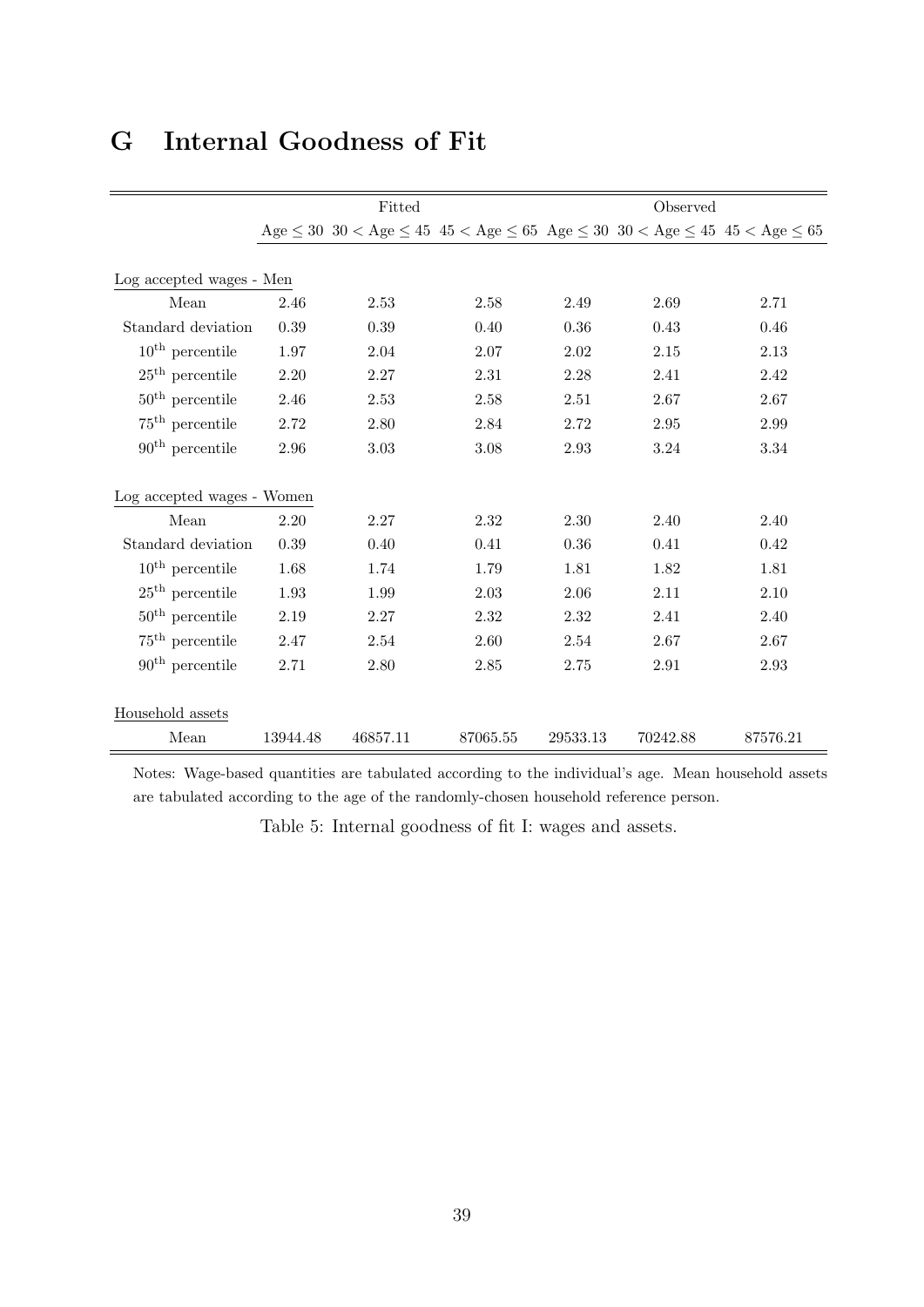# G Internal Goodness of Fit

| | Fitted | | | Observed | | |
|---|---|---|---|---|---|---|
| | Age $\leq 30$ | $30 <$ Age $\leq 45$ | $45 <$ Age $\leq 65$ | Age $\leq 30$ | $30 <$ Age $\leq 45$ | $45 <$ Age $\leq 65$ |
| Log accepted wages - Men | | | | | | |
| Mean | 2.46 | 2.53 | 2.58 | 2.49 | 2.69 | 2.71 |
| Standard deviation | 0.39 | 0.39 | 0.40 | 0.36 | 0.43 | 0.46 |
| $10^{\text{th}}$ percentile | 1.97 | 2.04 | 2.07 | 2.02 | 2.15 | 2.13 |
| $25^{\text{th}}$ percentile | 2.20 | 2.27 | 2.31 | 2.28 | 2.41 | 2.42 |
| $50^{\text{th}}$ percentile | 2.46 | 2.53 | 2.58 | 2.51 | 2.67 | 2.67 |
| $75^{\text{th}}$ percentile | 2.72 | 2.80 | 2.84 | 2.72 | 2.95 | 2.99 |
| $90^{\text{th}}$ percentile | 2.96 | 3.03 | 3.08 | 2.93 | 3.24 | 3.34 |
| Log accepted wages - Women | | | | | | |
| Mean | 2.20 | 2.27 | 2.32 | 2.30 | 2.40 | 2.40 |
| Standard deviation | 0.39 | 0.40 | 0.41 | 0.36 | 0.41 | 0.42 |
| $10^{\text{th}}$ percentile | 1.68 | 1.74 | 1.79 | 1.81 | 1.82 | 1.81 |
| $25^{\text{th}}$ percentile | 1.93 | 1.99 | 2.03 | 2.06 | 2.11 | 2.10 |
| $50^{\text{th}}$ percentile | 2.19 | 2.27 | 2.32 | 2.32 | 2.41 | 2.40 |
| $75^{\text{th}}$ percentile | 2.47 | 2.54 | 2.60 | 2.54 | 2.67 | 2.67 |
| $90^{\text{th}}$ percentile | 2.71 | 2.80 | 2.85 | 2.75 | 2.91 | 2.93 |
| Household assets | | | | | | |
| Mean | 13944.48 | 46857.11 | 87065.55 | 29533.13 | 70242.88 | 87576.21 |

Notes: Wage-based quantities are tabulated according to the individual's age. Mean household assets are tabulated according to the age of the randomly-chosen household reference person.

Table 5: Internal goodness of fit I: wages and assets.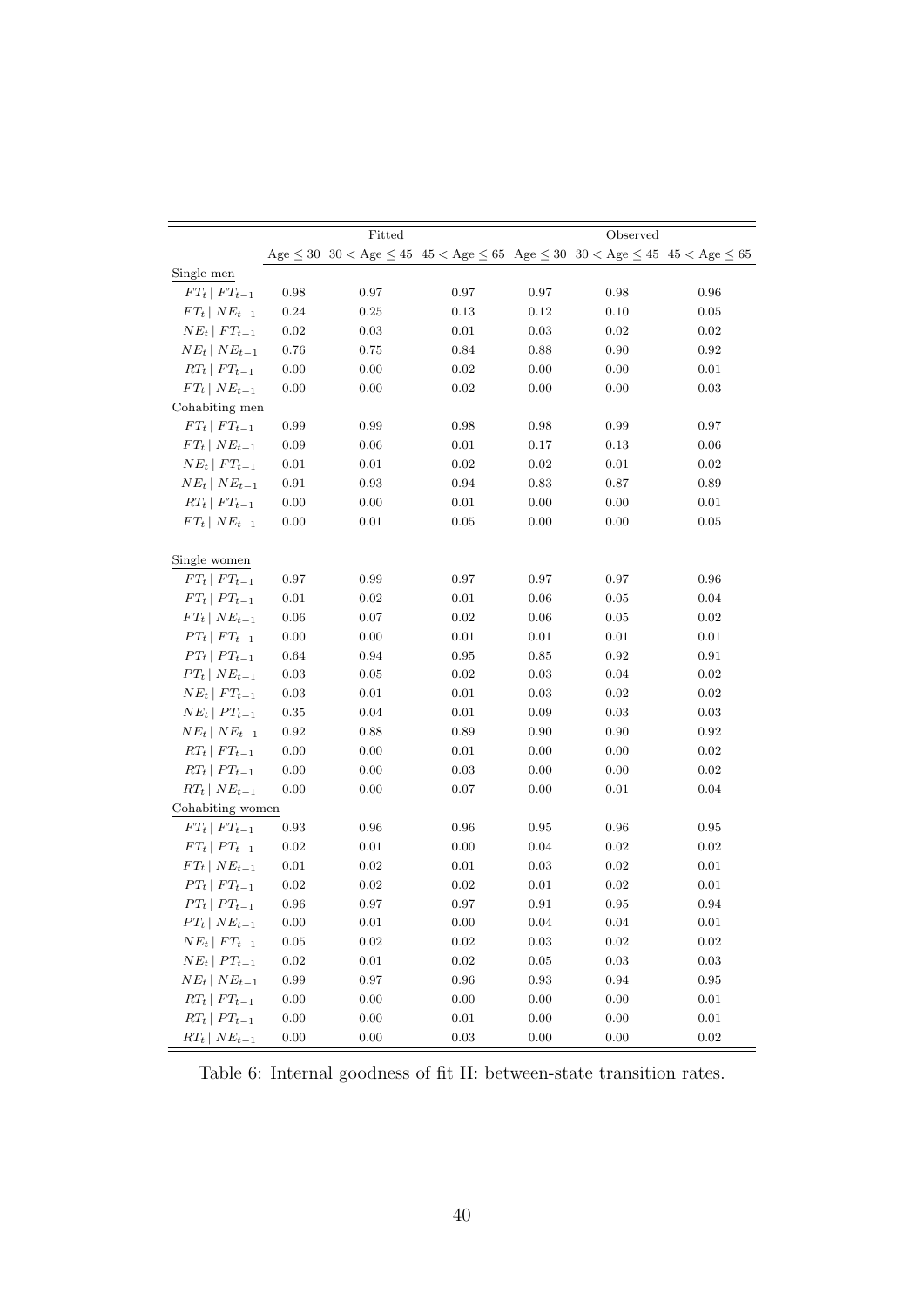| | Fitted | | | Observed | | |
|---|---|---|---|---|---|---|
| | Age $\leq 30$ | $30 <$ Age $\leq 45$ | $45 <$ Age $\leq 65$ | Age $\leq 30$ | $30 <$ Age $\leq 45$ | $45 <$ Age $\leq 65$ |
| Single men | | | | | | |
| $FT_t \mid FT_{t-1}$ | 0.98 | 0.97 | 0.97 | 0.97 | 0.98 | 0.96 |
| $FT_t \mid NE_{t-1}$ | 0.24 | 0.25 | 0.13 | 0.12 | 0.10 | 0.05 |
| $NE_t \mid FT_{t-1}$ | 0.02 | 0.03 | 0.01 | 0.03 | 0.02 | 0.02 |
| $NE_t \mid NE_{t-1}$ | 0.76 | 0.75 | 0.84 | 0.88 | 0.90 | 0.92 |
| $RT_t \mid FT_{t-1}$ | 0.00 | 0.00 | 0.02 | 0.00 | 0.00 | 0.01 |
| $FT_t \mid NE_{t-1}$ | 0.00 | 0.00 | 0.02 | 0.00 | 0.00 | 0.03 |
| Cohabiting men | | | | | | |
| $FT_t \mid FT_{t-1}$ | 0.99 | 0.99 | 0.98 | 0.98 | 0.99 | 0.97 |
| $FT_t \mid NE_{t-1}$ | 0.09 | 0.06 | 0.01 | 0.17 | 0.13 | 0.06 |
| $NE_t \mid FT_{t-1}$ | 0.01 | 0.01 | 0.02 | 0.02 | 0.01 | 0.02 |
| $NE_t \mid NE_{t-1}$ | 0.91 | 0.93 | 0.94 | 0.83 | 0.87 | 0.89 |
| $RT_t \mid FT_{t-1}$ | 0.00 | 0.00 | 0.01 | 0.00 | 0.00 | 0.01 |
| $FT_t \mid NE_{t-1}$ | 0.00 | 0.01 | 0.05 | 0.00 | 0.00 | 0.05 |
| Single women | | | | | | |
| $FT_t \mid FT_{t-1}$ | 0.97 | 0.99 | 0.97 | 0.97 | 0.97 | 0.96 |
| $FT_t \mid PT_{t-1}$ | 0.01 | 0.02 | 0.01 | 0.06 | 0.05 | 0.04 |
| $FT_t \mid NE_{t-1}$ | 0.06 | 0.07 | 0.02 | 0.06 | 0.05 | 0.02 |
| $PT_t \mid FT_{t-1}$ | 0.00 | 0.00 | 0.01 | 0.01 | 0.01 | 0.01 |
| $PT_t \mid PT_{t-1}$ | 0.64 | 0.94 | 0.95 | 0.85 | 0.92 | 0.91 |
| $PT_t \mid NE_{t-1}$ | 0.03 | 0.05 | 0.02 | 0.03 | 0.04 | 0.02 |
| $NE_t \mid FT_{t-1}$ | 0.03 | 0.01 | 0.01 | 0.03 | 0.02 | 0.02 |
| $NE_t \mid PT_{t-1}$ | 0.35 | 0.04 | 0.01 | 0.09 | 0.03 | 0.03 |
| $NE_t \mid NE_{t-1}$ | 0.92 | 0.88 | 0.89 | 0.90 | 0.90 | 0.92 |
| $RT_t \mid FT_{t-1}$ | 0.00 | 0.00 | 0.01 | 0.00 | 0.00 | 0.02 |
| $RT_t \mid PT_{t-1}$ | 0.00 | 0.00 | 0.03 | 0.00 | 0.00 | 0.02 |
| $RT_t \mid NE_{t-1}$ | 0.00 | 0.00 | 0.07 | 0.00 | 0.01 | 0.04 |
| Cohabiting women | | | | | | |
| $FT_t \mid FT_{t-1}$ | 0.93 | 0.96 | 0.96 | 0.95 | 0.96 | 0.95 |
| $FT_t \mid PT_{t-1}$ | 0.02 | 0.01 | 0.00 | 0.04 | 0.02 | 0.02 |
| $FT_t \mid NE_{t-1}$ | 0.01 | 0.02 | 0.01 | 0.03 | 0.02 | 0.01 |
| $PT_t \mid FT_{t-1}$ | 0.02 | 0.02 | 0.02 | 0.01 | 0.02 | 0.01 |
| $PT_t \mid PT_{t-1}$ | 0.96 | 0.97 | 0.97 | 0.91 | 0.95 | 0.94 |
| $PT_t \mid NE_{t-1}$ | 0.00 | 0.01 | 0.00 | 0.04 | 0.04 | 0.01 |
| $NE_t \mid FT_{t-1}$ | 0.05 | 0.02 | 0.02 | 0.03 | 0.02 | 0.02 |
| $NE_t \mid PT_{t-1}$ | 0.02 | 0.01 | 0.02 | 0.05 | 0.03 | 0.03 |
| $NE_t \mid NE_{t-1}$ | 0.99 | 0.97 | 0.96 | 0.93 | 0.94 | 0.95 |
| $RT_t \mid FT_{t-1}$ | 0.00 | 0.00 | 0.00 | 0.00 | 0.00 | 0.01 |
| $RT_t \mid PT_{t-1}$ | 0.00 | 0.00 | 0.01 | 0.00 | 0.00 | 0.01 |
| $RT_t \mid NE_{t-1}$ | 0.00 | 0.00 | 0.03 | 0.00 | 0.00 | 0.02 |

Table 6: Internal goodness of fit II: between-state transition rates.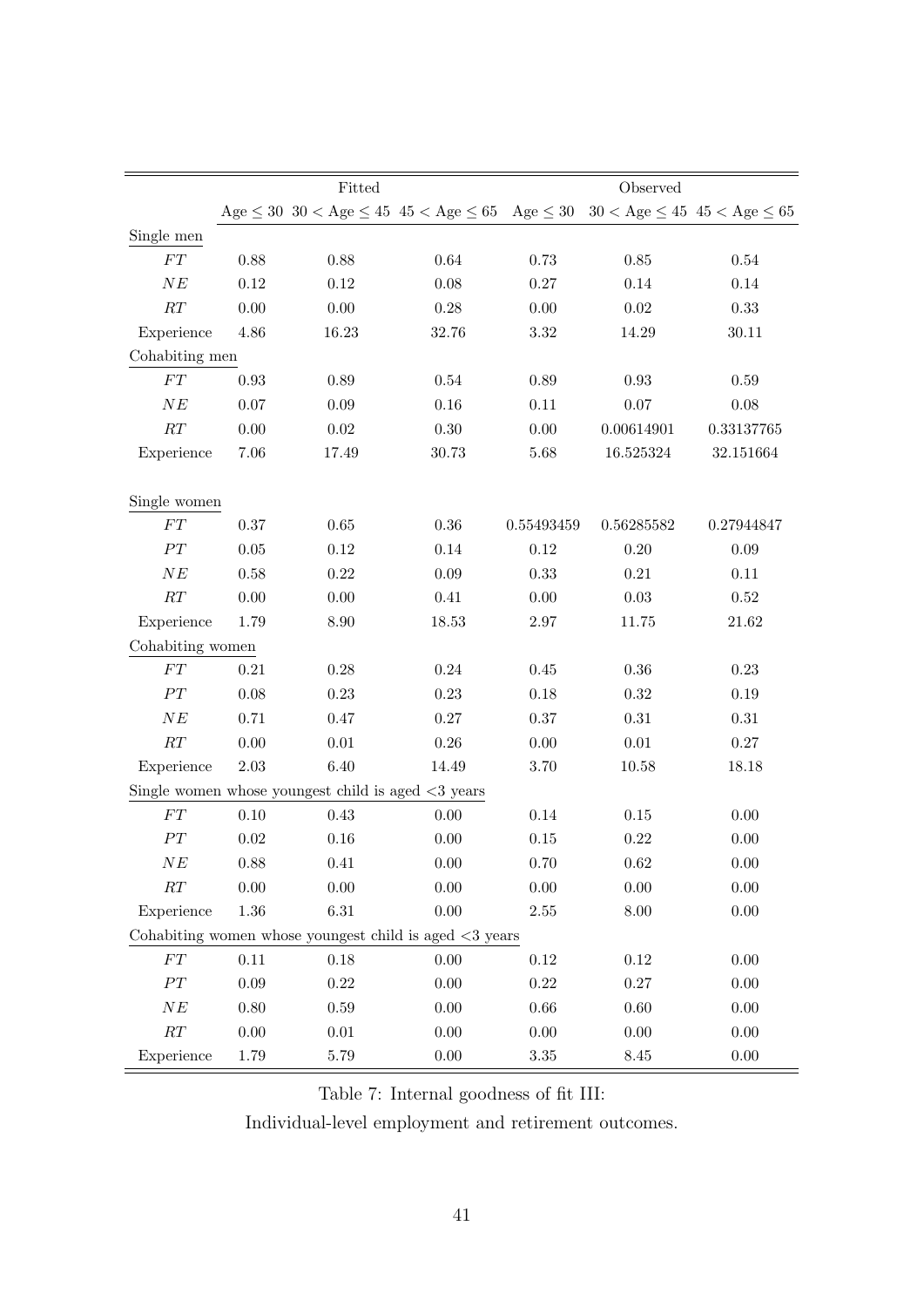| | Fitted | | | Observed | | |
|---|---|---|---|---|---|---|
| | Age $\leq 30$ | $30 <$ Age $\leq 45$ | $45 <$ Age $\leq 65$ | Age $\leq 30$ | $30 <$ Age $\leq 45$ | $45 <$ Age $\leq 65$ |
| Single men | | | | | | |
| $FT$ | 0.88 | 0.88 | 0.64 | 0.73 | 0.85 | 0.54 |
| $NE$ | 0.12 | 0.12 | 0.08 | 0.27 | 0.14 | 0.14 |
| $RT$ | 0.00 | 0.00 | 0.28 | 0.00 | 0.02 | 0.33 |
| Experience | 4.86 | 16.23 | 32.76 | 3.32 | 14.29 | 30.11 |
| Cohabiting men | | | | | | |
| $FT$ | 0.93 | 0.89 | 0.54 | 0.89 | 0.93 | 0.59 |
| $NE$ | 0.07 | 0.09 | 0.16 | 0.11 | 0.07 | 0.08 |
| $RT$ | 0.00 | 0.02 | 0.30 | 0.00 | 0.00614901 | 0.33137765 |
| Experience | 7.06 | 17.49 | 30.73 | 5.68 | 16.525324 | 32.151664 |
| Single women | | | | | | |
| $FT$ | 0.37 | 0.65 | 0.36 | 0.55493459 | 0.56285582 | 0.27944847 |
| $PT$ | 0.05 | 0.12 | 0.14 | 0.12 | 0.20 | 0.09 |
| $NE$ | 0.58 | 0.22 | 0.09 | 0.33 | 0.21 | 0.11 |
| $RT$ | 0.00 | 0.00 | 0.41 | 0.00 | 0.03 | 0.52 |
| Experience | 1.79 | 8.90 | 18.53 | 2.97 | 11.75 | 21.62 |
| Cohabiting women | | | | | | |
| $FT$ | 0.21 | 0.28 | 0.24 | 0.45 | 0.36 | 0.23 |
| $PT$ | 0.08 | 0.23 | 0.23 | 0.18 | 0.32 | 0.19 |
| $NE$ | 0.71 | 0.47 | 0.27 | 0.37 | 0.31 | 0.31 |
| $RT$ | 0.00 | 0.01 | 0.26 | 0.00 | 0.01 | 0.27 |
| Experience | 2.03 | 6.40 | 14.49 | 3.70 | 10.58 | 18.18 |
| Single women whose youngest child is aged <3 years | | | | | | |
| $FT$ | 0.10 | 0.43 | 0.00 | 0.14 | 0.15 | 0.00 |
| $PT$ | 0.02 | 0.16 | 0.00 | 0.15 | 0.22 | 0.00 |
| $NE$ | 0.88 | 0.41 | 0.00 | 0.70 | 0.62 | 0.00 |
| $RT$ | 0.00 | 0.00 | 0.00 | 0.00 | 0.00 | 0.00 |
| Experience | 1.36 | 6.31 | 0.00 | 2.55 | 8.00 | 0.00 |
| Cohabiting women whose youngest child is aged <3 years | | | | | | |
| $FT$ | 0.11 | 0.18 | 0.00 | 0.12 | 0.12 | 0.00 |
| $PT$ | 0.09 | 0.22 | 0.00 | 0.22 | 0.27 | 0.00 |
| $NE$ | 0.80 | 0.59 | 0.00 | 0.66 | 0.60 | 0.00 |
| $RT$ | 0.00 | 0.01 | 0.00 | 0.00 | 0.00 | 0.00 |
| Experience | 1.79 | 5.79 | 0.00 | 3.35 | 8.45 | 0.00 |

Table 7: Internal goodness of fit III:

Individual-level employment and retirement outcomes.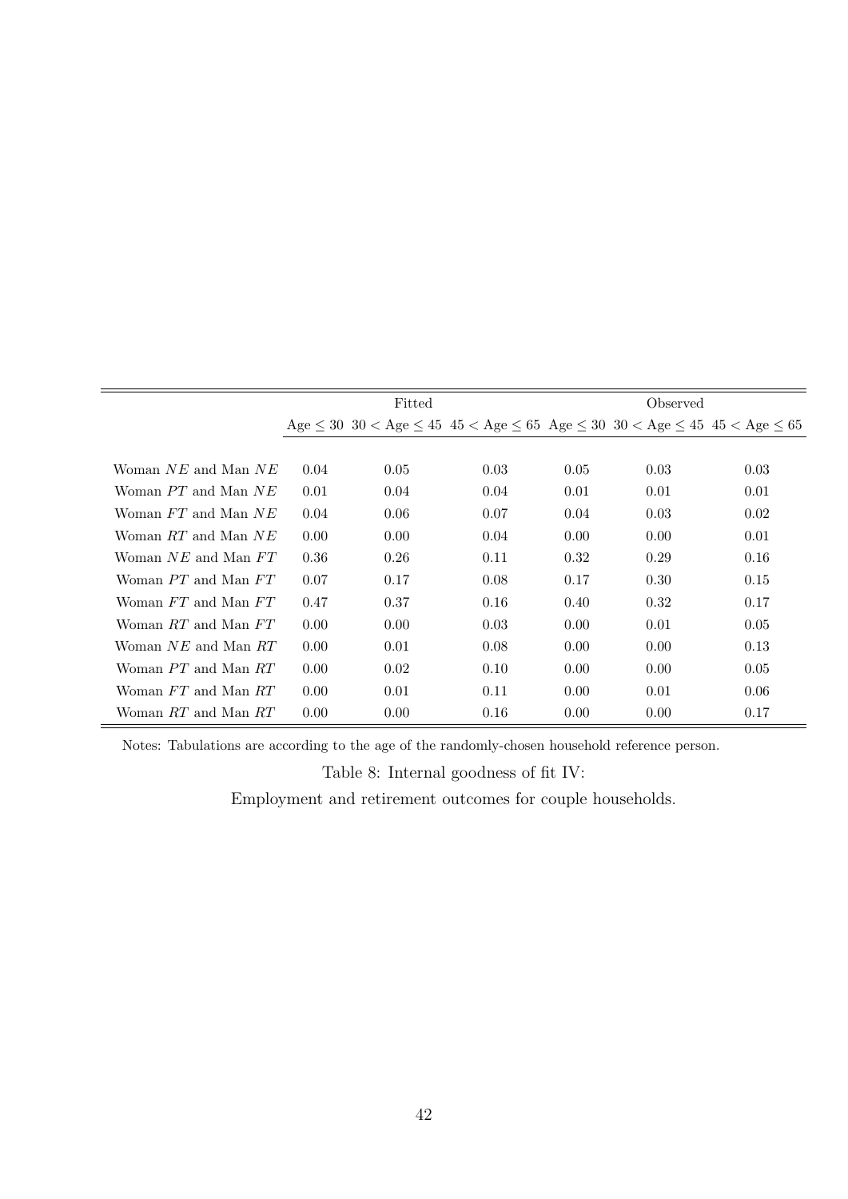| | Fitted | | | Observed | | |
|---|---|---|---|---|---|---|
| | Age $\leq 30$ | $30 <$ Age $\leq 45$ | $45 <$ Age $\leq 65$ | Age $\leq 30$ | $30 <$ Age $\leq 45$ | $45 <$ Age $\leq 65$ |
| Woman $NE$ and Man $NE$ | 0.04 | 0.05 | 0.03 | 0.05 | 0.03 | 0.03 |
| Woman $PT$ and Man $NE$ | 0.01 | 0.04 | 0.04 | 0.01 | 0.01 | 0.01 |
| Woman $FT$ and Man $NE$ | 0.04 | 0.06 | 0.07 | 0.04 | 0.03 | 0.02 |
| Woman $RT$ and Man $NE$ | 0.00 | 0.00 | 0.04 | 0.00 | 0.00 | 0.01 |
| Woman $NE$ and Man $FT$ | 0.36 | 0.26 | 0.11 | 0.32 | 0.29 | 0.16 |
| Woman $PT$ and Man $FT$ | 0.07 | 0.17 | 0.08 | 0.17 | 0.30 | 0.15 |
| Woman $FT$ and Man $FT$ | 0.47 | 0.37 | 0.16 | 0.40 | 0.32 | 0.17 |
| Woman $RT$ and Man $FT$ | 0.00 | 0.00 | 0.03 | 0.00 | 0.01 | 0.05 |
| Woman $NE$ and Man $RT$ | 0.00 | 0.01 | 0.08 | 0.00 | 0.00 | 0.13 |
| Woman $PT$ and Man $RT$ | 0.00 | 0.02 | 0.10 | 0.00 | 0.00 | 0.05 |
| Woman $FT$ and Man $RT$ | 0.00 | 0.01 | 0.11 | 0.00 | 0.01 | 0.06 |
| Woman $RT$ and Man $RT$ | 0.00 | 0.00 | 0.16 | 0.00 | 0.00 | 0.17 |

Notes: Tabulations are according to the age of the randomly-chosen household reference person.

Table 8: Internal goodness of fit IV:

Employment and retirement outcomes for couple households.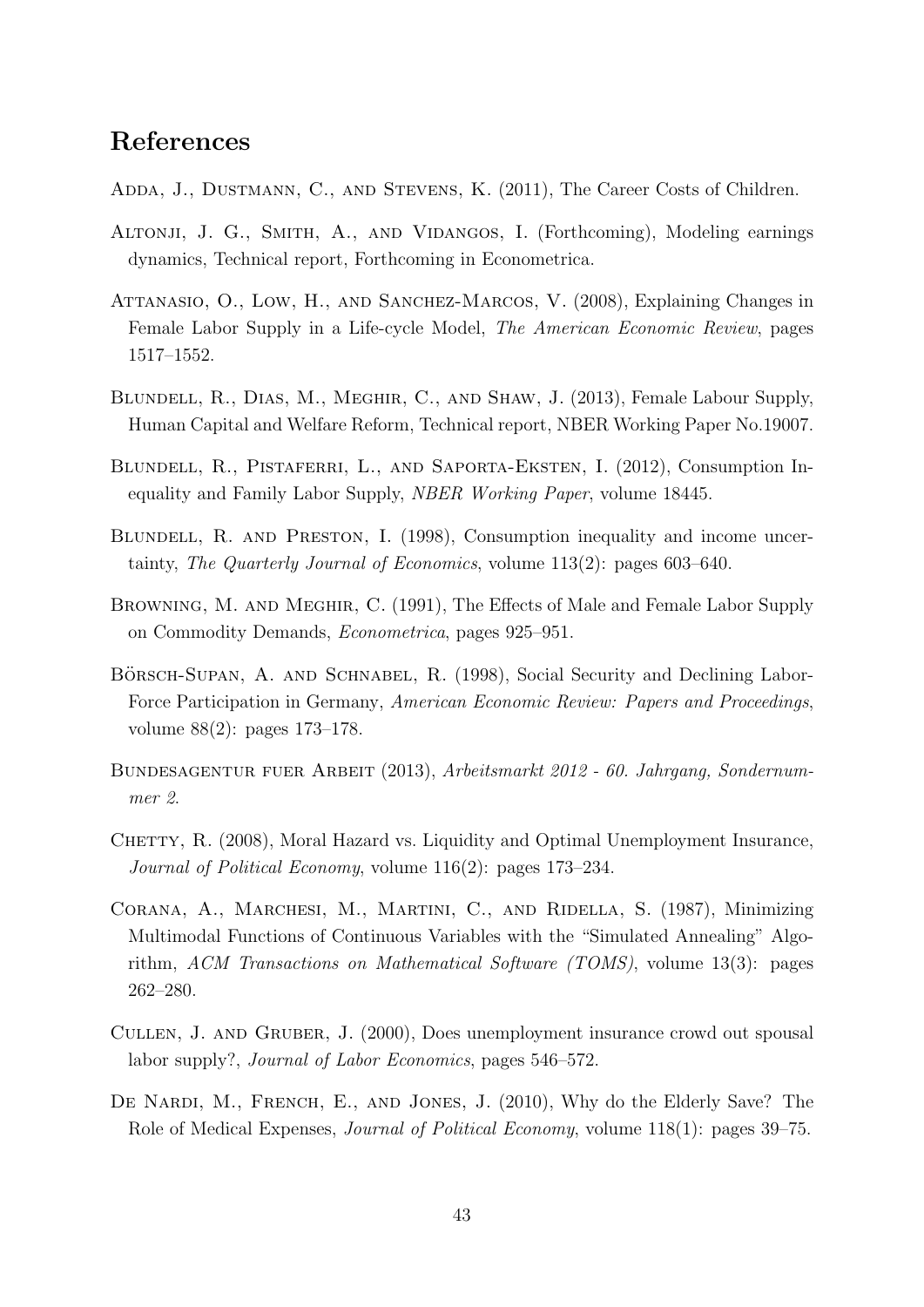# References

Adda, J., Dustmann, C., and Stevens, K. (2011), The Career Costs of Children.

Altonji, J. G., Smith, A., and Vidangos, I. (Forthcoming), Modeling earnings dynamics, Technical report, Forthcoming in Econometrica.

Attanasio, O., Low, H., and Sanchez-Marcos, V. (2008), Explaining Changes in Female Labor Supply in a Life-cycle Model, *The American Economic Review*, pages 1517–1552.

Blundell, R., Dias, M., Meghir, C., and Shaw, J. (2013), Female Labour Supply, Human Capital and Welfare Reform, Technical report, NBER Working Paper No.19007.

Blundell, R., Pistaferri, L., and Saporta-Eksten, I. (2012), Consumption Inequality and Family Labor Supply, *NBER Working Paper*, volume 18445.

Blundell, R. and Preston, I. (1998), Consumption inequality and income uncertainty, *The Quarterly Journal of Economics*, volume 113(2): pages 603–640.

Browning, M. and Meghir, C. (1991), The Effects of Male and Female Labor Supply on Commodity Demands, *Econometrica*, pages 925–951.

Börsch-Supan, A. and Schnabel, R. (1998), Social Security and Declining Labor-Force Participation in Germany, *American Economic Review: Papers and Proceedings*, volume 88(2): pages 173–178.

Bundesagentur fuer Arbeit (2013), *Arbeitsmarkt 2012 - 60. Jahrgang, Sondernummer 2*.

Chetty, R. (2008), Moral Hazard vs. Liquidity and Optimal Unemployment Insurance, *Journal of Political Economy*, volume 116(2): pages 173–234.

Corana, A., Marchesi, M., Martini, C., and Ridella, S. (1987), Minimizing Multimodal Functions of Continuous Variables with the "Simulated Annealing" Algorithm, *ACM Transactions on Mathematical Software (TOMS)*, volume 13(3): pages 262–280.

Cullen, J. and Gruber, J. (2000), Does unemployment insurance crowd out spousal labor supply?, *Journal of Labor Economics*, pages 546–572.

De Nardi, M., French, E., and Jones, J. (2010), Why do the Elderly Save? The Role of Medical Expenses, *Journal of Political Economy*, volume 118(1): pages 39–75.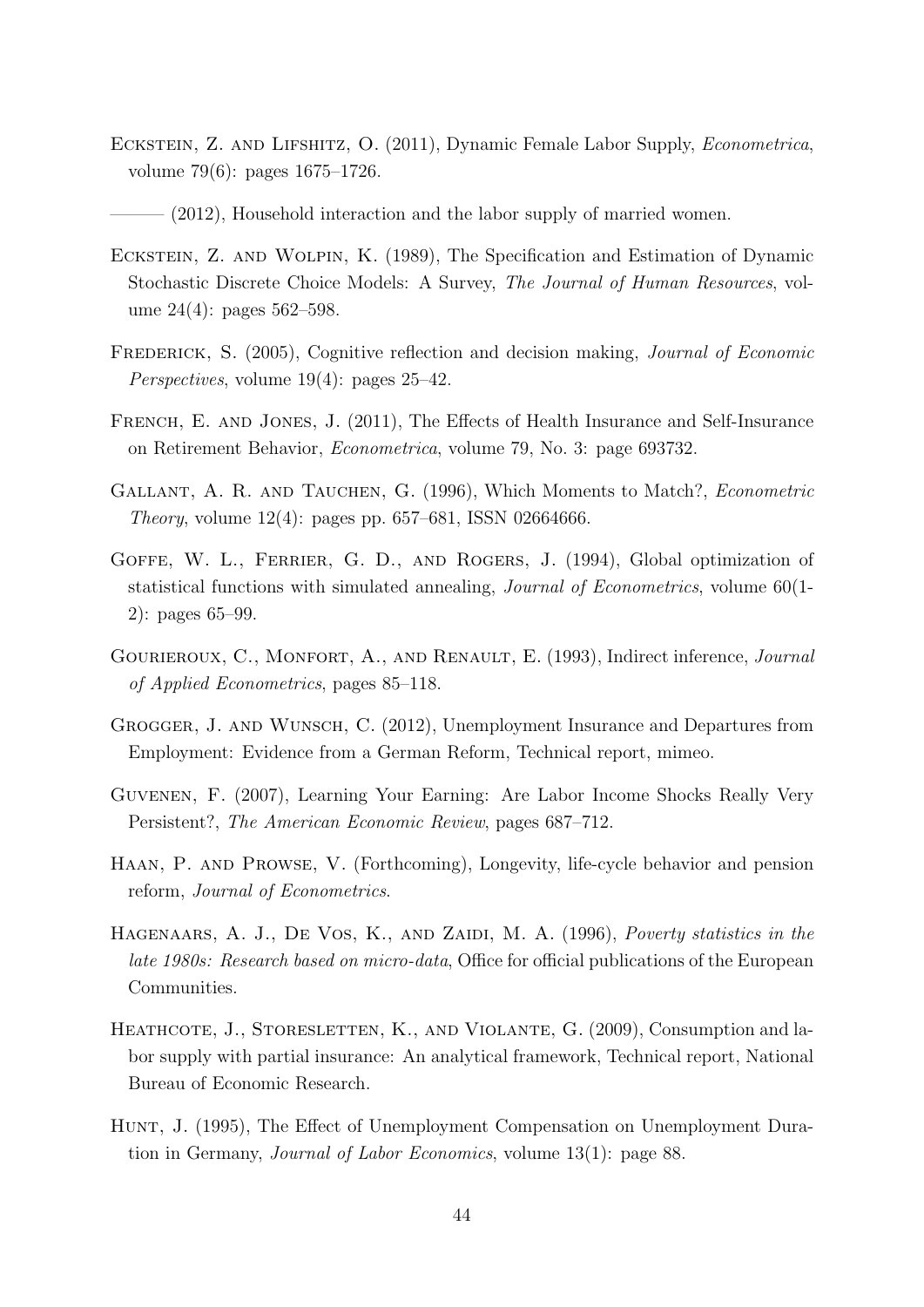Eckstein, Z. and Lifshitz, O. (2011), Dynamic Female Labor Supply, *Econometrica*, volume 79(6): pages 1675–1726.

——— (2012), Household interaction and the labor supply of married women.

Eckstein, Z. and Wolpin, K. (1989), The Specification and Estimation of Dynamic Stochastic Discrete Choice Models: A Survey, *The Journal of Human Resources*, volume 24(4): pages 562–598.

Frederick, S. (2005), Cognitive reflection and decision making, *Journal of Economic Perspectives*, volume 19(4): pages 25–42.

French, E. and Jones, J. (2011), The Effects of Health Insurance and Self-Insurance on Retirement Behavior, *Econometrica*, volume 79, No. 3: page 693732.

Gallant, A. R. and Tauchen, G. (1996), Which Moments to Match?, *Econometric Theory*, volume 12(4): pages pp. 657–681, ISSN 02664666.

Goffe, W. L., Ferrier, G. D., and Rogers, J. (1994), Global optimization of statistical functions with simulated annealing, *Journal of Econometrics*, volume 60(1-2): pages 65–99.

Gourieroux, C., Monfort, A., and Renault, E. (1993), Indirect inference, *Journal of Applied Econometrics*, pages 85–118.

Grogger, J. and Wunsch, C. (2012), Unemployment Insurance and Departures from Employment: Evidence from a German Reform, Technical report, mimeo.

Guvenen, F. (2007), Learning Your Earning: Are Labor Income Shocks Really Very Persistent?, *The American Economic Review*, pages 687–712.

Haan, P. and Prowse, V. (Forthcoming), Longevity, life-cycle behavior and pension reform, *Journal of Econometrics*.

Hagenaars, A. J., De Vos, K., and Zaidi, M. A. (1996), *Poverty statistics in the late 1980s: Research based on micro-data*, Office for official publications of the European Communities.

Heathcote, J., Storesletten, K., and Violante, G. (2009), Consumption and labor supply with partial insurance: An analytical framework, Technical report, National Bureau of Economic Research.

Hunt, J. (1995), The Effect of Unemployment Compensation on Unemployment Duration in Germany, *Journal of Labor Economics*, volume 13(1): page 88.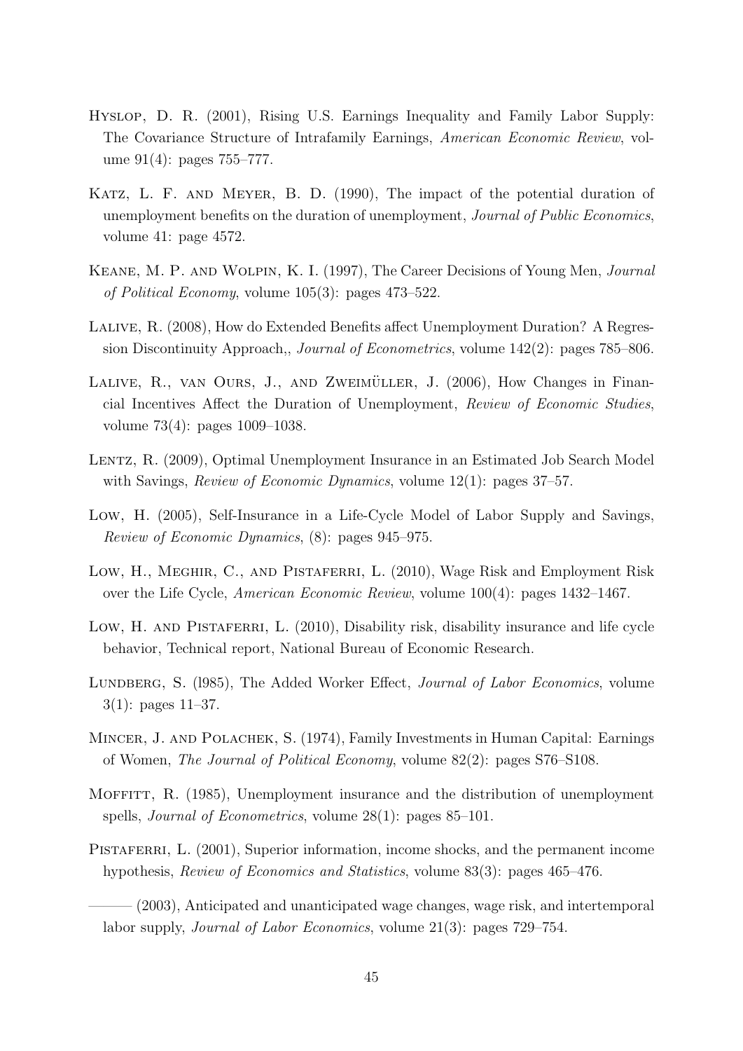Hyslop, D. R. (2001), Rising U.S. Earnings Inequality and Family Labor Supply: The Covariance Structure of Intrafamily Earnings, *American Economic Review*, volume 91(4): pages 755–777.

Katz, L. F. and Meyer, B. D. (1990), The impact of the potential duration of unemployment benefits on the duration of unemployment, *Journal of Public Economics*, volume 41: page 4572.

Keane, M. P. and Wolpin, K. I. (1997), The Career Decisions of Young Men, *Journal of Political Economy*, volume 105(3): pages 473–522.

Lalive, R. (2008), How do Extended Benefits affect Unemployment Duration? A Regression Discontinuity Approach,, *Journal of Econometrics*, volume 142(2): pages 785–806.

Lalive, R., van Ours, J., and Zweimüller, J. (2006), How Changes in Financial Incentives Affect the Duration of Unemployment, *Review of Economic Studies*, volume 73(4): pages 1009–1038.

Lentz, R. (2009), Optimal Unemployment Insurance in an Estimated Job Search Model with Savings, *Review of Economic Dynamics*, volume 12(1): pages 37–57.

Low, H. (2005), Self-Insurance in a Life-Cycle Model of Labor Supply and Savings, *Review of Economic Dynamics*, (8): pages 945–975.

Low, H., Meghir, C., and Pistaferri, L. (2010), Wage Risk and Employment Risk over the Life Cycle, *American Economic Review*, volume 100(4): pages 1432–1467.

Low, H. and Pistaferri, L. (2010), Disability risk, disability insurance and life cycle behavior, Technical report, National Bureau of Economic Research.

Lundberg, S. (l985), The Added Worker Effect, *Journal of Labor Economics*, volume 3(1): pages 11–37.

Mincer, J. and Polachek, S. (1974), Family Investments in Human Capital: Earnings of Women, *The Journal of Political Economy*, volume 82(2): pages S76–S108.

Moffitt, R. (1985), Unemployment insurance and the distribution of unemployment spells, *Journal of Econometrics*, volume 28(1): pages 85–101.

Pistaferri, L. (2001), Superior information, income shocks, and the permanent income hypothesis, *Review of Economics and Statistics*, volume 83(3): pages 465–476.

——— (2003), Anticipated and unanticipated wage changes, wage risk, and intertemporal labor supply, *Journal of Labor Economics*, volume 21(3): pages 729–754.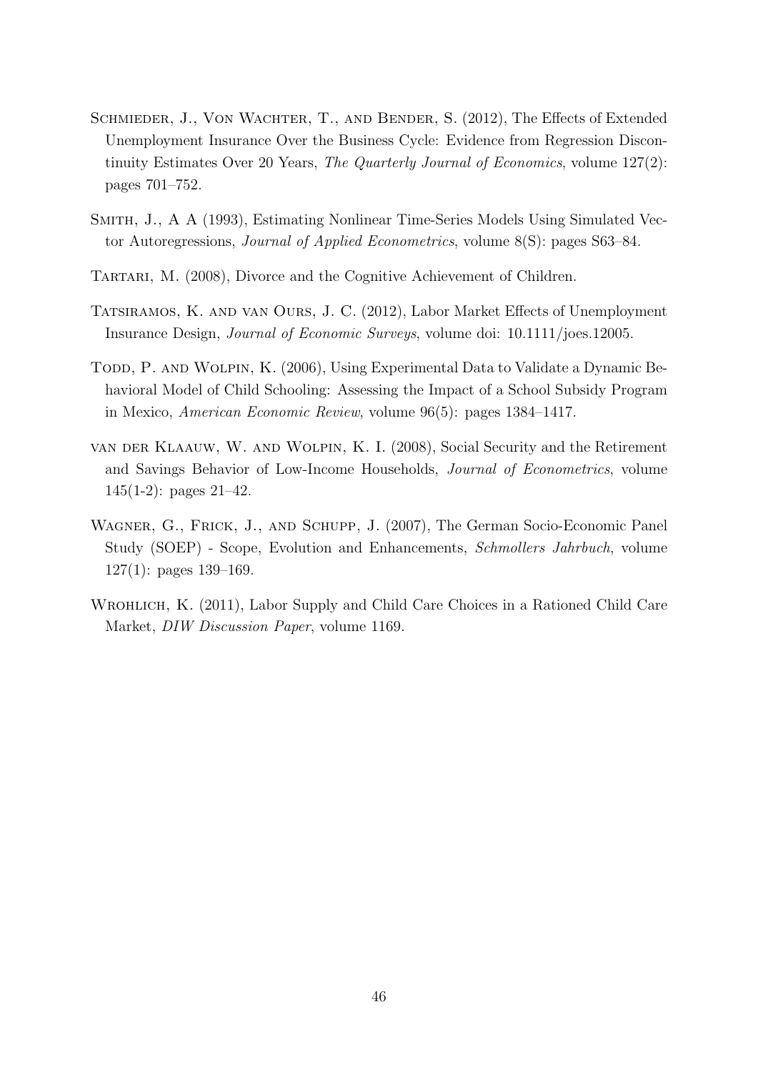Schmieder, J., Von Wachter, T., and Bender, S. (2012), The Effects of Extended Unemployment Insurance Over the Business Cycle: Evidence from Regression Discontinuity Estimates Over 20 Years, *The Quarterly Journal of Economics*, volume 127(2): pages 701–752.

Smith, J., A A (1993), Estimating Nonlinear Time-Series Models Using Simulated Vector Autoregressions, *Journal of Applied Econometrics*, volume 8(S): pages S63–84.

Tartari, M. (2008), Divorce and the Cognitive Achievement of Children.

Tatsiramos, K. and van Ours, J. C. (2012), Labor Market Effects of Unemployment Insurance Design, *Journal of Economic Surveys*, volume doi: 10.1111/joes.12005.

Todd, P. and Wolpin, K. (2006), Using Experimental Data to Validate a Dynamic Behavioral Model of Child Schooling: Assessing the Impact of a School Subsidy Program in Mexico, *American Economic Review*, volume 96(5): pages 1384–1417.

van der Klaauw, W. and Wolpin, K. I. (2008), Social Security and the Retirement and Savings Behavior of Low-Income Households, *Journal of Econometrics*, volume 145(1-2): pages 21–42.

Wagner, G., Frick, J., and Schupp, J. (2007), The German Socio-Economic Panel Study (SOEP) - Scope, Evolution and Enhancements, *Schmollers Jahrbuch*, volume 127(1): pages 139–169.

Wrohlich, K. (2011), Labor Supply and Child Care Choices in a Rationed Child Care Market, *DIW Discussion Paper*, volume 1169.